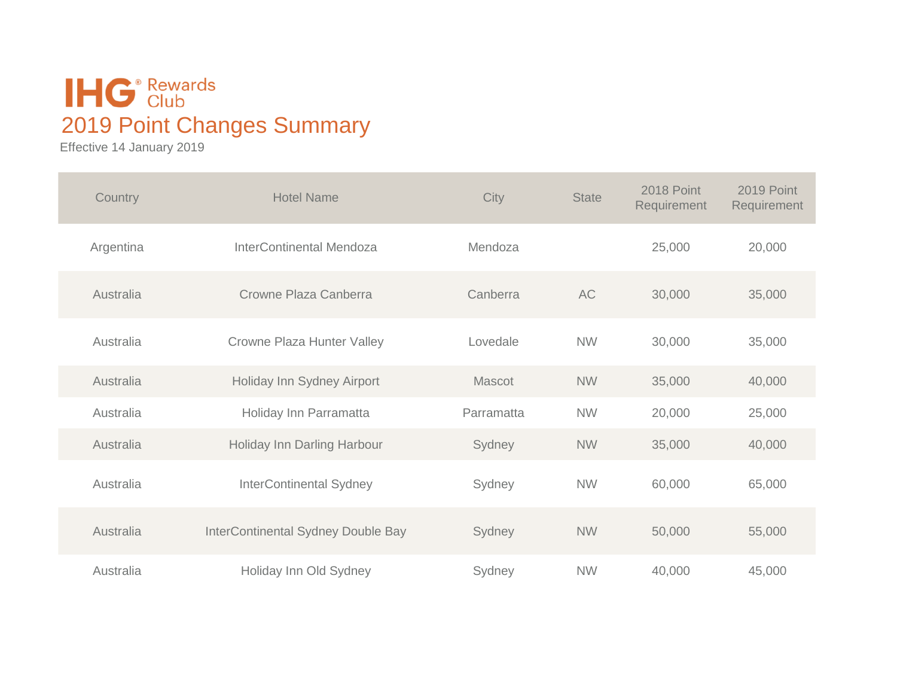# IHG® Rewards Club

## 2019 Point Changes Summary

Effective 14 January 2019

| Country | Hotel Name | City | State | 2018 Point Requirement | 2019 Point Requirement |
|---|---|---|---|---|---|
| Argentina | InterContinental Mendoza | Mendoza | | 25,000 | 20,000 |
| Australia | Crowne Plaza Canberra | Canberra | AC | 30,000 | 35,000 |
| Australia | Crowne Plaza Hunter Valley | Lovedale | NW | 30,000 | 35,000 |
| Australia | Holiday Inn Sydney Airport | Mascot | NW | 35,000 | 40,000 |
| Australia | Holiday Inn Parramatta | Parramatta | NW | 20,000 | 25,000 |
| Australia | Holiday Inn Darling Harbour | Sydney | NW | 35,000 | 40,000 |
| Australia | InterContinental Sydney | Sydney | NW | 60,000 | 65,000 |
| Australia | InterContinental Sydney Double Bay | Sydney | NW | 50,000 | 55,000 |
| Australia | Holiday Inn Old Sydney | Sydney | NW | 40,000 | 45,000 |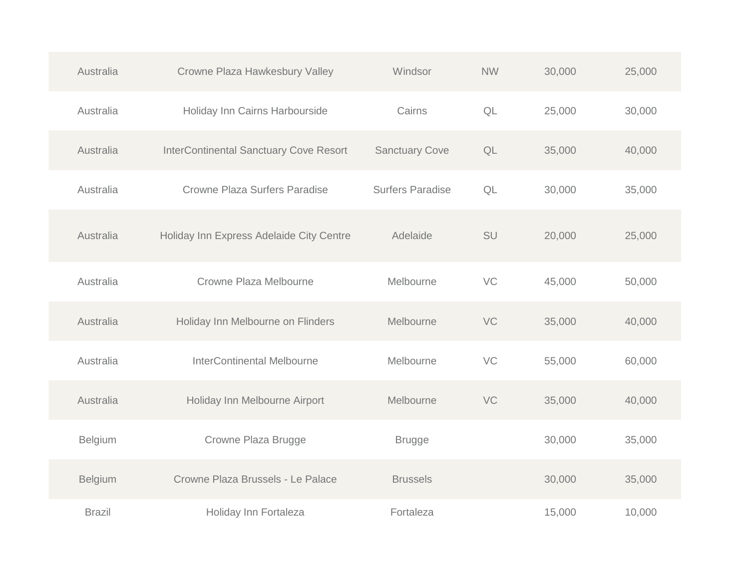| | | | | | |
|---|---|---|---|---|---|
| Australia | Crowne Plaza Hawkesbury Valley | Windsor | NW | 30,000 | 25,000 |
| Australia | Holiday Inn Cairns Harbourside | Cairns | QL | 25,000 | 30,000 |
| Australia | InterContinental Sanctuary Cove Resort | Sanctuary Cove | QL | 35,000 | 40,000 |
| Australia | Crowne Plaza Surfers Paradise | Surfers Paradise | QL | 30,000 | 35,000 |
| Australia | Holiday Inn Express Adelaide City Centre | Adelaide | SU | 20,000 | 25,000 |
| Australia | Crowne Plaza Melbourne | Melbourne | VC | 45,000 | 50,000 |
| Australia | Holiday Inn Melbourne on Flinders | Melbourne | VC | 35,000 | 40,000 |
| Australia | InterContinental Melbourne | Melbourne | VC | 55,000 | 60,000 |
| Australia | Holiday Inn Melbourne Airport | Melbourne | VC | 35,000 | 40,000 |
| Belgium | Crowne Plaza Brugge | Brugge | | 30,000 | 35,000 |
| Belgium | Crowne Plaza Brussels - Le Palace | Brussels | | 30,000 | 35,000 |
| Brazil | Holiday Inn Fortaleza | Fortaleza | | 15,000 | 10,000 |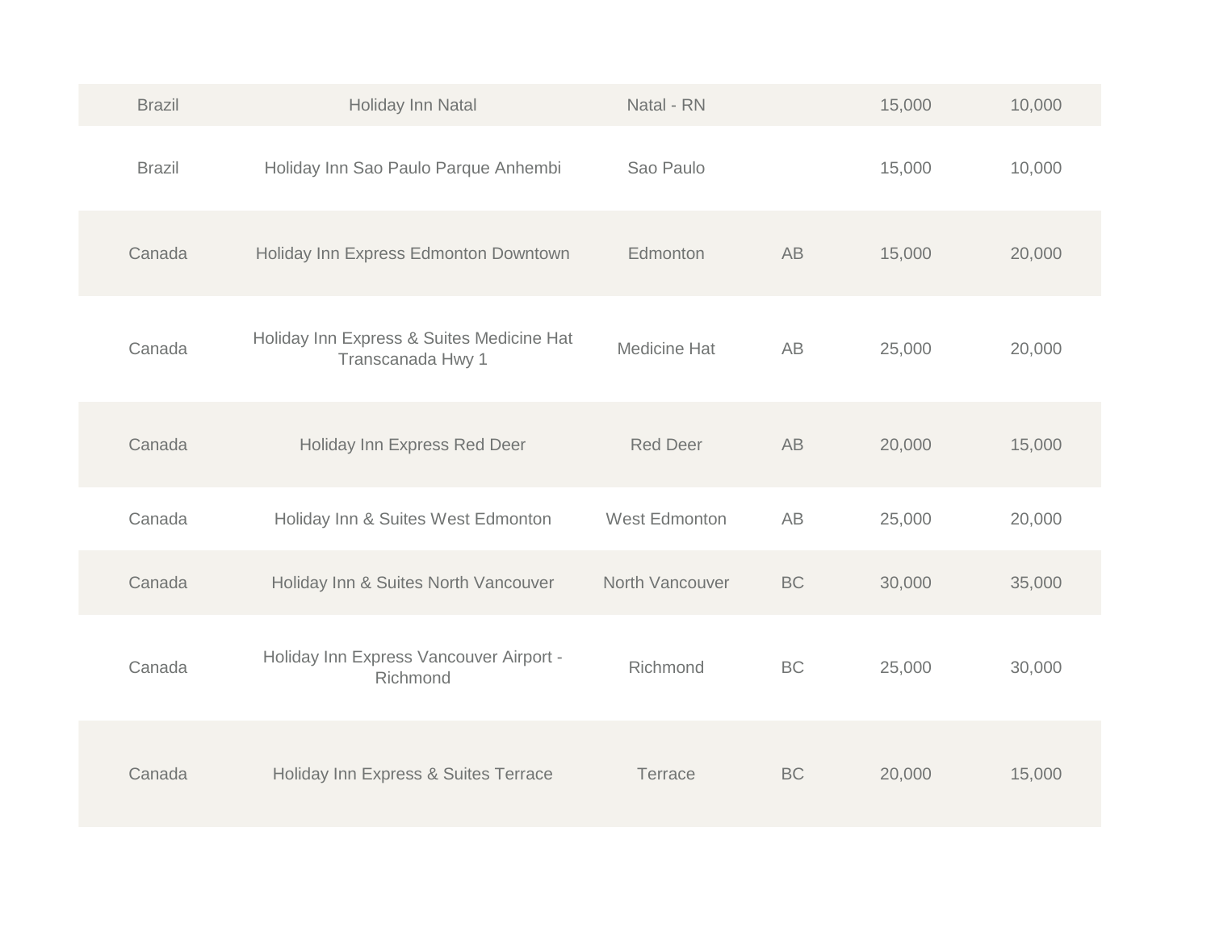| | | | | | |
|---|---|---|---|---|---|
| Brazil | Holiday Inn Natal | Natal - RN | | 15,000 | 10,000 |
| Brazil | Holiday Inn Sao Paulo Parque Anhembi | Sao Paulo | | 15,000 | 10,000 |
| Canada | Holiday Inn Express Edmonton Downtown | Edmonton | AB | 15,000 | 20,000 |
| Canada | Holiday Inn Express & Suites Medicine Hat Transcanada Hwy 1 | Medicine Hat | AB | 25,000 | 20,000 |
| Canada | Holiday Inn Express Red Deer | Red Deer | AB | 20,000 | 15,000 |
| Canada | Holiday Inn & Suites West Edmonton | West Edmonton | AB | 25,000 | 20,000 |
| Canada | Holiday Inn & Suites North Vancouver | North Vancouver | BC | 30,000 | 35,000 |
| Canada | Holiday Inn Express Vancouver Airport - Richmond | Richmond | BC | 25,000 | 30,000 |
| Canada | Holiday Inn Express & Suites Terrace | Terrace | BC | 20,000 | 15,000 |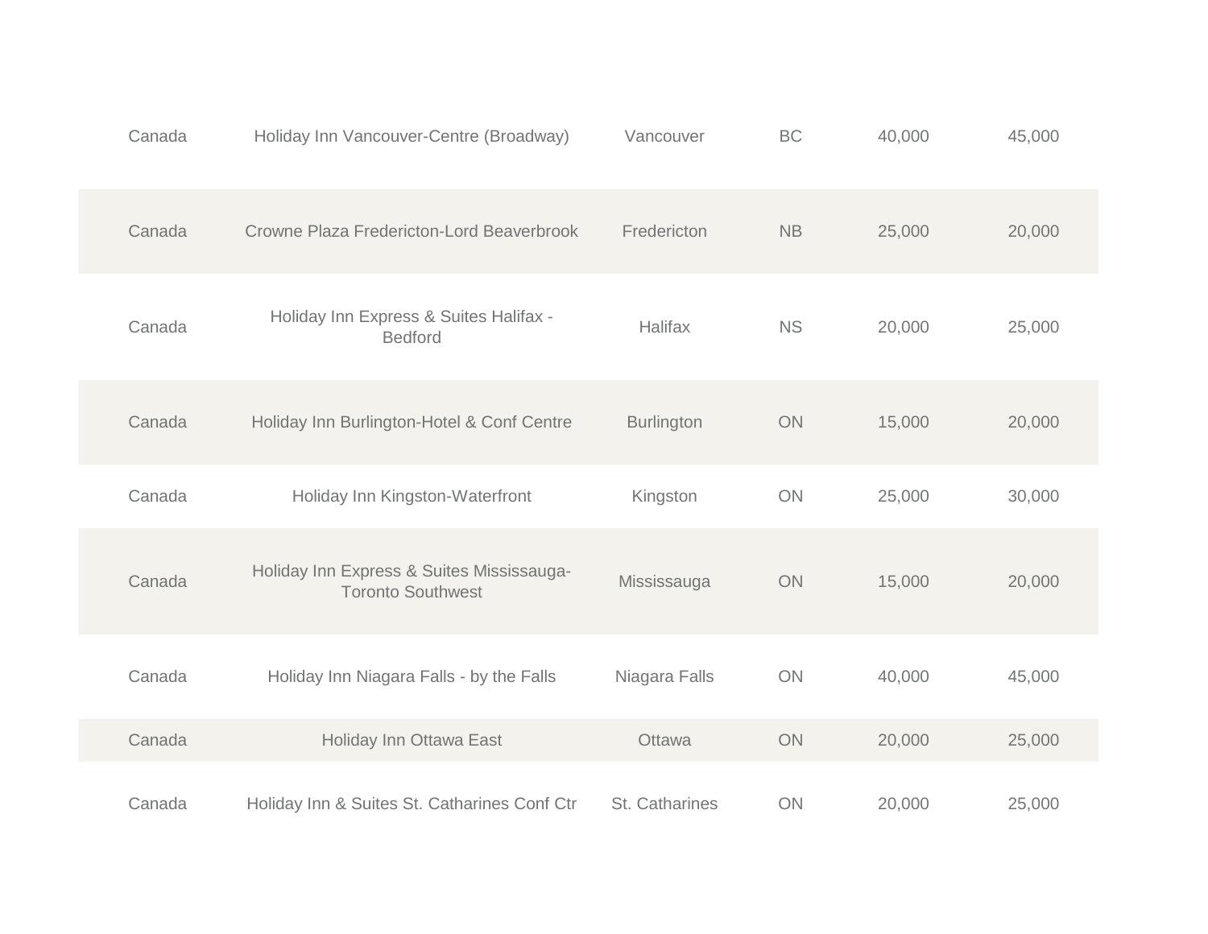| | | | | | |
|---|---|---|---|---|---|
| Canada | Holiday Inn Vancouver-Centre (Broadway) | Vancouver | BC | 40,000 | 45,000 |
| Canada | Crowne Plaza Fredericton-Lord Beaverbrook | Fredericton | NB | 25,000 | 20,000 |
| Canada | Holiday Inn Express & Suites Halifax - Bedford | Halifax | NS | 20,000 | 25,000 |
| Canada | Holiday Inn Burlington-Hotel & Conf Centre | Burlington | ON | 15,000 | 20,000 |
| Canada | Holiday Inn Kingston-Waterfront | Kingston | ON | 25,000 | 30,000 |
| Canada | Holiday Inn Express & Suites Mississauga-Toronto Southwest | Mississauga | ON | 15,000 | 20,000 |
| Canada | Holiday Inn Niagara Falls - by the Falls | Niagara Falls | ON | 40,000 | 45,000 |
| Canada | Holiday Inn Ottawa East | Ottawa | ON | 20,000 | 25,000 |
| Canada | Holiday Inn & Suites St. Catharines Conf Ctr | St. Catharines | ON | 20,000 | 25,000 |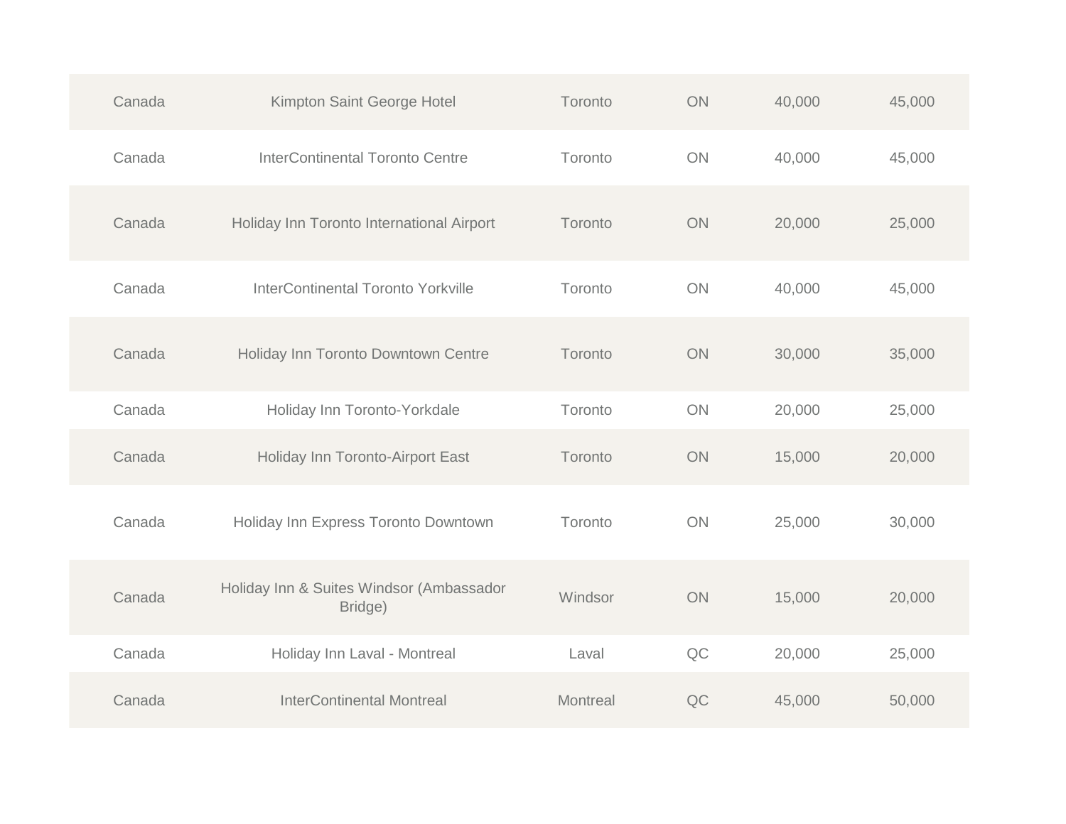| | | | | | |
|---|---|---|---|---|---|
| Canada | Kimpton Saint George Hotel | Toronto | ON | 40,000 | 45,000 |
| Canada | InterContinental Toronto Centre | Toronto | ON | 40,000 | 45,000 |
| Canada | Holiday Inn Toronto International Airport | Toronto | ON | 20,000 | 25,000 |
| Canada | InterContinental Toronto Yorkville | Toronto | ON | 40,000 | 45,000 |
| Canada | Holiday Inn Toronto Downtown Centre | Toronto | ON | 30,000 | 35,000 |
| Canada | Holiday Inn Toronto-Yorkdale | Toronto | ON | 20,000 | 25,000 |
| Canada | Holiday Inn Toronto-Airport East | Toronto | ON | 15,000 | 20,000 |
| Canada | Holiday Inn Express Toronto Downtown | Toronto | ON | 25,000 | 30,000 |
| Canada | Holiday Inn & Suites Windsor (Ambassador Bridge) | Windsor | ON | 15,000 | 20,000 |
| Canada | Holiday Inn Laval - Montreal | Laval | QC | 20,000 | 25,000 |
| Canada | InterContinental Montreal | Montreal | QC | 45,000 | 50,000 |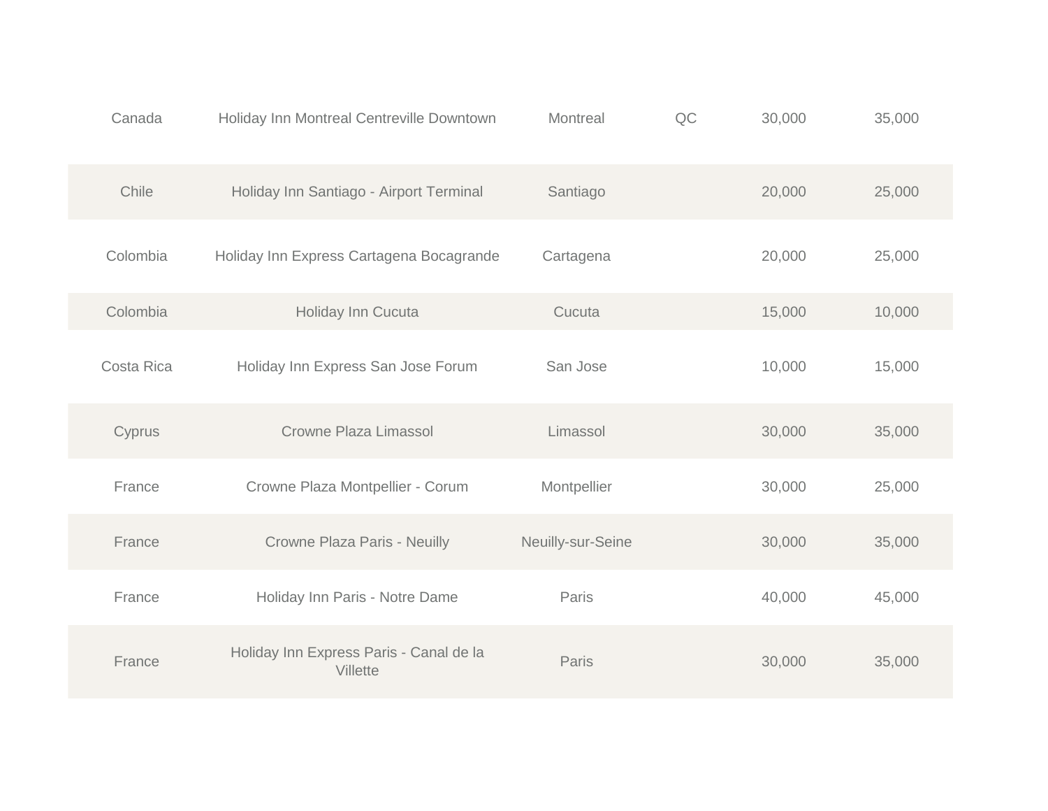| | | | | | |
|---|---|---|---|---|---|
| Canada | Holiday Inn Montreal Centreville Downtown | Montreal | QC | 30,000 | 35,000 |
| Chile | Holiday Inn Santiago - Airport Terminal | Santiago | | 20,000 | 25,000 |
| Colombia | Holiday Inn Express Cartagena Bocagrande | Cartagena | | 20,000 | 25,000 |
| Colombia | Holiday Inn Cucuta | Cucuta | | 15,000 | 10,000 |
| Costa Rica | Holiday Inn Express San Jose Forum | San Jose | | 10,000 | 15,000 |
| Cyprus | Crowne Plaza Limassol | Limassol | | 30,000 | 35,000 |
| France | Crowne Plaza Montpellier - Corum | Montpellier | | 30,000 | 25,000 |
| France | Crowne Plaza Paris - Neuilly | Neuilly-sur-Seine | | 30,000 | 35,000 |
| France | Holiday Inn Paris - Notre Dame | Paris | | 40,000 | 45,000 |
| France | Holiday Inn Express Paris - Canal de la Villette | Paris | | 30,000 | 35,000 |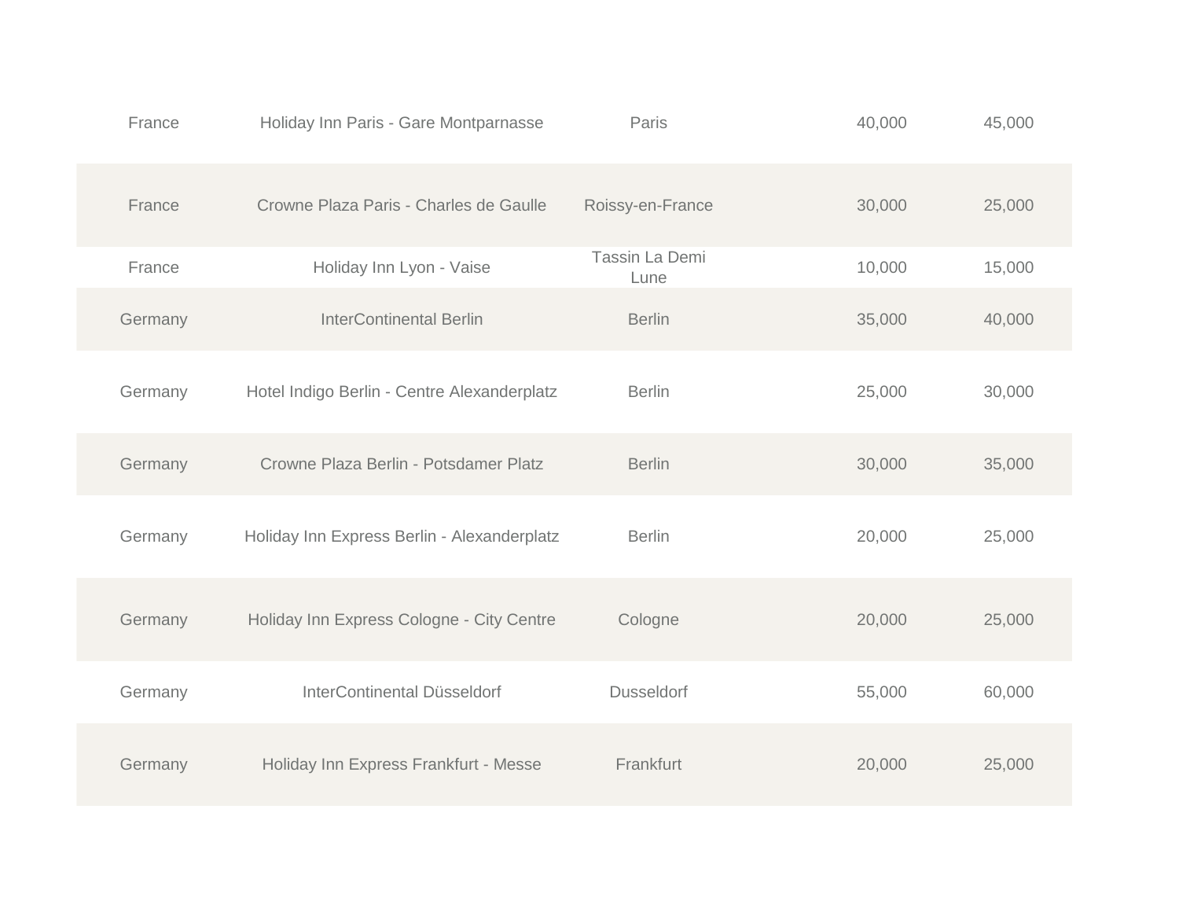| | | | | |
|---|---|---|---|---|
| France | Holiday Inn Paris - Gare Montparnasse | Paris | 40,000 | 45,000 |
| France | Crowne Plaza Paris - Charles de Gaulle | Roissy-en-France | 30,000 | 25,000 |
| France | Holiday Inn Lyon - Vaise | Tassin La Demi Lune | 10,000 | 15,000 |
| Germany | InterContinental Berlin | Berlin | 35,000 | 40,000 |
| Germany | Hotel Indigo Berlin - Centre Alexanderplatz | Berlin | 25,000 | 30,000 |
| Germany | Crowne Plaza Berlin - Potsdamer Platz | Berlin | 30,000 | 35,000 |
| Germany | Holiday Inn Express Berlin - Alexanderplatz | Berlin | 20,000 | 25,000 |
| Germany | Holiday Inn Express Cologne - City Centre | Cologne | 20,000 | 25,000 |
| Germany | InterContinental Düsseldorf | Dusseldorf | 55,000 | 60,000 |
| Germany | Holiday Inn Express Frankfurt - Messe | Frankfurt | 20,000 | 25,000 |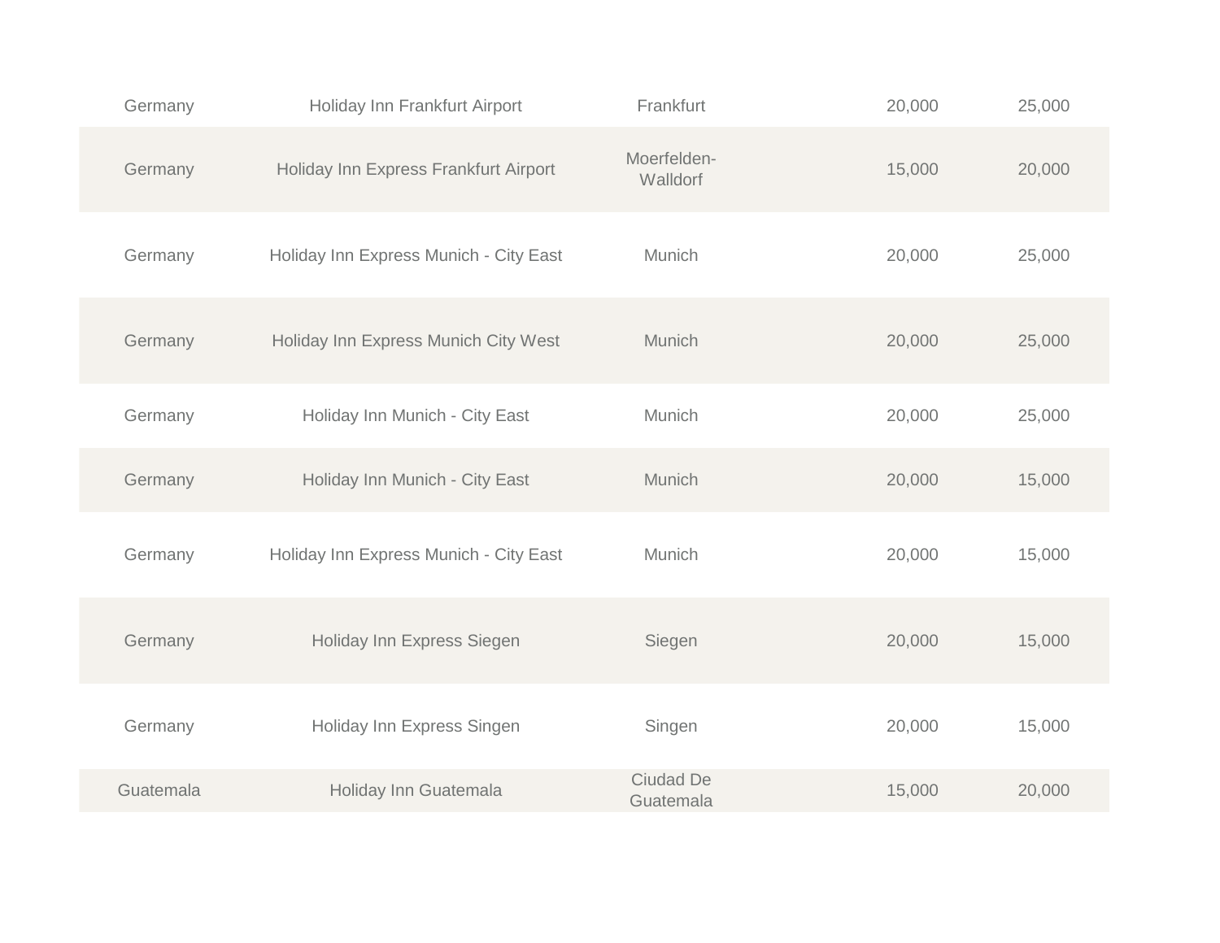| | | | | |
|---|---|---|---|---|
| Germany | Holiday Inn Frankfurt Airport | Frankfurt | 20,000 | 25,000 |
| Germany | Holiday Inn Express Frankfurt Airport | Moerfelden-Walldorf | 15,000 | 20,000 |
| Germany | Holiday Inn Express Munich - City East | Munich | 20,000 | 25,000 |
| Germany | Holiday Inn Express Munich City West | Munich | 20,000 | 25,000 |
| Germany | Holiday Inn Munich - City East | Munich | 20,000 | 25,000 |
| Germany | Holiday Inn Munich - City East | Munich | 20,000 | 15,000 |
| Germany | Holiday Inn Express Munich - City East | Munich | 20,000 | 15,000 |
| Germany | Holiday Inn Express Siegen | Siegen | 20,000 | 15,000 |
| Germany | Holiday Inn Express Singen | Singen | 20,000 | 15,000 |
| Guatemala | Holiday Inn Guatemala | Ciudad De Guatemala | 15,000 | 20,000 |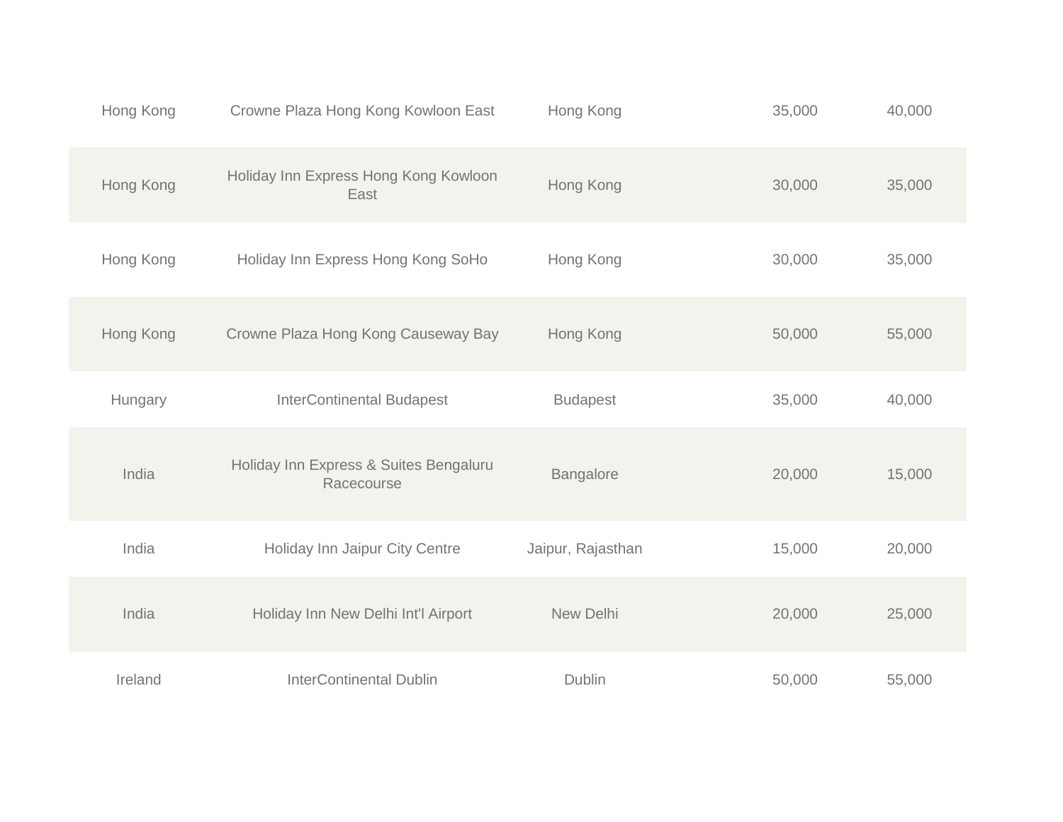| | | | | |
|---|---|---|---|---|
| Hong Kong | Crowne Plaza Hong Kong Kowloon East | Hong Kong | 35,000 | 40,000 |
| Hong Kong | Holiday Inn Express Hong Kong Kowloon East | Hong Kong | 30,000 | 35,000 |
| Hong Kong | Holiday Inn Express Hong Kong SoHo | Hong Kong | 30,000 | 35,000 |
| Hong Kong | Crowne Plaza Hong Kong Causeway Bay | Hong Kong | 50,000 | 55,000 |
| Hungary | InterContinental Budapest | Budapest | 35,000 | 40,000 |
| India | Holiday Inn Express & Suites Bengaluru Racecourse | Bangalore | 20,000 | 15,000 |
| India | Holiday Inn Jaipur City Centre | Jaipur, Rajasthan | 15,000 | 20,000 |
| India | Holiday Inn New Delhi Int'l Airport | New Delhi | 20,000 | 25,000 |
| Ireland | InterContinental Dublin | Dublin | 50,000 | 55,000 |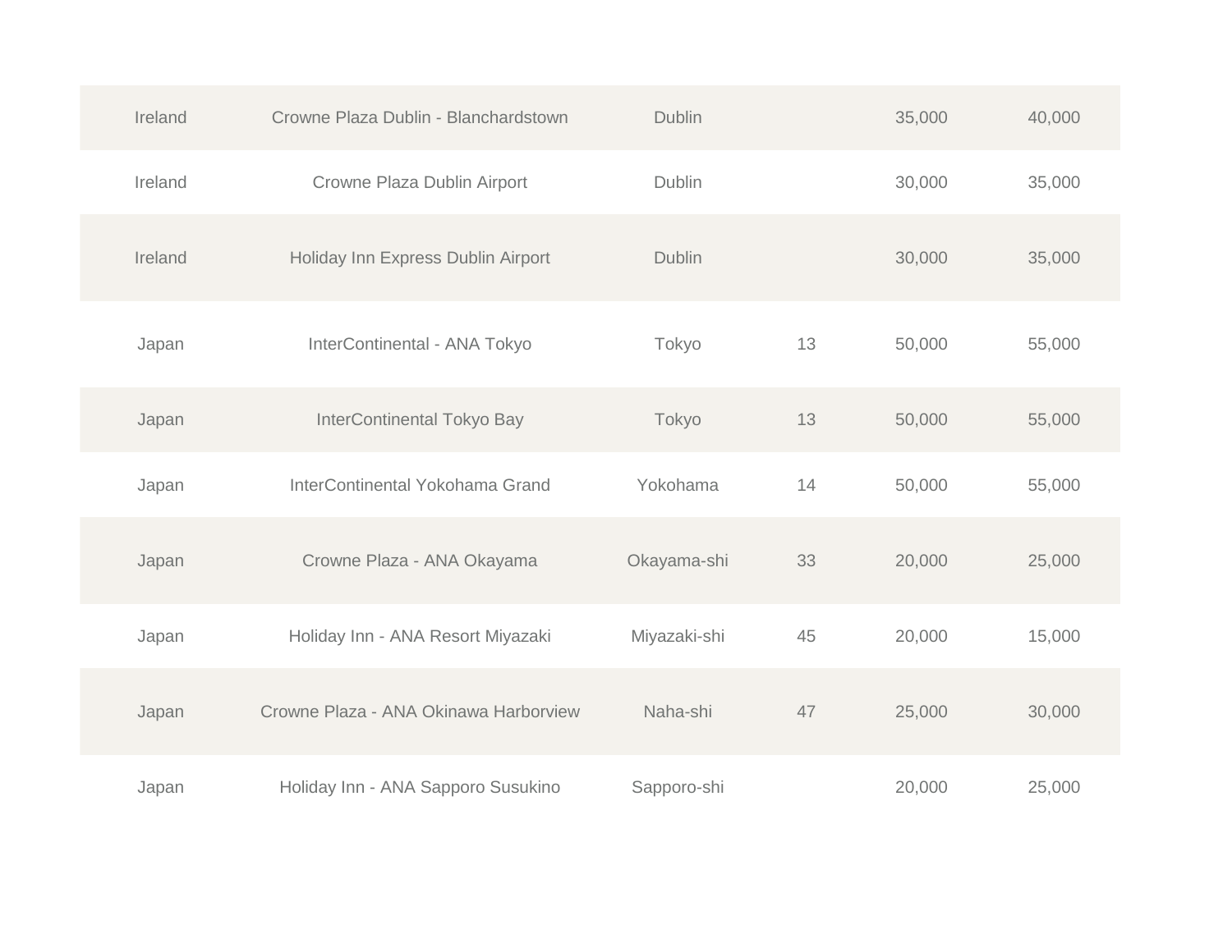| | | | | | |
|---|---|---|---|---|---|
| Ireland | Crowne Plaza Dublin - Blanchardstown | Dublin | | 35,000 | 40,000 |
| Ireland | Crowne Plaza Dublin Airport | Dublin | | 30,000 | 35,000 |
| Ireland | Holiday Inn Express Dublin Airport | Dublin | | 30,000 | 35,000 |
| Japan | InterContinental - ANA Tokyo | Tokyo | 13 | 50,000 | 55,000 |
| Japan | InterContinental Tokyo Bay | Tokyo | 13 | 50,000 | 55,000 |
| Japan | InterContinental Yokohama Grand | Yokohama | 14 | 50,000 | 55,000 |
| Japan | Crowne Plaza - ANA Okayama | Okayama-shi | 33 | 20,000 | 25,000 |
| Japan | Holiday Inn - ANA Resort Miyazaki | Miyazaki-shi | 45 | 20,000 | 15,000 |
| Japan | Crowne Plaza - ANA Okinawa Harborview | Naha-shi | 47 | 25,000 | 30,000 |
| Japan | Holiday Inn - ANA Sapporo Susukino | Sapporo-shi | | 20,000 | 25,000 |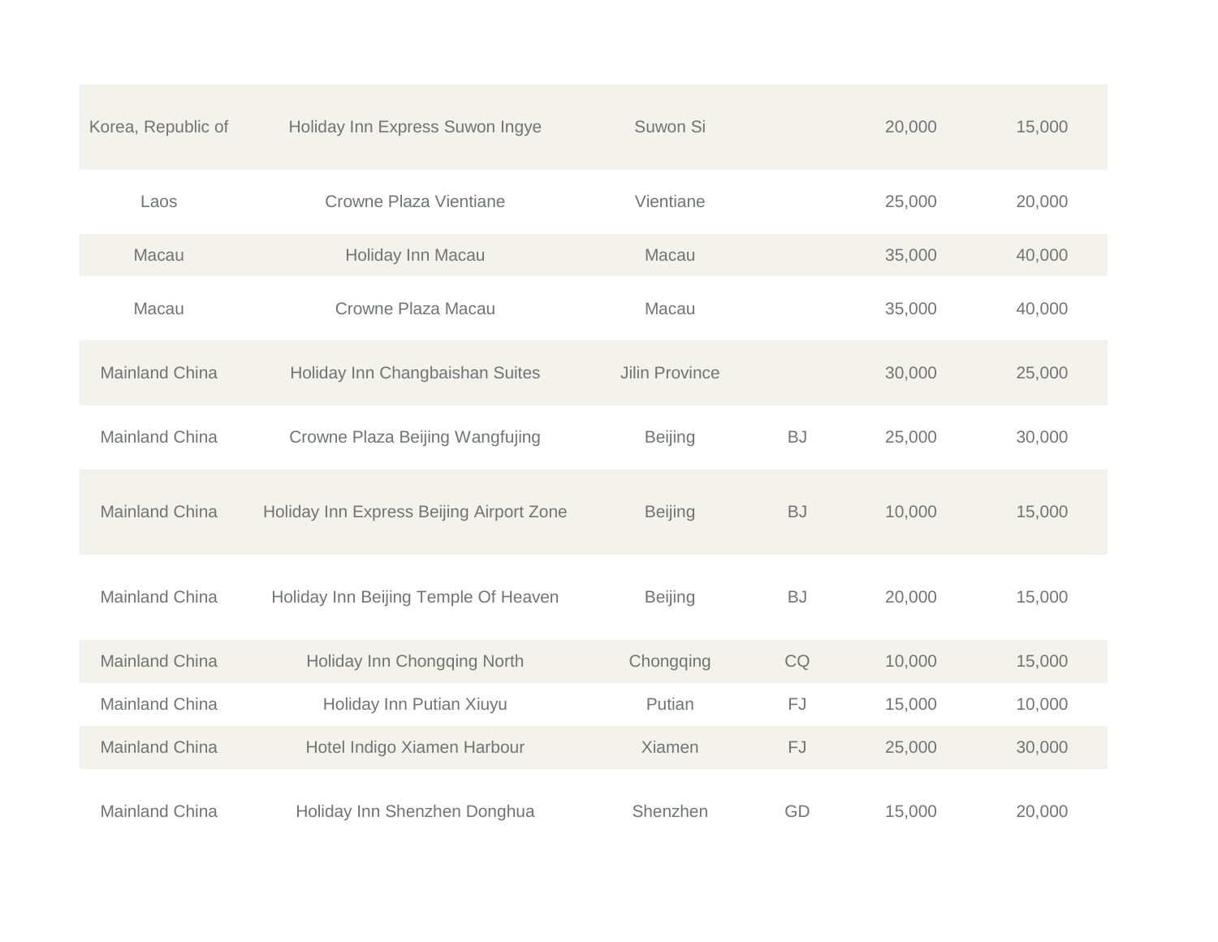| | | | | | |
|---|---|---|---|---|---|
| Korea, Republic of | Holiday Inn Express Suwon Ingye | Suwon Si | | 20,000 | 15,000 |
| Laos | Crowne Plaza Vientiane | Vientiane | | 25,000 | 20,000 |
| Macau | Holiday Inn Macau | Macau | | 35,000 | 40,000 |
| Macau | Crowne Plaza Macau | Macau | | 35,000 | 40,000 |
| Mainland China | Holiday Inn Changbaishan Suites | Jilin Province | | 30,000 | 25,000 |
| Mainland China | Crowne Plaza Beijing Wangfujing | Beijing | BJ | 25,000 | 30,000 |
| Mainland China | Holiday Inn Express Beijing Airport Zone | Beijing | BJ | 10,000 | 15,000 |
| Mainland China | Holiday Inn Beijing Temple Of Heaven | Beijing | BJ | 20,000 | 15,000 |
| Mainland China | Holiday Inn Chongqing North | Chongqing | CQ | 10,000 | 15,000 |
| Mainland China | Holiday Inn Putian Xiuyu | Putian | FJ | 15,000 | 10,000 |
| Mainland China | Hotel Indigo Xiamen Harbour | Xiamen | FJ | 25,000 | 30,000 |
| Mainland China | Holiday Inn Shenzhen Donghua | Shenzhen | GD | 15,000 | 20,000 |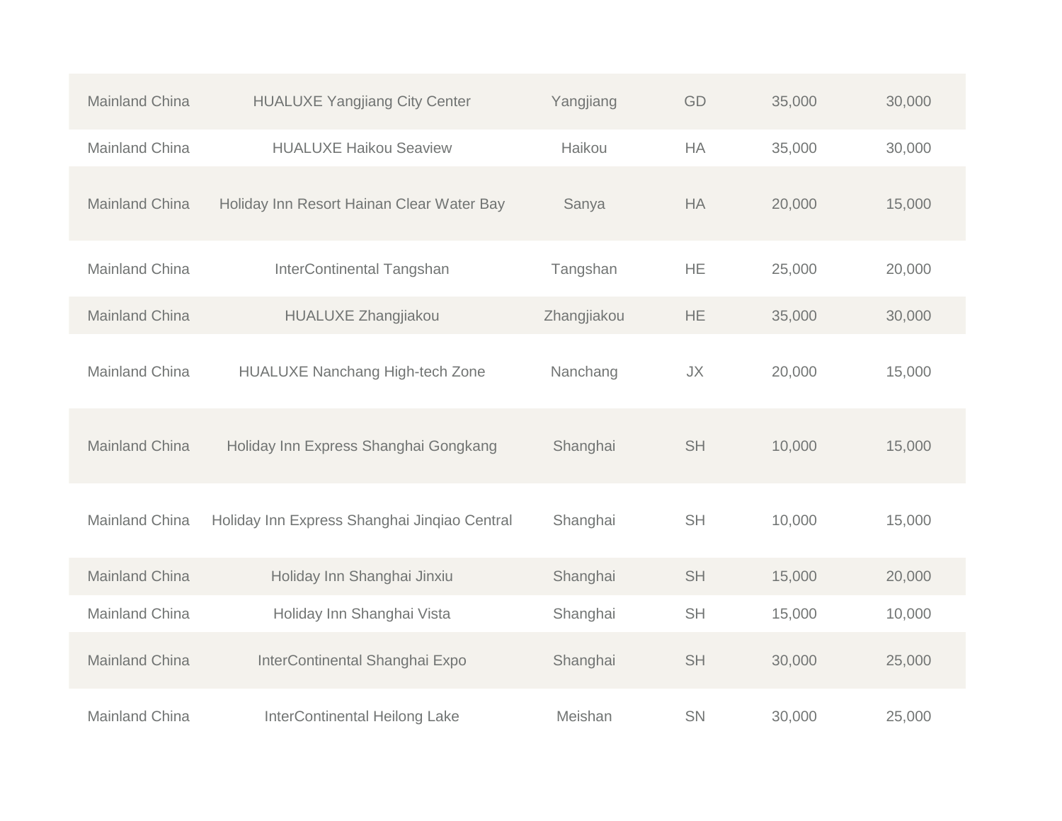| | | | | | |
|---|---|---|---|---|---|
| Mainland China | HUALUXE Yangjiang City Center | Yangjiang | GD | 35,000 | 30,000 |
| Mainland China | HUALUXE Haikou Seaview | Haikou | HA | 35,000 | 30,000 |
| Mainland China | Holiday Inn Resort Hainan Clear Water Bay | Sanya | HA | 20,000 | 15,000 |
| Mainland China | InterContinental Tangshan | Tangshan | HE | 25,000 | 20,000 |
| Mainland China | HUALUXE Zhangjiakou | Zhangjiakou | HE | 35,000 | 30,000 |
| Mainland China | HUALUXE Nanchang High-tech Zone | Nanchang | JX | 20,000 | 15,000 |
| Mainland China | Holiday Inn Express Shanghai Gongkang | Shanghai | SH | 10,000 | 15,000 |
| Mainland China | Holiday Inn Express Shanghai Jinqiao Central | Shanghai | SH | 10,000 | 15,000 |
| Mainland China | Holiday Inn Shanghai Jinxiu | Shanghai | SH | 15,000 | 20,000 |
| Mainland China | Holiday Inn Shanghai Vista | Shanghai | SH | 15,000 | 10,000 |
| Mainland China | InterContinental Shanghai Expo | Shanghai | SH | 30,000 | 25,000 |
| Mainland China | InterContinental Heilong Lake | Meishan | SN | 30,000 | 25,000 |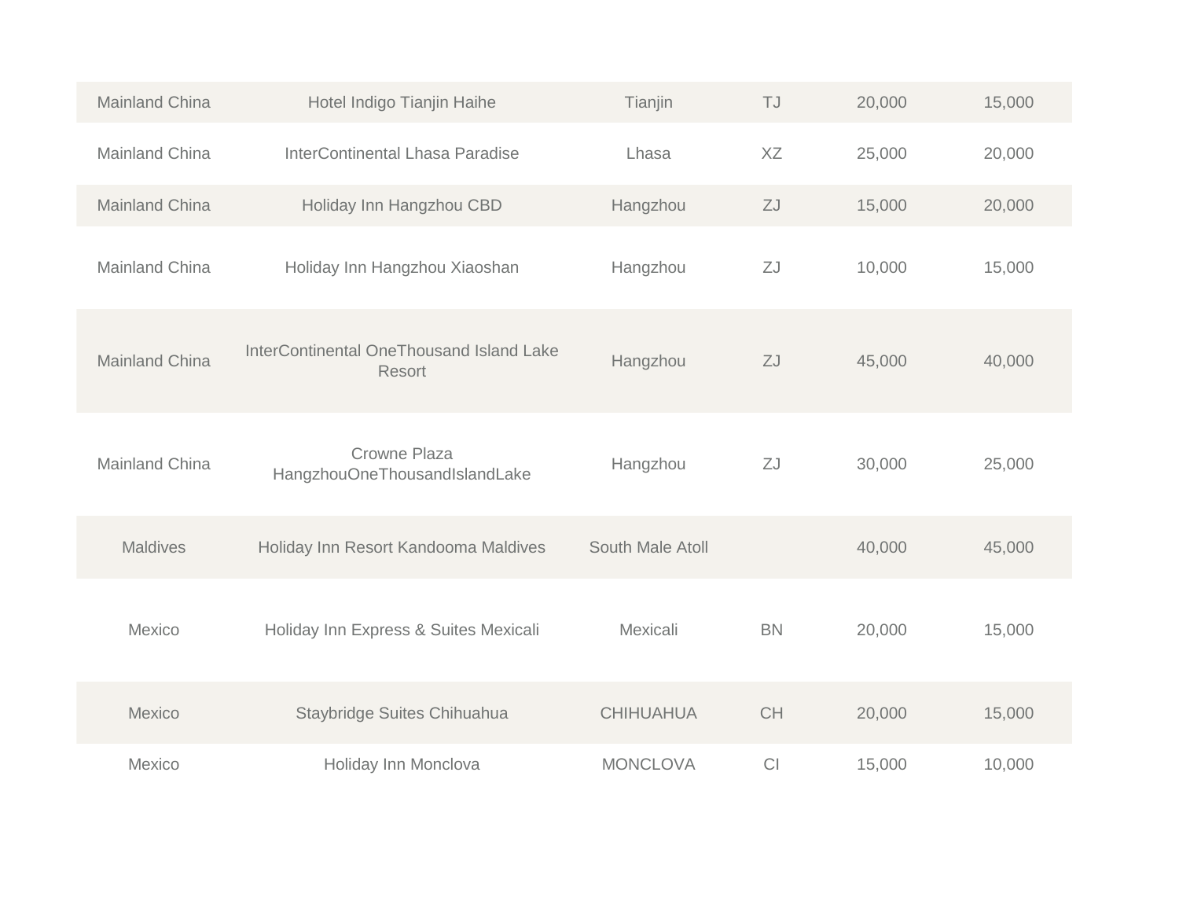| | | | | | |
|---|---|---|---|---|---|
| Mainland China | Hotel Indigo Tianjin Haihe | Tianjin | TJ | 20,000 | 15,000 |
| Mainland China | InterContinental Lhasa Paradise | Lhasa | XZ | 25,000 | 20,000 |
| Mainland China | Holiday Inn Hangzhou CBD | Hangzhou | ZJ | 15,000 | 20,000 |
| Mainland China | Holiday Inn Hangzhou Xiaoshan | Hangzhou | ZJ | 10,000 | 15,000 |
| Mainland China | InterContinental OneThousand Island Lake Resort | Hangzhou | ZJ | 45,000 | 40,000 |
| Mainland China | Crowne Plaza HangzhouOneThousandIslandLake | Hangzhou | ZJ | 30,000 | 25,000 |
| Maldives | Holiday Inn Resort Kandooma Maldives | South Male Atoll | | 40,000 | 45,000 |
| Mexico | Holiday Inn Express & Suites Mexicali | Mexicali | BN | 20,000 | 15,000 |
| Mexico | Staybridge Suites Chihuahua | CHIHUAHUA | CH | 20,000 | 15,000 |
| Mexico | Holiday Inn Monclova | MONCLOVA | CI | 15,000 | 10,000 |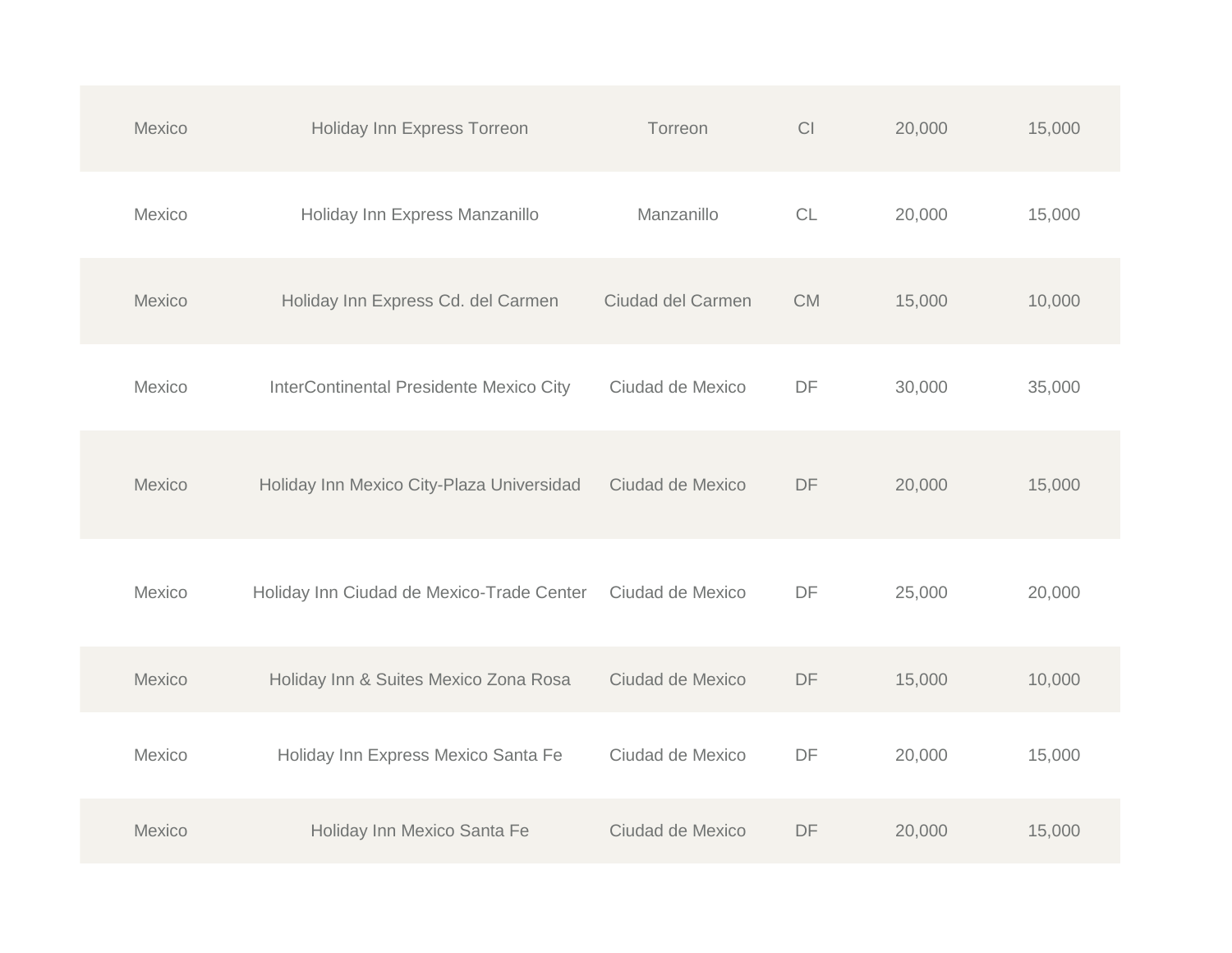| | | | | | |
|---|---|---|---|---|---|
| Mexico | Holiday Inn Express Torreon | Torreon | CI | 20,000 | 15,000 |
| Mexico | Holiday Inn Express Manzanillo | Manzanillo | CL | 20,000 | 15,000 |
| Mexico | Holiday Inn Express Cd. del Carmen | Ciudad del Carmen | CM | 15,000 | 10,000 |
| Mexico | InterContinental Presidente Mexico City | Ciudad de Mexico | DF | 30,000 | 35,000 |
| Mexico | Holiday Inn Mexico City-Plaza Universidad | Ciudad de Mexico | DF | 20,000 | 15,000 |
| Mexico | Holiday Inn Ciudad de Mexico-Trade Center | Ciudad de Mexico | DF | 25,000 | 20,000 |
| Mexico | Holiday Inn & Suites Mexico Zona Rosa | Ciudad de Mexico | DF | 15,000 | 10,000 |
| Mexico | Holiday Inn Express Mexico Santa Fe | Ciudad de Mexico | DF | 20,000 | 15,000 |
| Mexico | Holiday Inn Mexico Santa Fe | Ciudad de Mexico | DF | 20,000 | 15,000 |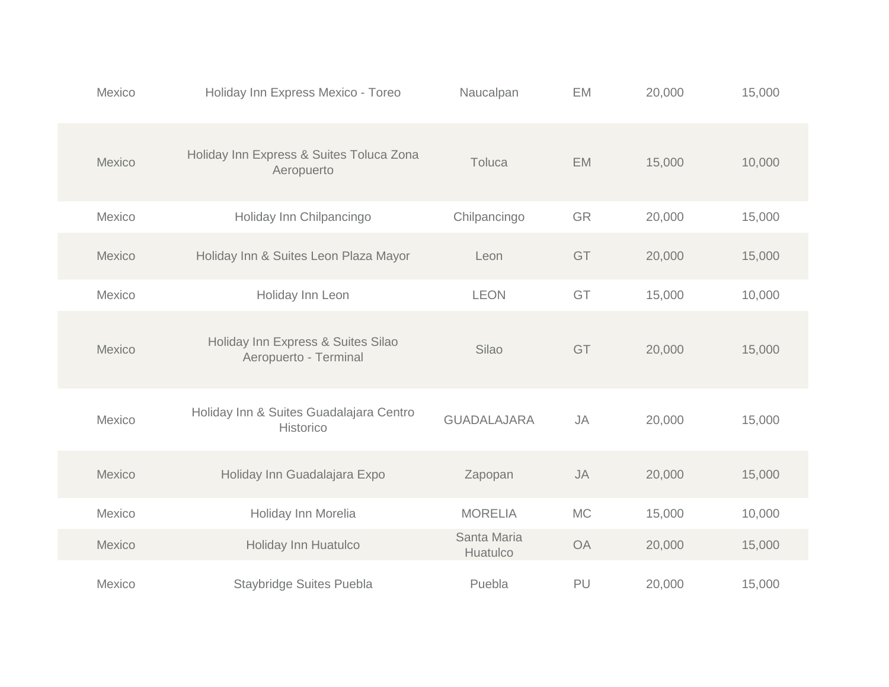| | | | | | |
|---|---|---|---|---|---|
| Mexico | Holiday Inn Express Mexico - Toreo | Naucalpan | EM | 20,000 | 15,000 |
| Mexico | Holiday Inn Express & Suites Toluca Zona Aeropuerto | Toluca | EM | 15,000 | 10,000 |
| Mexico | Holiday Inn Chilpancingo | Chilpancingo | GR | 20,000 | 15,000 |
| Mexico | Holiday Inn & Suites Leon Plaza Mayor | Leon | GT | 20,000 | 15,000 |
| Mexico | Holiday Inn Leon | LEON | GT | 15,000 | 10,000 |
| Mexico | Holiday Inn Express & Suites Silao Aeropuerto - Terminal | Silao | GT | 20,000 | 15,000 |
| Mexico | Holiday Inn & Suites Guadalajara Centro Historico | GUADALAJARA | JA | 20,000 | 15,000 |
| Mexico | Holiday Inn Guadalajara Expo | Zapopan | JA | 20,000 | 15,000 |
| Mexico | Holiday Inn Morelia | MORELIA | MC | 15,000 | 10,000 |
| Mexico | Holiday Inn Huatulco | Santa Maria Huatulco | OA | 20,000 | 15,000 |
| Mexico | Staybridge Suites Puebla | Puebla | PU | 20,000 | 15,000 |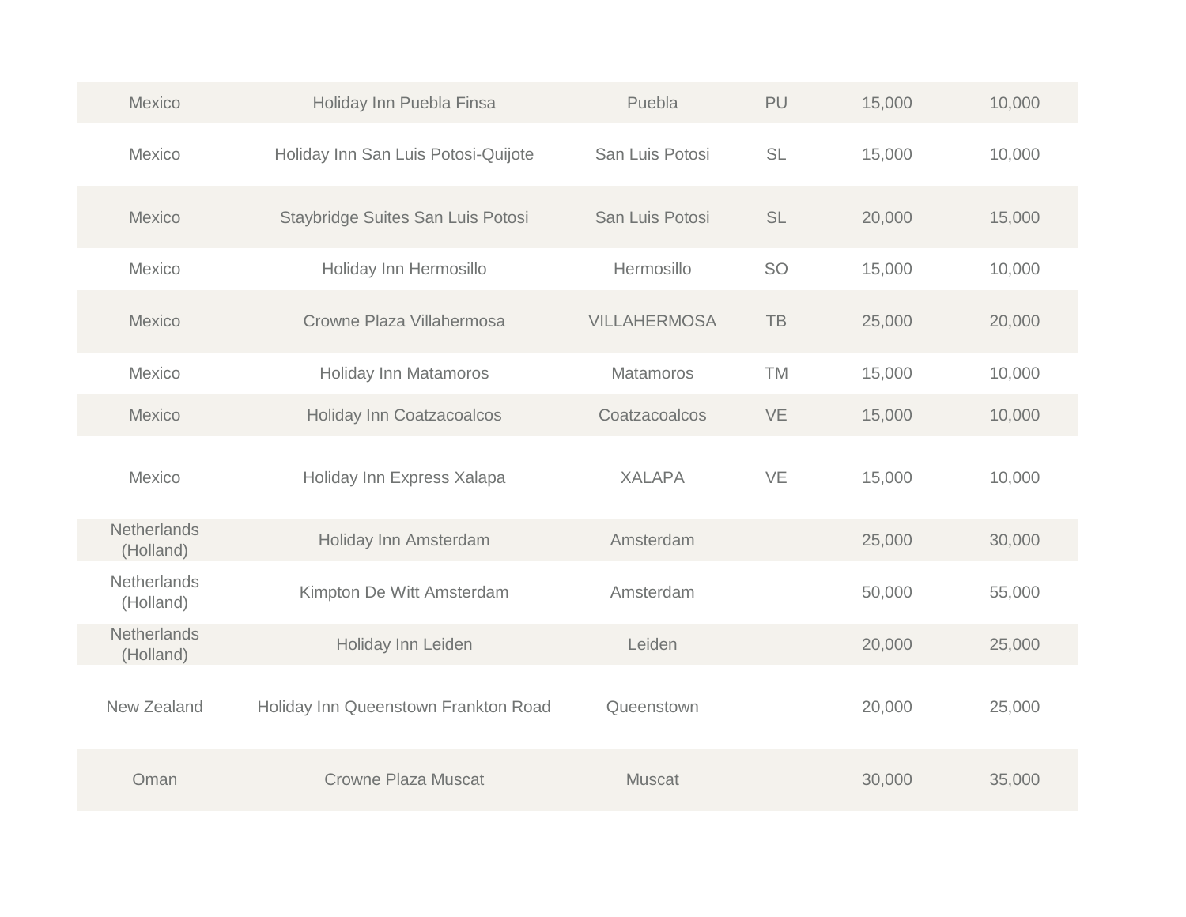| | | | | | |
|---|---|---|---|---|---|
| Mexico | Holiday Inn Puebla Finsa | Puebla | PU | 15,000 | 10,000 |
| Mexico | Holiday Inn San Luis Potosi-Quijote | San Luis Potosi | SL | 15,000 | 10,000 |
| Mexico | Staybridge Suites San Luis Potosi | San Luis Potosi | SL | 20,000 | 15,000 |
| Mexico | Holiday Inn Hermosillo | Hermosillo | SO | 15,000 | 10,000 |
| Mexico | Crowne Plaza Villahermosa | VILLAHERMOSA | TB | 25,000 | 20,000 |
| Mexico | Holiday Inn Matamoros | Matamoros | TM | 15,000 | 10,000 |
| Mexico | Holiday Inn Coatzacoalcos | Coatzacoalcos | VE | 15,000 | 10,000 |
| Mexico | Holiday Inn Express Xalapa | XALAPA | VE | 15,000 | 10,000 |
| Netherlands (Holland) | Holiday Inn Amsterdam | Amsterdam | | 25,000 | 30,000 |
| Netherlands (Holland) | Kimpton De Witt Amsterdam | Amsterdam | | 50,000 | 55,000 |
| Netherlands (Holland) | Holiday Inn Leiden | Leiden | | 20,000 | 25,000 |
| New Zealand | Holiday Inn Queenstown Frankton Road | Queenstown | | 20,000 | 25,000 |
| Oman | Crowne Plaza Muscat | Muscat | | 30,000 | 35,000 |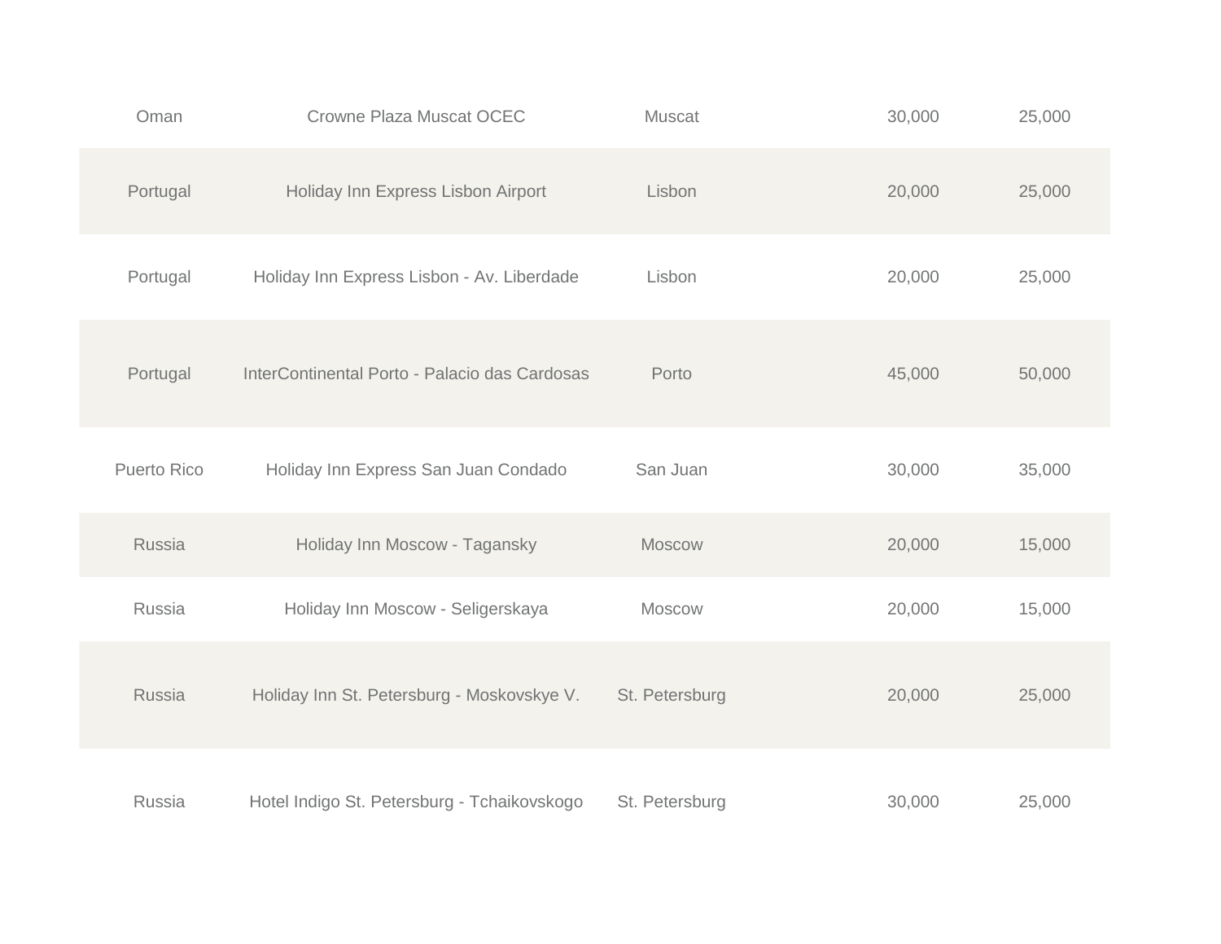| | | | | |
|---|---|---|---|---|
| Oman | Crowne Plaza Muscat OCEC | Muscat | 30,000 | 25,000 |
| Portugal | Holiday Inn Express Lisbon Airport | Lisbon | 20,000 | 25,000 |
| Portugal | Holiday Inn Express Lisbon - Av. Liberdade | Lisbon | 20,000 | 25,000 |
| Portugal | InterContinental Porto - Palacio das Cardosas | Porto | 45,000 | 50,000 |
| Puerto Rico | Holiday Inn Express San Juan Condado | San Juan | 30,000 | 35,000 |
| Russia | Holiday Inn Moscow - Tagansky | Moscow | 20,000 | 15,000 |
| Russia | Holiday Inn Moscow - Seligerskaya | Moscow | 20,000 | 15,000 |
| Russia | Holiday Inn St. Petersburg - Moskovskye V. | St. Petersburg | 20,000 | 25,000 |
| Russia | Hotel Indigo St. Petersburg - Tchaikovskogo | St. Petersburg | 30,000 | 25,000 |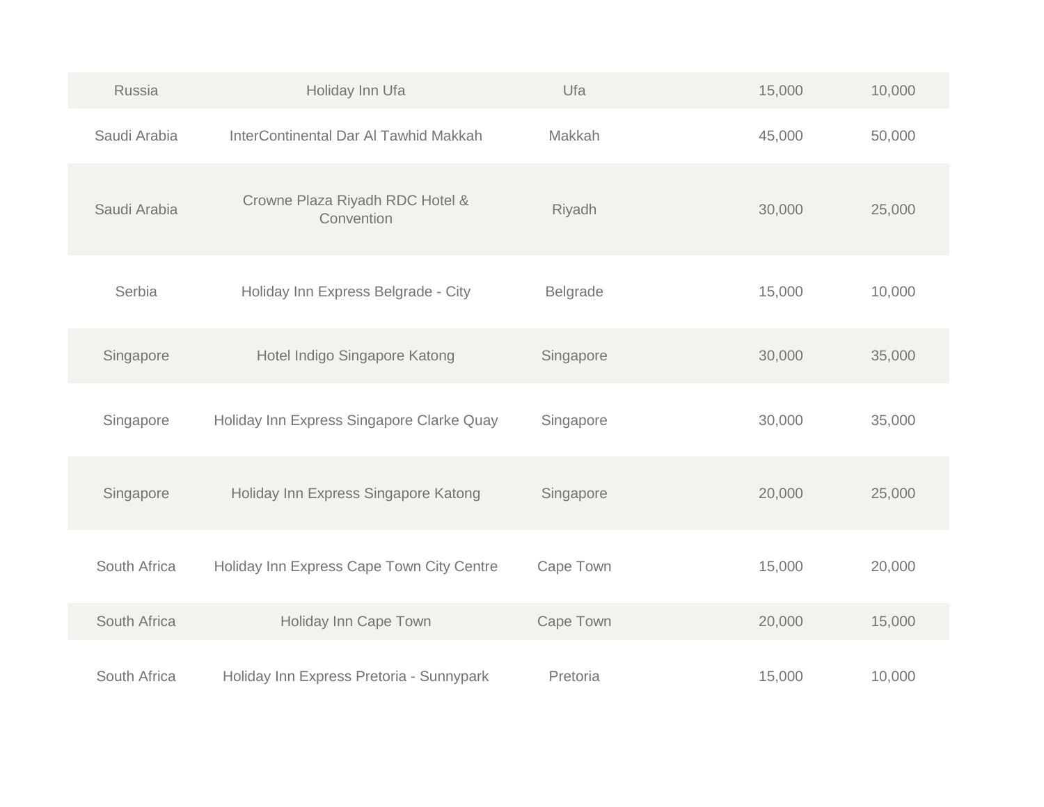| | | | | |
|---|---|---|---|---|
| Russia | Holiday Inn Ufa | Ufa | 15,000 | 10,000 |
| Saudi Arabia | InterContinental Dar Al Tawhid Makkah | Makkah | 45,000 | 50,000 |
| Saudi Arabia | Crowne Plaza Riyadh RDC Hotel & Convention | Riyadh | 30,000 | 25,000 |
| Serbia | Holiday Inn Express Belgrade - City | Belgrade | 15,000 | 10,000 |
| Singapore | Hotel Indigo Singapore Katong | Singapore | 30,000 | 35,000 |
| Singapore | Holiday Inn Express Singapore Clarke Quay | Singapore | 30,000 | 35,000 |
| Singapore | Holiday Inn Express Singapore Katong | Singapore | 20,000 | 25,000 |
| South Africa | Holiday Inn Express Cape Town City Centre | Cape Town | 15,000 | 20,000 |
| South Africa | Holiday Inn Cape Town | Cape Town | 20,000 | 15,000 |
| South Africa | Holiday Inn Express Pretoria - Sunnypark | Pretoria | 15,000 | 10,000 |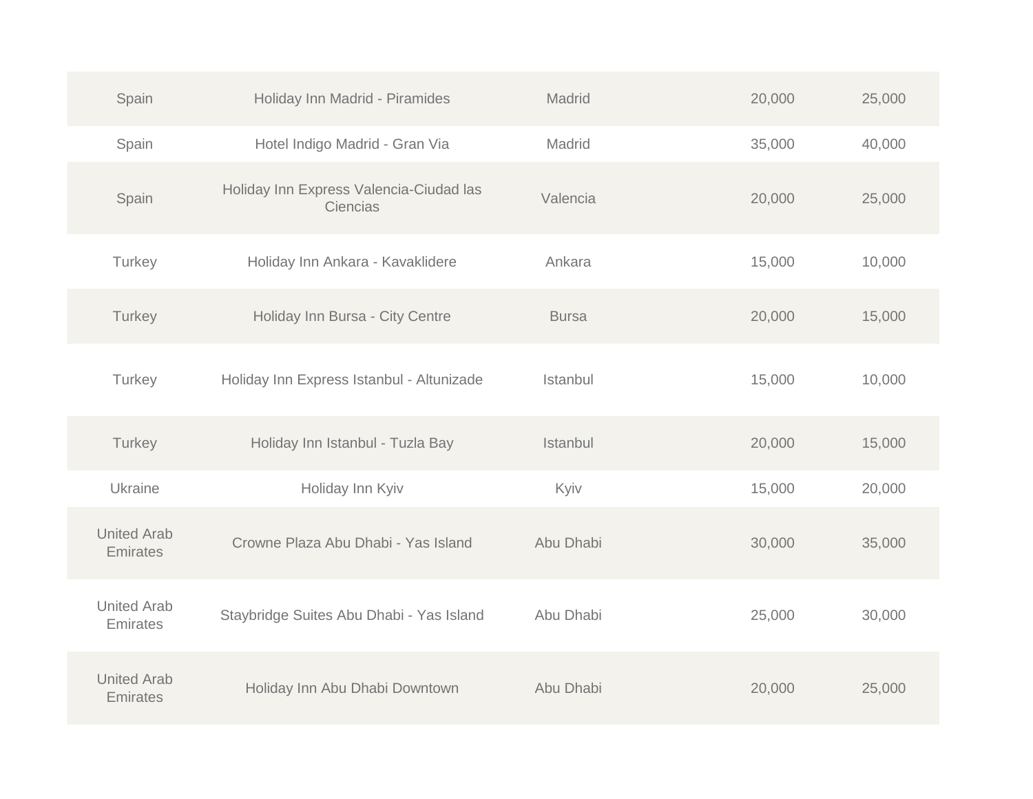| | | | | |
|---|---|---|---|---|
| Spain | Holiday Inn Madrid - Piramides | Madrid | 20,000 | 25,000 |
| Spain | Hotel Indigo Madrid - Gran Via | Madrid | 35,000 | 40,000 |
| Spain | Holiday Inn Express Valencia-Ciudad las Ciencias | Valencia | 20,000 | 25,000 |
| Turkey | Holiday Inn Ankara - Kavaklidere | Ankara | 15,000 | 10,000 |
| Turkey | Holiday Inn Bursa - City Centre | Bursa | 20,000 | 15,000 |
| Turkey | Holiday Inn Express Istanbul - Altunizade | Istanbul | 15,000 | 10,000 |
| Turkey | Holiday Inn Istanbul - Tuzla Bay | Istanbul | 20,000 | 15,000 |
| Ukraine | Holiday Inn Kyiv | Kyiv | 15,000 | 20,000 |
| United Arab Emirates | Crowne Plaza Abu Dhabi - Yas Island | Abu Dhabi | 30,000 | 35,000 |
| United Arab Emirates | Staybridge Suites Abu Dhabi - Yas Island | Abu Dhabi | 25,000 | 30,000 |
| United Arab Emirates | Holiday Inn Abu Dhabi Downtown | Abu Dhabi | 20,000 | 25,000 |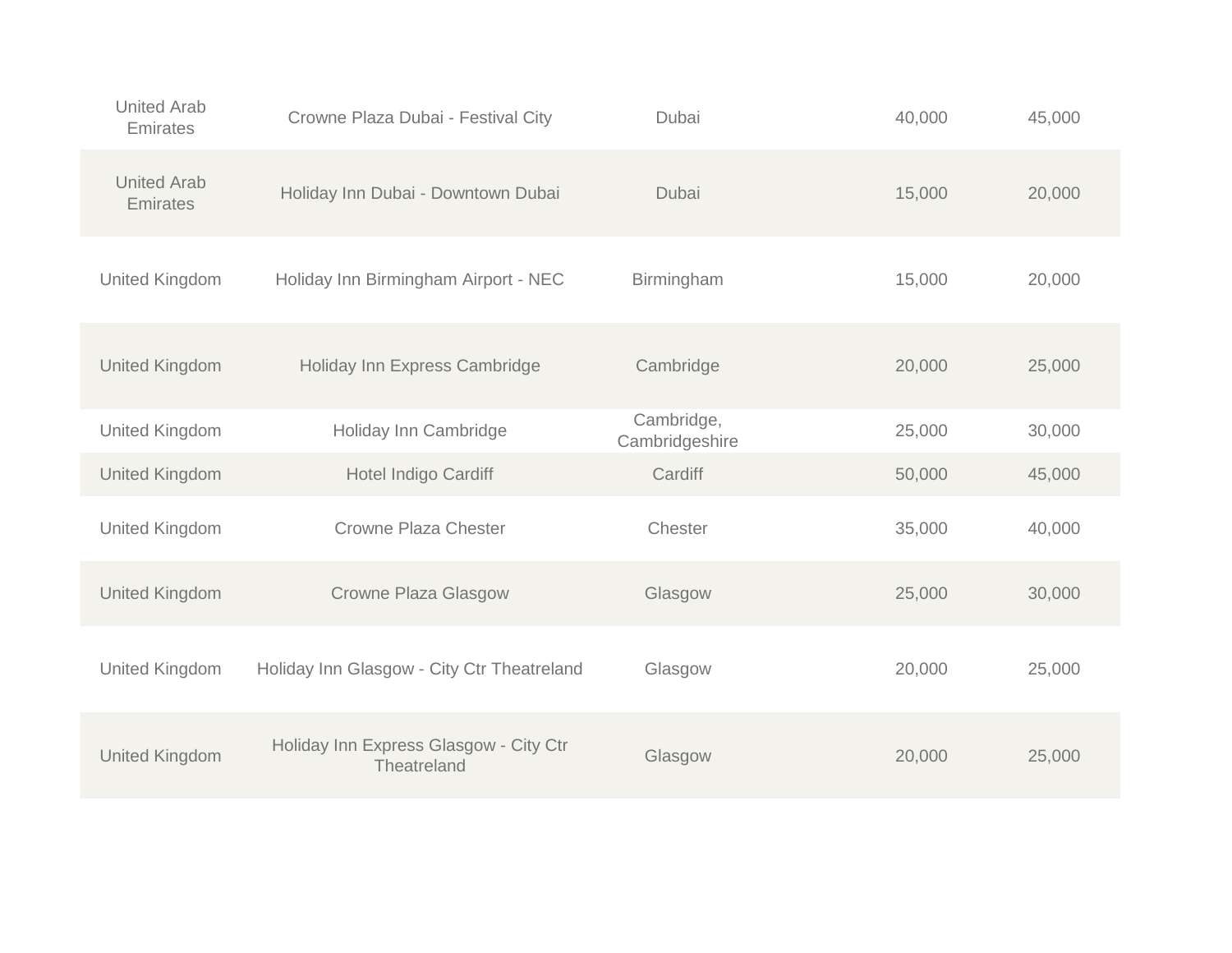| | | | | |
|---|---|---|---|---|
| United Arab Emirates | Crowne Plaza Dubai - Festival City | Dubai | 40,000 | 45,000 |
| United Arab Emirates | Holiday Inn Dubai - Downtown Dubai | Dubai | 15,000 | 20,000 |
| United Kingdom | Holiday Inn Birmingham Airport - NEC | Birmingham | 15,000 | 20,000 |
| United Kingdom | Holiday Inn Express Cambridge | Cambridge | 20,000 | 25,000 |
| United Kingdom | Holiday Inn Cambridge | Cambridge, Cambridgeshire | 25,000 | 30,000 |
| United Kingdom | Hotel Indigo Cardiff | Cardiff | 50,000 | 45,000 |
| United Kingdom | Crowne Plaza Chester | Chester | 35,000 | 40,000 |
| United Kingdom | Crowne Plaza Glasgow | Glasgow | 25,000 | 30,000 |
| United Kingdom | Holiday Inn Glasgow - City Ctr Theatreland | Glasgow | 20,000 | 25,000 |
| United Kingdom | Holiday Inn Express Glasgow - City Ctr Theatreland | Glasgow | 20,000 | 25,000 |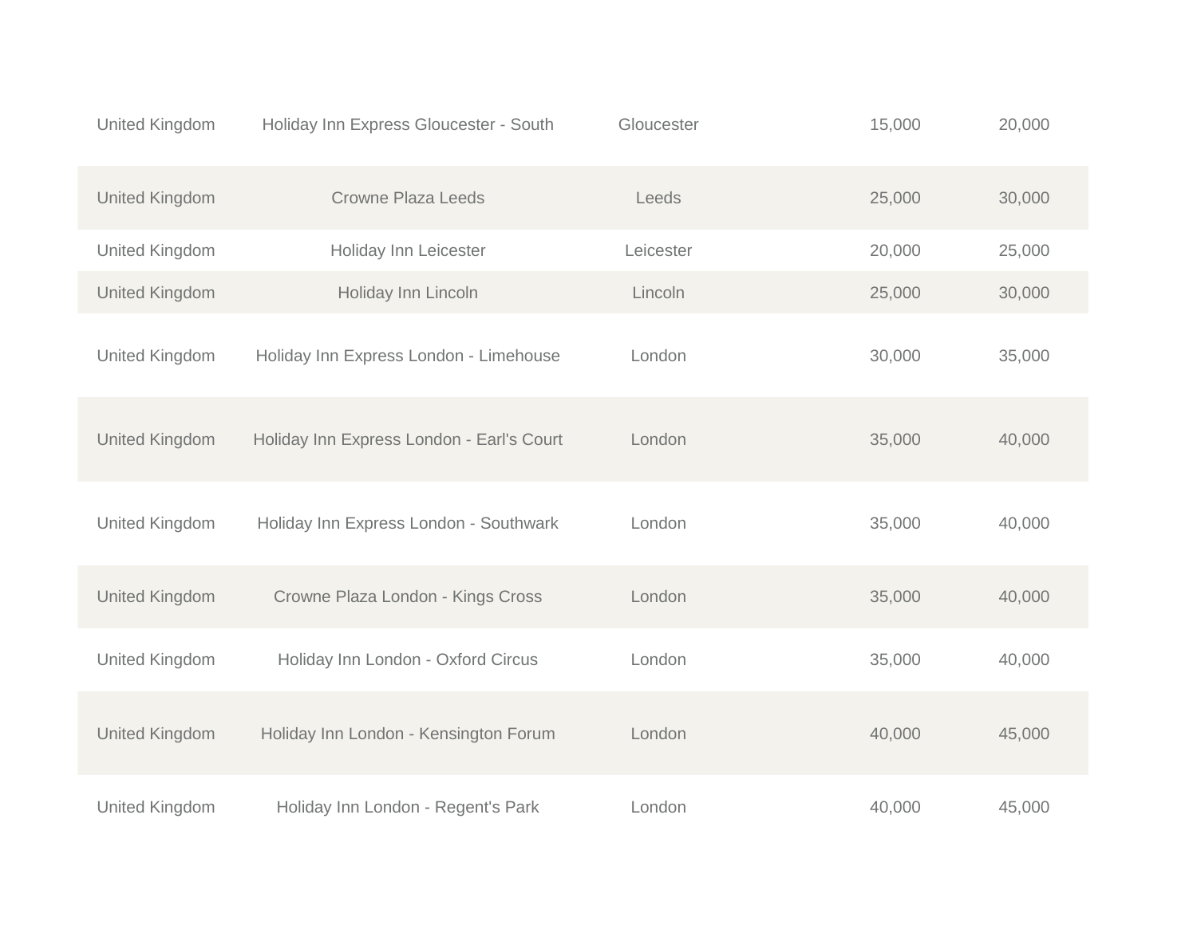| | | | | |
|---|---|---|---|---|
| United Kingdom | Holiday Inn Express Gloucester - South | Gloucester | 15,000 | 20,000 |
| United Kingdom | Crowne Plaza Leeds | Leeds | 25,000 | 30,000 |
| United Kingdom | Holiday Inn Leicester | Leicester | 20,000 | 25,000 |
| United Kingdom | Holiday Inn Lincoln | Lincoln | 25,000 | 30,000 |
| United Kingdom | Holiday Inn Express London - Limehouse | London | 30,000 | 35,000 |
| United Kingdom | Holiday Inn Express London - Earl's Court | London | 35,000 | 40,000 |
| United Kingdom | Holiday Inn Express London - Southwark | London | 35,000 | 40,000 |
| United Kingdom | Crowne Plaza London - Kings Cross | London | 35,000 | 40,000 |
| United Kingdom | Holiday Inn London - Oxford Circus | London | 35,000 | 40,000 |
| United Kingdom | Holiday Inn London - Kensington Forum | London | 40,000 | 45,000 |
| United Kingdom | Holiday Inn London - Regent's Park | London | 40,000 | 45,000 |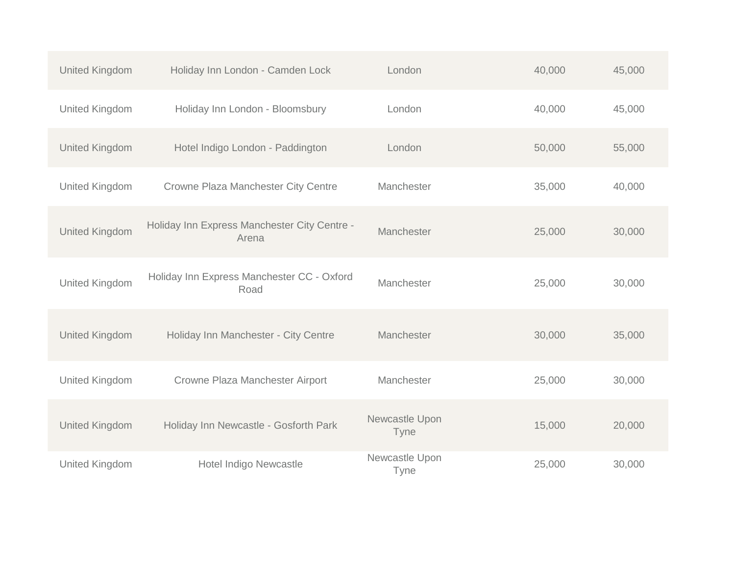| | | | | |
|---|---|---|---|---|
| United Kingdom | Holiday Inn London - Camden Lock | London | 40,000 | 45,000 |
| United Kingdom | Holiday Inn London - Bloomsbury | London | 40,000 | 45,000 |
| United Kingdom | Hotel Indigo London - Paddington | London | 50,000 | 55,000 |
| United Kingdom | Crowne Plaza Manchester City Centre | Manchester | 35,000 | 40,000 |
| United Kingdom | Holiday Inn Express Manchester City Centre - Arena | Manchester | 25,000 | 30,000 |
| United Kingdom | Holiday Inn Express Manchester CC - Oxford Road | Manchester | 25,000 | 30,000 |
| United Kingdom | Holiday Inn Manchester - City Centre | Manchester | 30,000 | 35,000 |
| United Kingdom | Crowne Plaza Manchester Airport | Manchester | 25,000 | 30,000 |
| United Kingdom | Holiday Inn Newcastle - Gosforth Park | Newcastle Upon Tyne | 15,000 | 20,000 |
| United Kingdom | Hotel Indigo Newcastle | Newcastle Upon Tyne | 25,000 | 30,000 |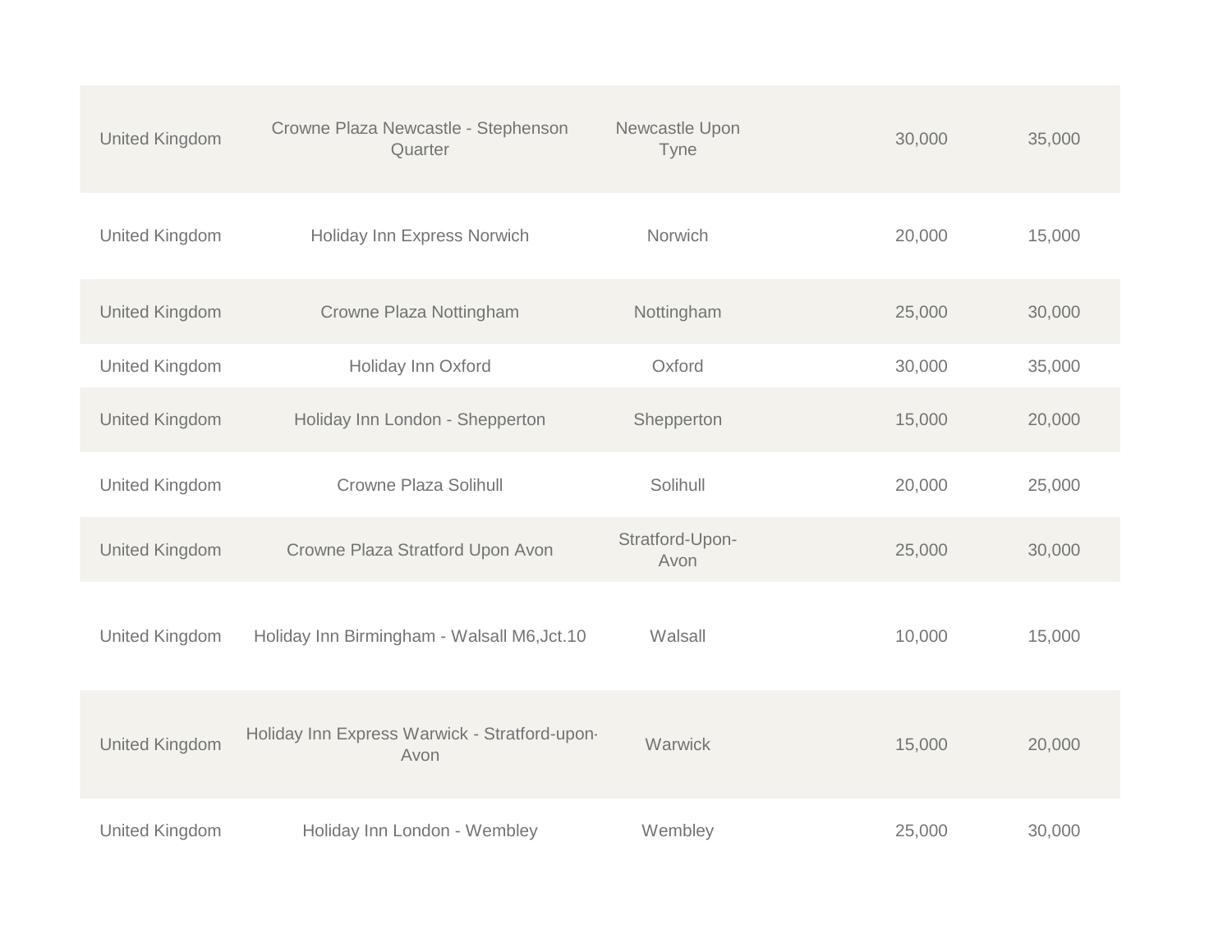| | | | | |
|---|---|---|---|---|
| United Kingdom | Crowne Plaza Newcastle - Stephenson Quarter | Newcastle Upon Tyne | 30,000 | 35,000 |
| United Kingdom | Holiday Inn Express Norwich | Norwich | 20,000 | 15,000 |
| United Kingdom | Crowne Plaza Nottingham | Nottingham | 25,000 | 30,000 |
| United Kingdom | Holiday Inn Oxford | Oxford | 30,000 | 35,000 |
| United Kingdom | Holiday Inn London - Shepperton | Shepperton | 15,000 | 20,000 |
| United Kingdom | Crowne Plaza Solihull | Solihull | 20,000 | 25,000 |
| United Kingdom | Crowne Plaza Stratford Upon Avon | Stratford-Upon-Avon | 25,000 | 30,000 |
| United Kingdom | Holiday Inn Birmingham - Walsall M6,Jct.10 | Walsall | 10,000 | 15,000 |
| United Kingdom | Holiday Inn Express Warwick - Stratford-upon-Avon | Warwick | 15,000 | 20,000 |
| United Kingdom | Holiday Inn London - Wembley | Wembley | 25,000 | 30,000 |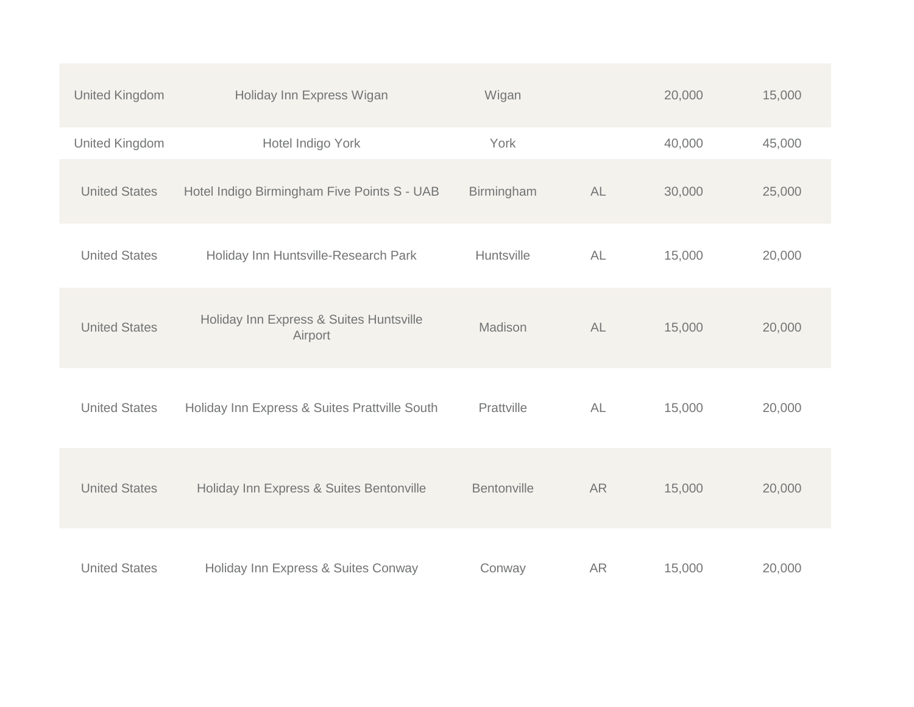| | | | | | |
|---|---|---|---|---|---|
| United Kingdom | Holiday Inn Express Wigan | Wigan | | 20,000 | 15,000 |
| United Kingdom | Hotel Indigo York | York | | 40,000 | 45,000 |
| United States | Hotel Indigo Birmingham Five Points S - UAB | Birmingham | AL | 30,000 | 25,000 |
| United States | Holiday Inn Huntsville-Research Park | Huntsville | AL | 15,000 | 20,000 |
| United States | Holiday Inn Express & Suites Huntsville Airport | Madison | AL | 15,000 | 20,000 |
| United States | Holiday Inn Express & Suites Prattville South | Prattville | AL | 15,000 | 20,000 |
| United States | Holiday Inn Express & Suites Bentonville | Bentonville | AR | 15,000 | 20,000 |
| United States | Holiday Inn Express & Suites Conway | Conway | AR | 15,000 | 20,000 |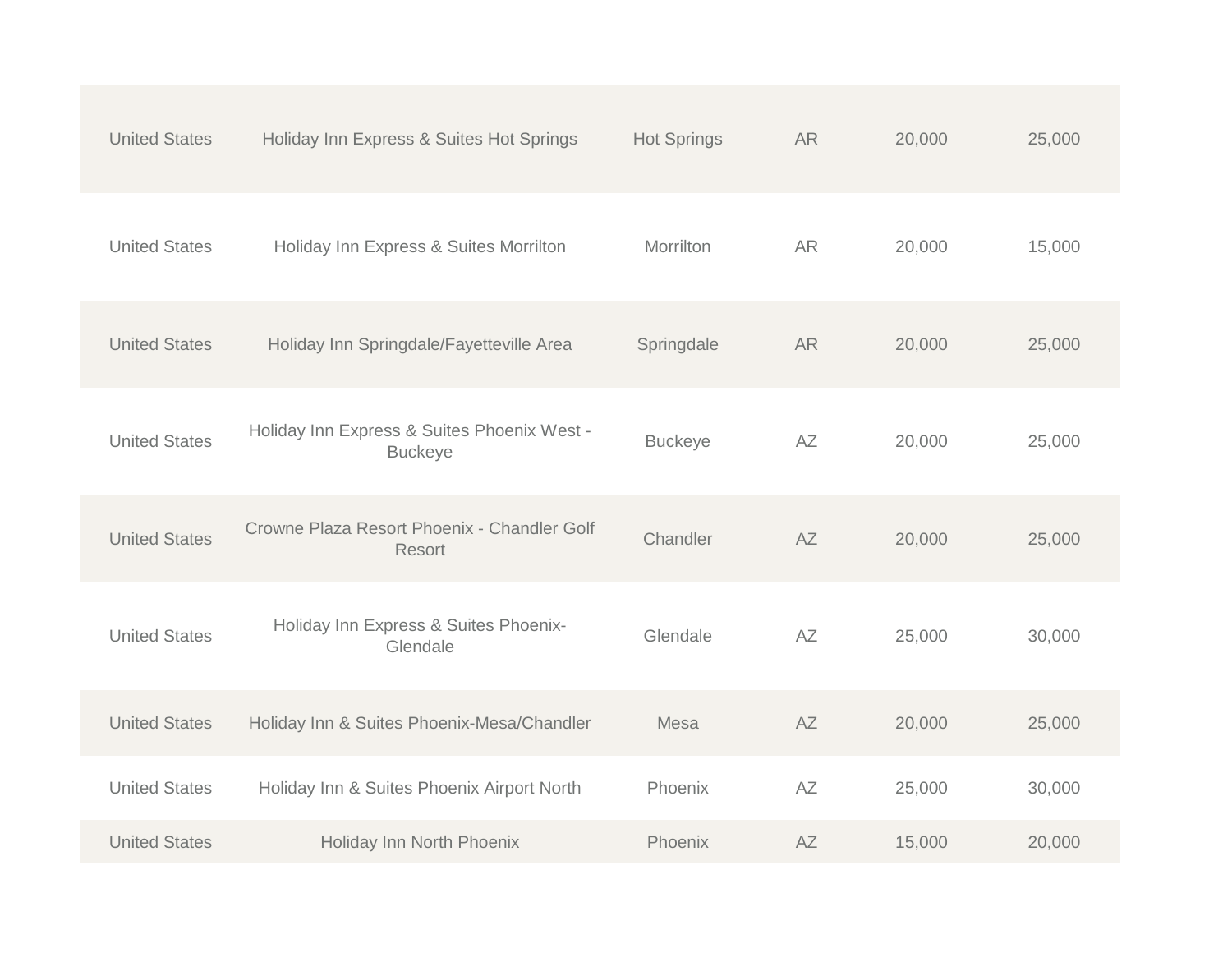| | | | | | |
|---|---|---|---|---|---|
| United States | Holiday Inn Express & Suites Hot Springs | Hot Springs | AR | 20,000 | 25,000 |
| United States | Holiday Inn Express & Suites Morrilton | Morrilton | AR | 20,000 | 15,000 |
| United States | Holiday Inn Springdale/Fayetteville Area | Springdale | AR | 20,000 | 25,000 |
| United States | Holiday Inn Express & Suites Phoenix West - Buckeye | Buckeye | AZ | 20,000 | 25,000 |
| United States | Crowne Plaza Resort Phoenix - Chandler Golf Resort | Chandler | AZ | 20,000 | 25,000 |
| United States | Holiday Inn Express & Suites Phoenix-Glendale | Glendale | AZ | 25,000 | 30,000 |
| United States | Holiday Inn & Suites Phoenix-Mesa/Chandler | Mesa | AZ | 20,000 | 25,000 |
| United States | Holiday Inn & Suites Phoenix Airport North | Phoenix | AZ | 25,000 | 30,000 |
| United States | Holiday Inn North Phoenix | Phoenix | AZ | 15,000 | 20,000 |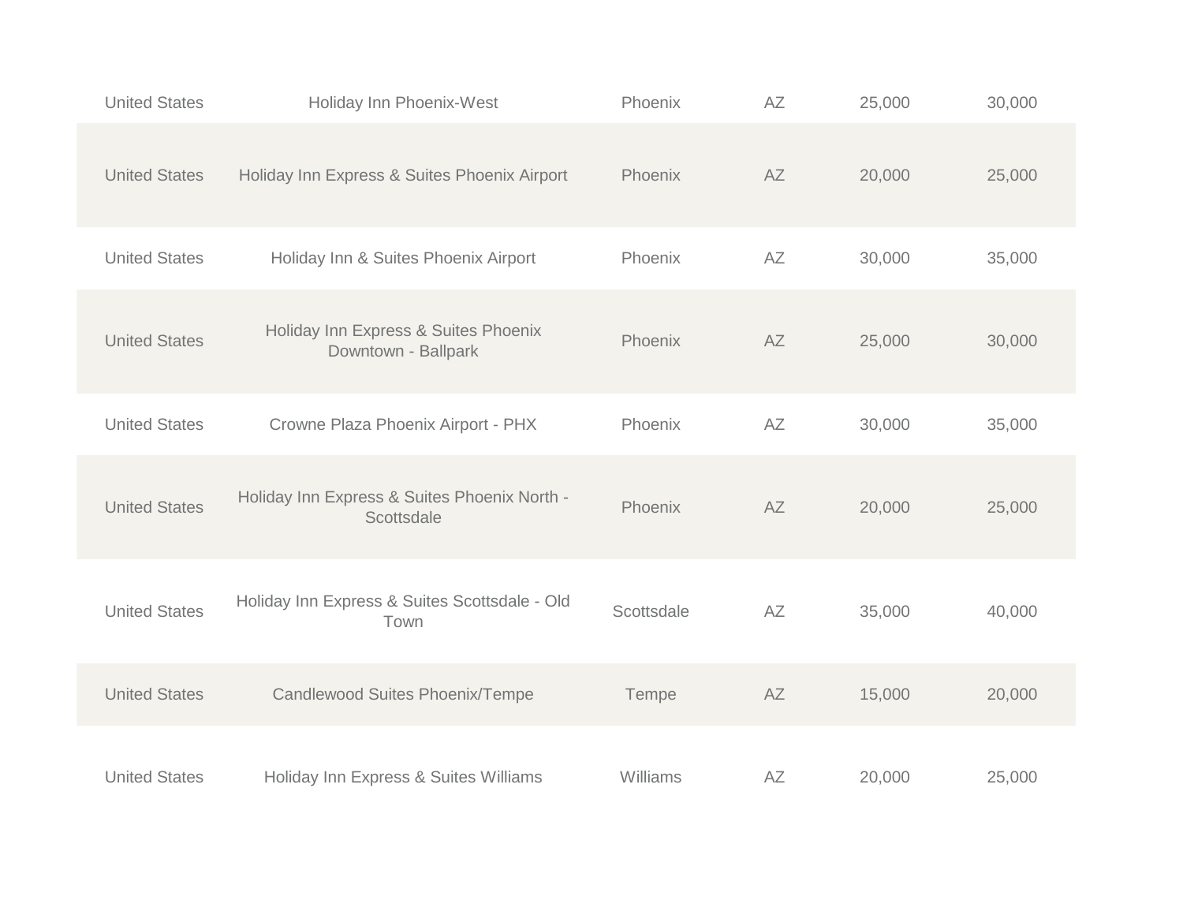| | | | | | |
|---|---|---|---|---|---|
| United States | Holiday Inn Phoenix-West | Phoenix | AZ | 25,000 | 30,000 |
| United States | Holiday Inn Express & Suites Phoenix Airport | Phoenix | AZ | 20,000 | 25,000 |
| United States | Holiday Inn & Suites Phoenix Airport | Phoenix | AZ | 30,000 | 35,000 |
| United States | Holiday Inn Express & Suites Phoenix Downtown - Ballpark | Phoenix | AZ | 25,000 | 30,000 |
| United States | Crowne Plaza Phoenix Airport - PHX | Phoenix | AZ | 30,000 | 35,000 |
| United States | Holiday Inn Express & Suites Phoenix North - Scottsdale | Phoenix | AZ | 20,000 | 25,000 |
| United States | Holiday Inn Express & Suites Scottsdale - Old Town | Scottsdale | AZ | 35,000 | 40,000 |
| United States | Candlewood Suites Phoenix/Tempe | Tempe | AZ | 15,000 | 20,000 |
| United States | Holiday Inn Express & Suites Williams | Williams | AZ | 20,000 | 25,000 |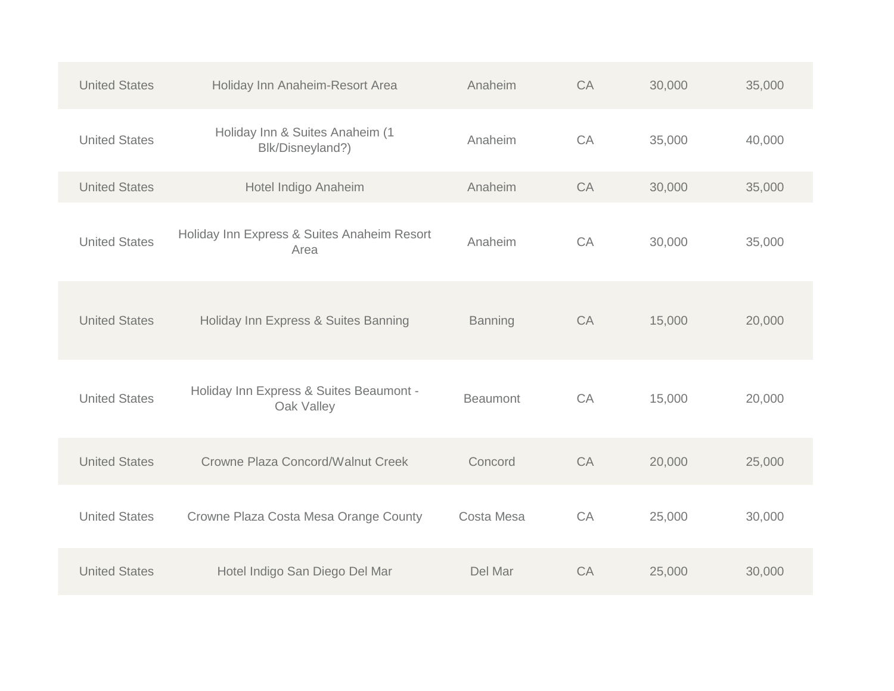| | | | | | |
|---|---|---|---|---|---|
| United States | Holiday Inn Anaheim-Resort Area | Anaheim | CA | 30,000 | 35,000 |
| United States | Holiday Inn & Suites Anaheim (1 Blk/Disneyland?) | Anaheim | CA | 35,000 | 40,000 |
| United States | Hotel Indigo Anaheim | Anaheim | CA | 30,000 | 35,000 |
| United States | Holiday Inn Express & Suites Anaheim Resort Area | Anaheim | CA | 30,000 | 35,000 |
| United States | Holiday Inn Express & Suites Banning | Banning | CA | 15,000 | 20,000 |
| United States | Holiday Inn Express & Suites Beaumont - Oak Valley | Beaumont | CA | 15,000 | 20,000 |
| United States | Crowne Plaza Concord/Walnut Creek | Concord | CA | 20,000 | 25,000 |
| United States | Crowne Plaza Costa Mesa Orange County | Costa Mesa | CA | 25,000 | 30,000 |
| United States | Hotel Indigo San Diego Del Mar | Del Mar | CA | 25,000 | 30,000 |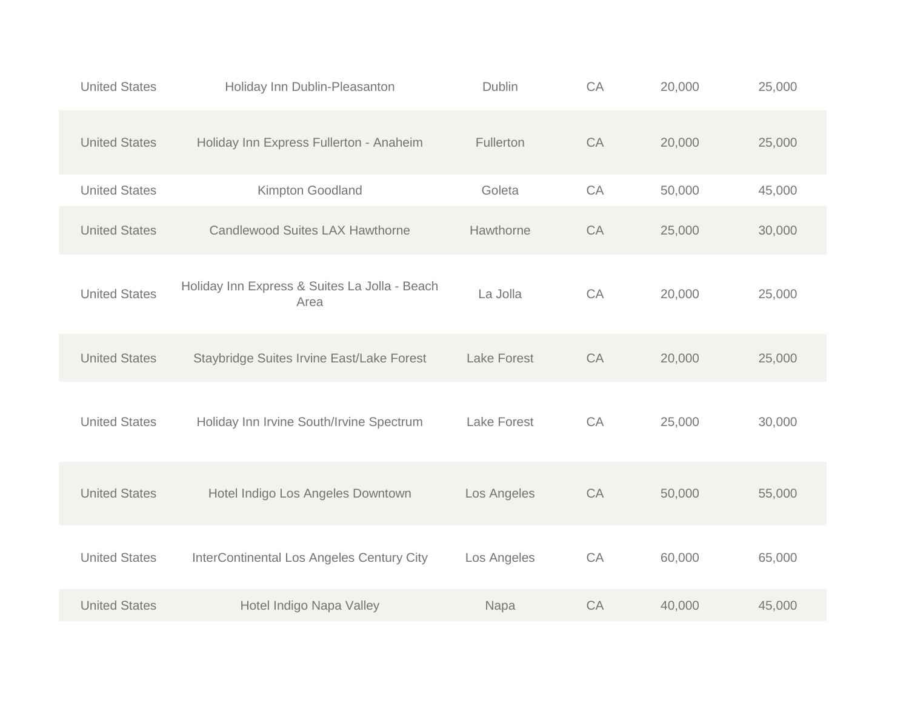| | | | | | |
|---|---|---|---|---|---|
| United States | Holiday Inn Dublin-Pleasanton | Dublin | CA | 20,000 | 25,000 |
| United States | Holiday Inn Express Fullerton - Anaheim | Fullerton | CA | 20,000 | 25,000 |
| United States | Kimpton Goodland | Goleta | CA | 50,000 | 45,000 |
| United States | Candlewood Suites LAX Hawthorne | Hawthorne | CA | 25,000 | 30,000 |
| United States | Holiday Inn Express & Suites La Jolla - Beach Area | La Jolla | CA | 20,000 | 25,000 |
| United States | Staybridge Suites Irvine East/Lake Forest | Lake Forest | CA | 20,000 | 25,000 |
| United States | Holiday Inn Irvine South/Irvine Spectrum | Lake Forest | CA | 25,000 | 30,000 |
| United States | Hotel Indigo Los Angeles Downtown | Los Angeles | CA | 50,000 | 55,000 |
| United States | InterContinental Los Angeles Century City | Los Angeles | CA | 60,000 | 65,000 |
| United States | Hotel Indigo Napa Valley | Napa | CA | 40,000 | 45,000 |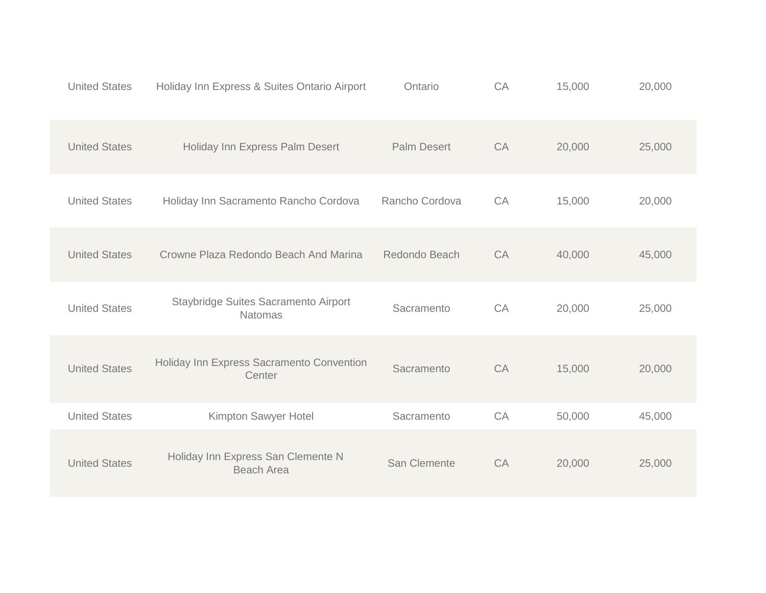| | | | | | |
|---|---|---|---|---|---|
| United States | Holiday Inn Express & Suites Ontario Airport | Ontario | CA | 15,000 | 20,000 |
| United States | Holiday Inn Express Palm Desert | Palm Desert | CA | 20,000 | 25,000 |
| United States | Holiday Inn Sacramento Rancho Cordova | Rancho Cordova | CA | 15,000 | 20,000 |
| United States | Crowne Plaza Redondo Beach And Marina | Redondo Beach | CA | 40,000 | 45,000 |
| United States | Staybridge Suites Sacramento Airport Natomas | Sacramento | CA | 20,000 | 25,000 |
| United States | Holiday Inn Express Sacramento Convention Center | Sacramento | CA | 15,000 | 20,000 |
| United States | Kimpton Sawyer Hotel | Sacramento | CA | 50,000 | 45,000 |
| United States | Holiday Inn Express San Clemente N Beach Area | San Clemente | CA | 20,000 | 25,000 |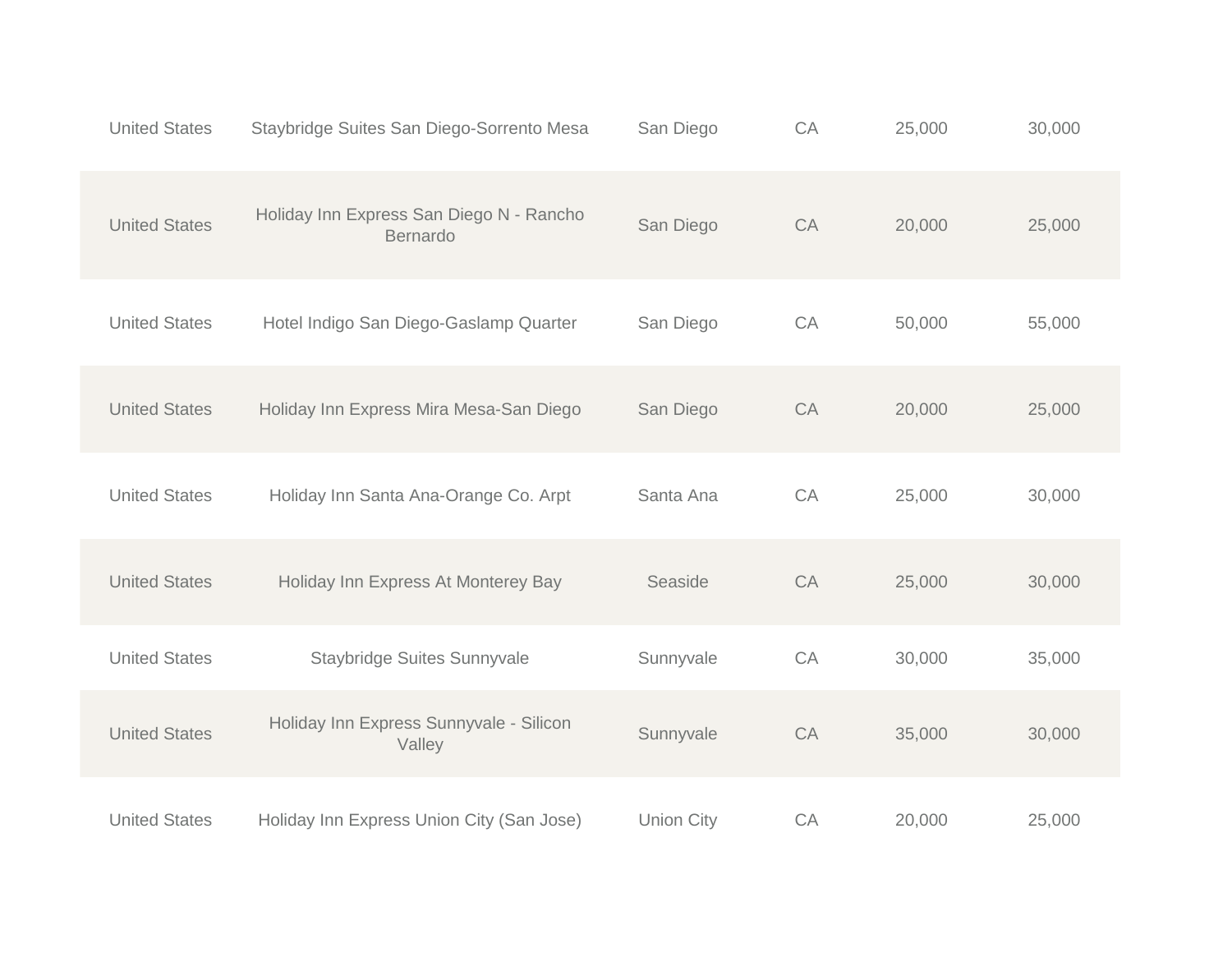| | | | | | |
|---|---|---|---|---|---|
| United States | Staybridge Suites San Diego-Sorrento Mesa | San Diego | CA | 25,000 | 30,000 |
| United States | Holiday Inn Express San Diego N - Rancho Bernardo | San Diego | CA | 20,000 | 25,000 |
| United States | Hotel Indigo San Diego-Gaslamp Quarter | San Diego | CA | 50,000 | 55,000 |
| United States | Holiday Inn Express Mira Mesa-San Diego | San Diego | CA | 20,000 | 25,000 |
| United States | Holiday Inn Santa Ana-Orange Co. Arpt | Santa Ana | CA | 25,000 | 30,000 |
| United States | Holiday Inn Express At Monterey Bay | Seaside | CA | 25,000 | 30,000 |
| United States | Staybridge Suites Sunnyvale | Sunnyvale | CA | 30,000 | 35,000 |
| United States | Holiday Inn Express Sunnyvale - Silicon Valley | Sunnyvale | CA | 35,000 | 30,000 |
| United States | Holiday Inn Express Union City (San Jose) | Union City | CA | 20,000 | 25,000 |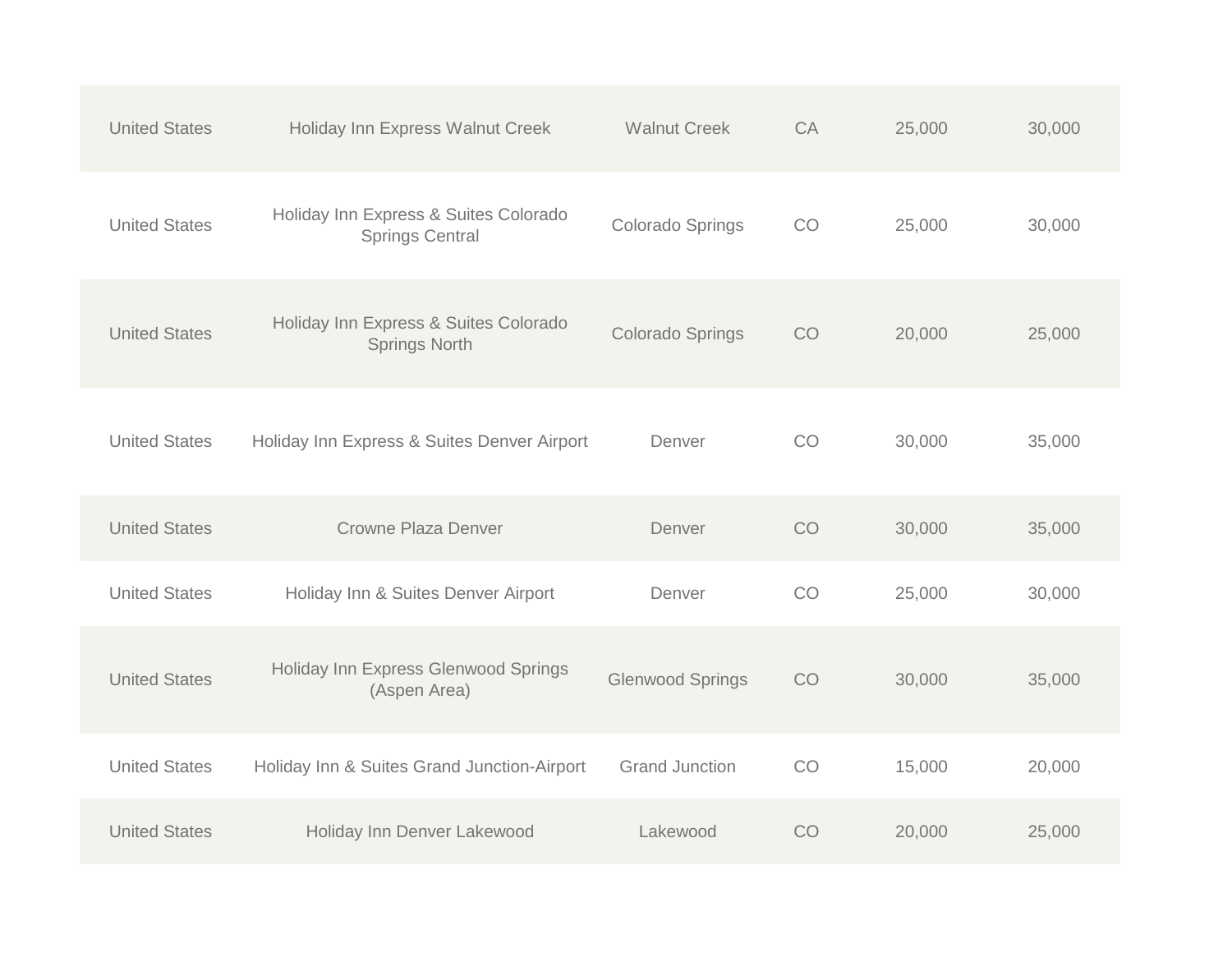| | | | | | |
|---|---|---|---|---|---|
| United States | Holiday Inn Express Walnut Creek | Walnut Creek | CA | 25,000 | 30,000 |
| United States | Holiday Inn Express & Suites Colorado Springs Central | Colorado Springs | CO | 25,000 | 30,000 |
| United States | Holiday Inn Express & Suites Colorado Springs North | Colorado Springs | CO | 20,000 | 25,000 |
| United States | Holiday Inn Express & Suites Denver Airport | Denver | CO | 30,000 | 35,000 |
| United States | Crowne Plaza Denver | Denver | CO | 30,000 | 35,000 |
| United States | Holiday Inn & Suites Denver Airport | Denver | CO | 25,000 | 30,000 |
| United States | Holiday Inn Express Glenwood Springs (Aspen Area) | Glenwood Springs | CO | 30,000 | 35,000 |
| United States | Holiday Inn & Suites Grand Junction-Airport | Grand Junction | CO | 15,000 | 20,000 |
| United States | Holiday Inn Denver Lakewood | Lakewood | CO | 20,000 | 25,000 |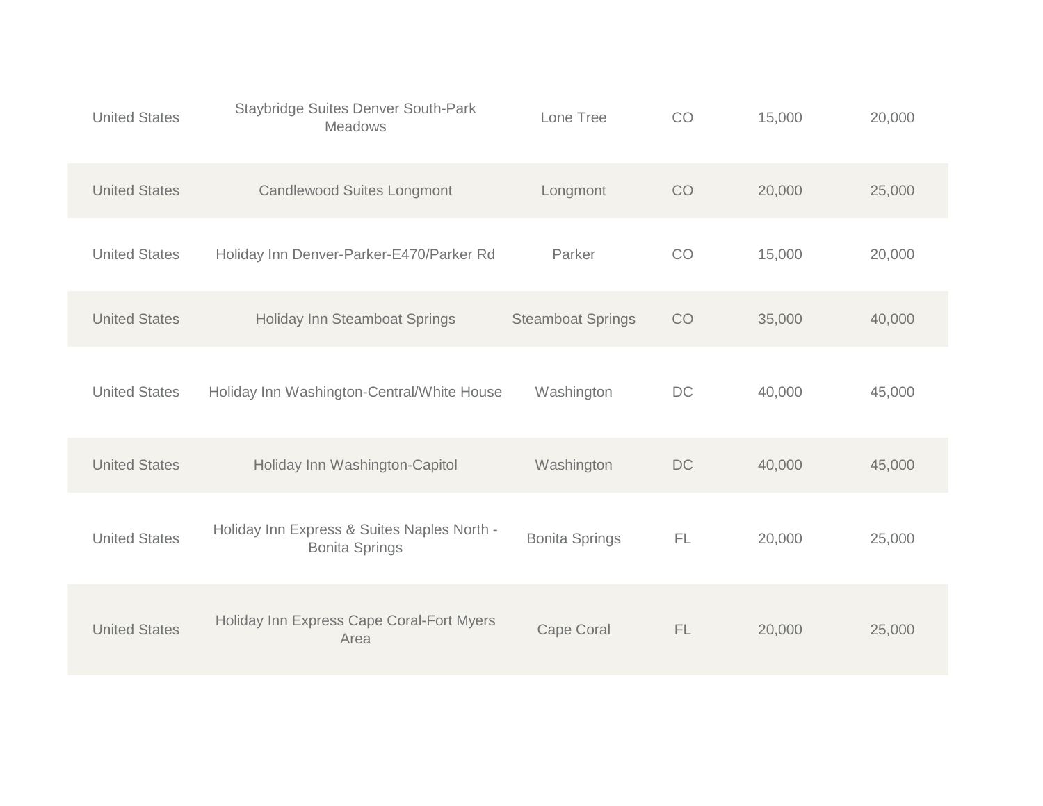| | | | | | |
|---|---|---|---|---|---|
| United States | Staybridge Suites Denver South-Park Meadows | Lone Tree | CO | 15,000 | 20,000 |
| United States | Candlewood Suites Longmont | Longmont | CO | 20,000 | 25,000 |
| United States | Holiday Inn Denver-Parker-E470/Parker Rd | Parker | CO | 15,000 | 20,000 |
| United States | Holiday Inn Steamboat Springs | Steamboat Springs | CO | 35,000 | 40,000 |
| United States | Holiday Inn Washington-Central/White House | Washington | DC | 40,000 | 45,000 |
| United States | Holiday Inn Washington-Capitol | Washington | DC | 40,000 | 45,000 |
| United States | Holiday Inn Express & Suites Naples North - Bonita Springs | Bonita Springs | FL | 20,000 | 25,000 |
| United States | Holiday Inn Express Cape Coral-Fort Myers Area | Cape Coral | FL | 20,000 | 25,000 |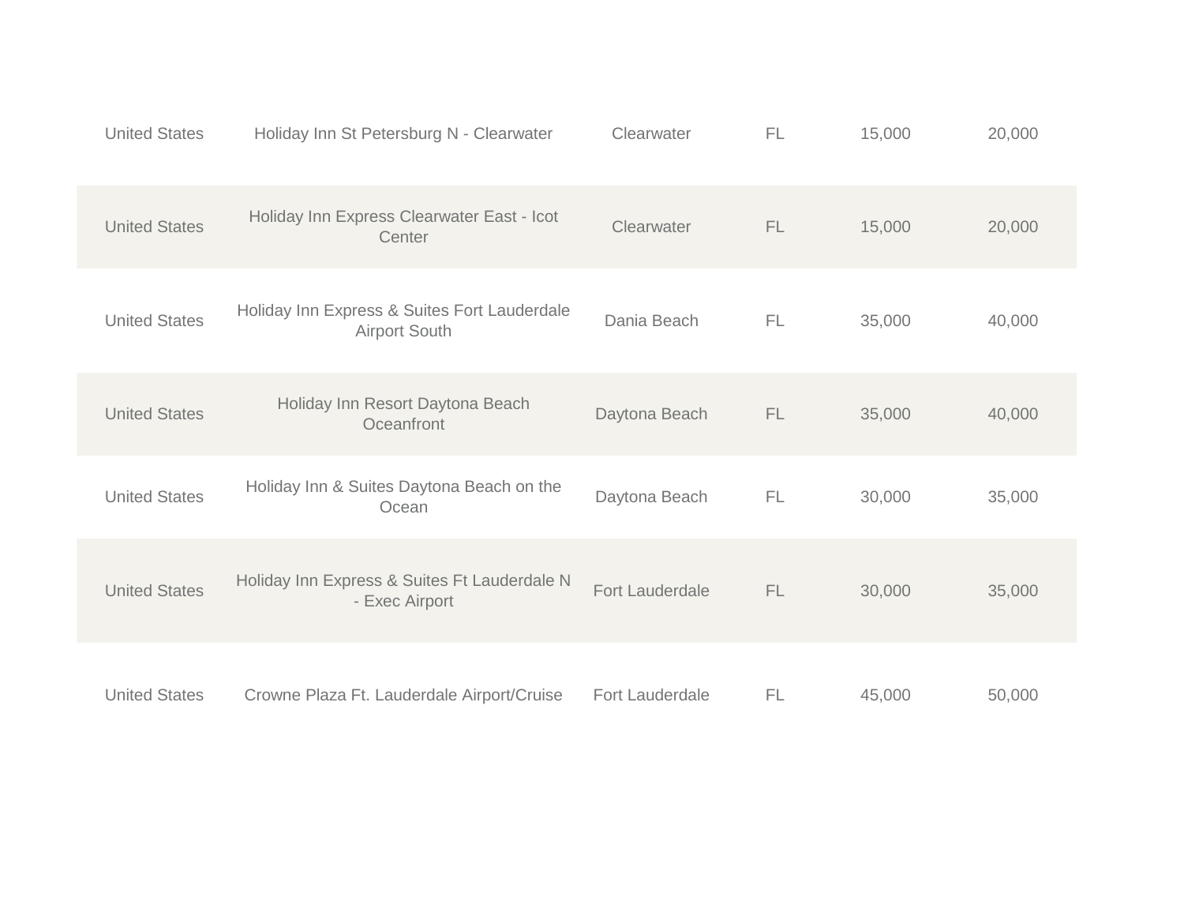| | | | | | |
|---|---|---|---|---|---|
| United States | Holiday Inn St Petersburg N - Clearwater | Clearwater | FL | 15,000 | 20,000 |
| United States | Holiday Inn Express Clearwater East - Icot Center | Clearwater | FL | 15,000 | 20,000 |
| United States | Holiday Inn Express & Suites Fort Lauderdale Airport South | Dania Beach | FL | 35,000 | 40,000 |
| United States | Holiday Inn Resort Daytona Beach Oceanfront | Daytona Beach | FL | 35,000 | 40,000 |
| United States | Holiday Inn & Suites Daytona Beach on the Ocean | Daytona Beach | FL | 30,000 | 35,000 |
| United States | Holiday Inn Express & Suites Ft Lauderdale N - Exec Airport | Fort Lauderdale | FL | 30,000 | 35,000 |
| United States | Crowne Plaza Ft. Lauderdale Airport/Cruise | Fort Lauderdale | FL | 45,000 | 50,000 |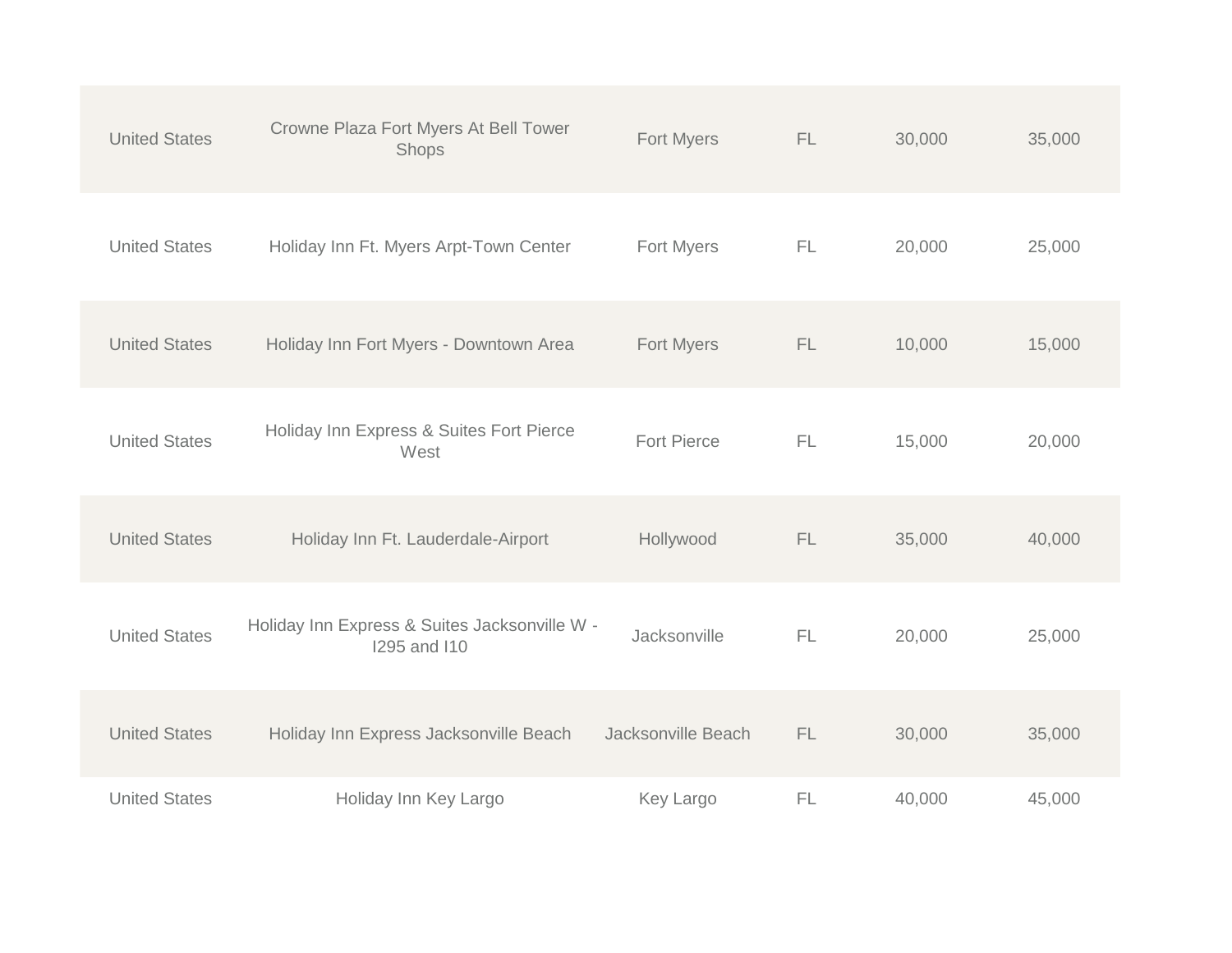| | | | | | |
|---|---|---|---|---|---|
| United States | Crowne Plaza Fort Myers At Bell Tower Shops | Fort Myers | FL | 30,000 | 35,000 |
| United States | Holiday Inn Ft. Myers Arpt-Town Center | Fort Myers | FL | 20,000 | 25,000 |
| United States | Holiday Inn Fort Myers - Downtown Area | Fort Myers | FL | 10,000 | 15,000 |
| United States | Holiday Inn Express & Suites Fort Pierce West | Fort Pierce | FL | 15,000 | 20,000 |
| United States | Holiday Inn Ft. Lauderdale-Airport | Hollywood | FL | 35,000 | 40,000 |
| United States | Holiday Inn Express & Suites Jacksonville W - I295 and I10 | Jacksonville | FL | 20,000 | 25,000 |
| United States | Holiday Inn Express Jacksonville Beach | Jacksonville Beach | FL | 30,000 | 35,000 |
| United States | Holiday Inn Key Largo | Key Largo | FL | 40,000 | 45,000 |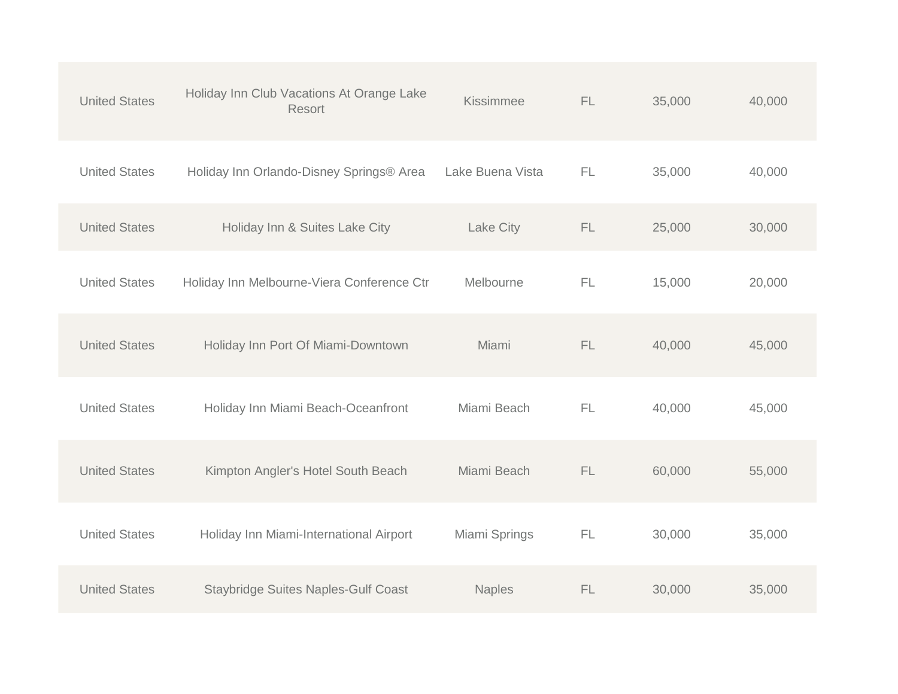| | | | | | |
|---|---|---|---|---|---|
| United States | Holiday Inn Club Vacations At Orange Lake Resort | Kissimmee | FL | 35,000 | 40,000 |
| United States | Holiday Inn Orlando-Disney Springs® Area | Lake Buena Vista | FL | 35,000 | 40,000 |
| United States | Holiday Inn & Suites Lake City | Lake City | FL | 25,000 | 30,000 |
| United States | Holiday Inn Melbourne-Viera Conference Ctr | Melbourne | FL | 15,000 | 20,000 |
| United States | Holiday Inn Port Of Miami-Downtown | Miami | FL | 40,000 | 45,000 |
| United States | Holiday Inn Miami Beach-Oceanfront | Miami Beach | FL | 40,000 | 45,000 |
| United States | Kimpton Angler's Hotel South Beach | Miami Beach | FL | 60,000 | 55,000 |
| United States | Holiday Inn Miami-International Airport | Miami Springs | FL | 30,000 | 35,000 |
| United States | Staybridge Suites Naples-Gulf Coast | Naples | FL | 30,000 | 35,000 |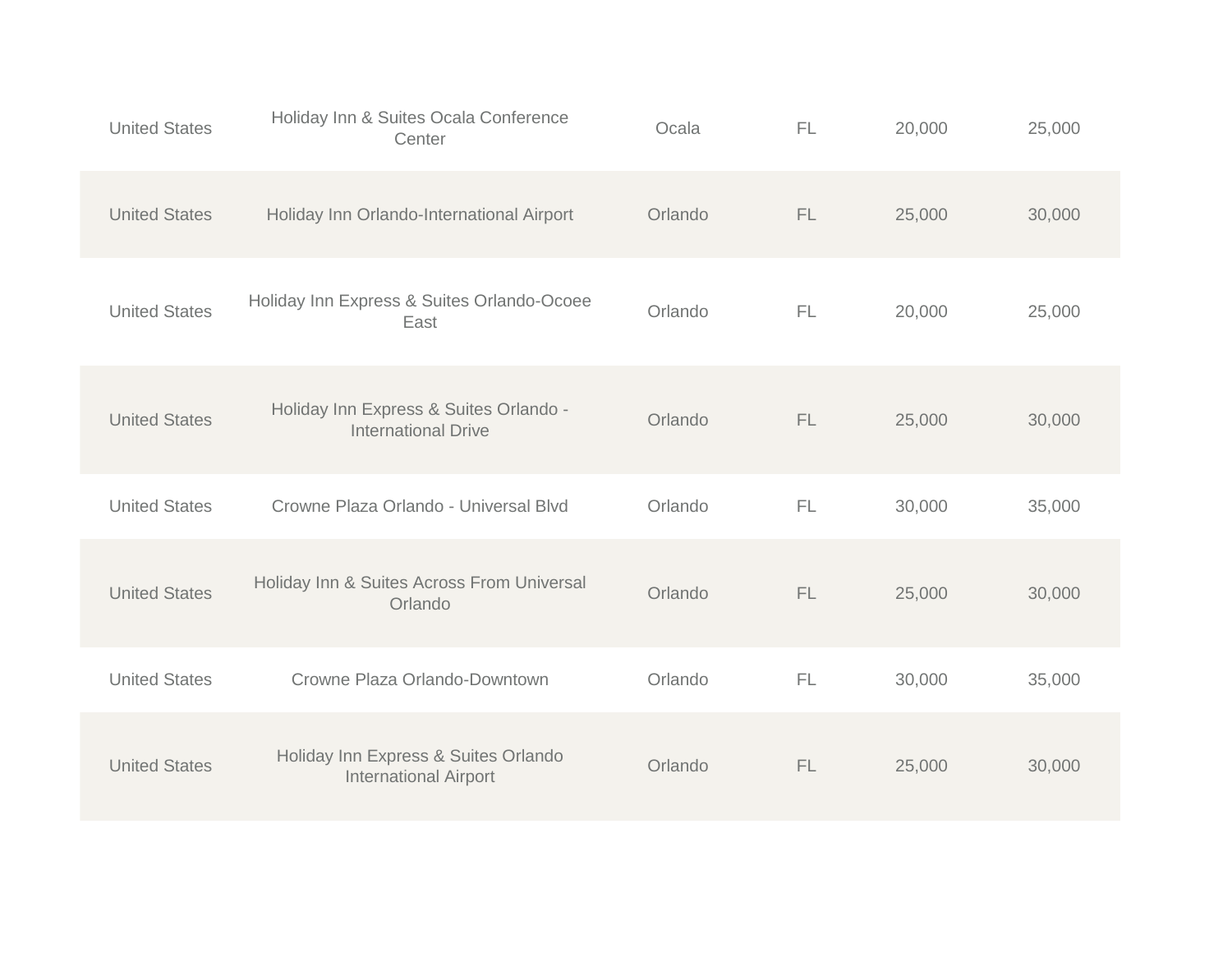| | | | | | |
|---|---|---|---|---|---|
| United States | Holiday Inn & Suites Ocala Conference Center | Ocala | FL | 20,000 | 25,000 |
| United States | Holiday Inn Orlando-International Airport | Orlando | FL | 25,000 | 30,000 |
| United States | Holiday Inn Express & Suites Orlando-Ocoee East | Orlando | FL | 20,000 | 25,000 |
| United States | Holiday Inn Express & Suites Orlando - International Drive | Orlando | FL | 25,000 | 30,000 |
| United States | Crowne Plaza Orlando - Universal Blvd | Orlando | FL | 30,000 | 35,000 |
| United States | Holiday Inn & Suites Across From Universal Orlando | Orlando | FL | 25,000 | 30,000 |
| United States | Crowne Plaza Orlando-Downtown | Orlando | FL | 30,000 | 35,000 |
| United States | Holiday Inn Express & Suites Orlando International Airport | Orlando | FL | 25,000 | 30,000 |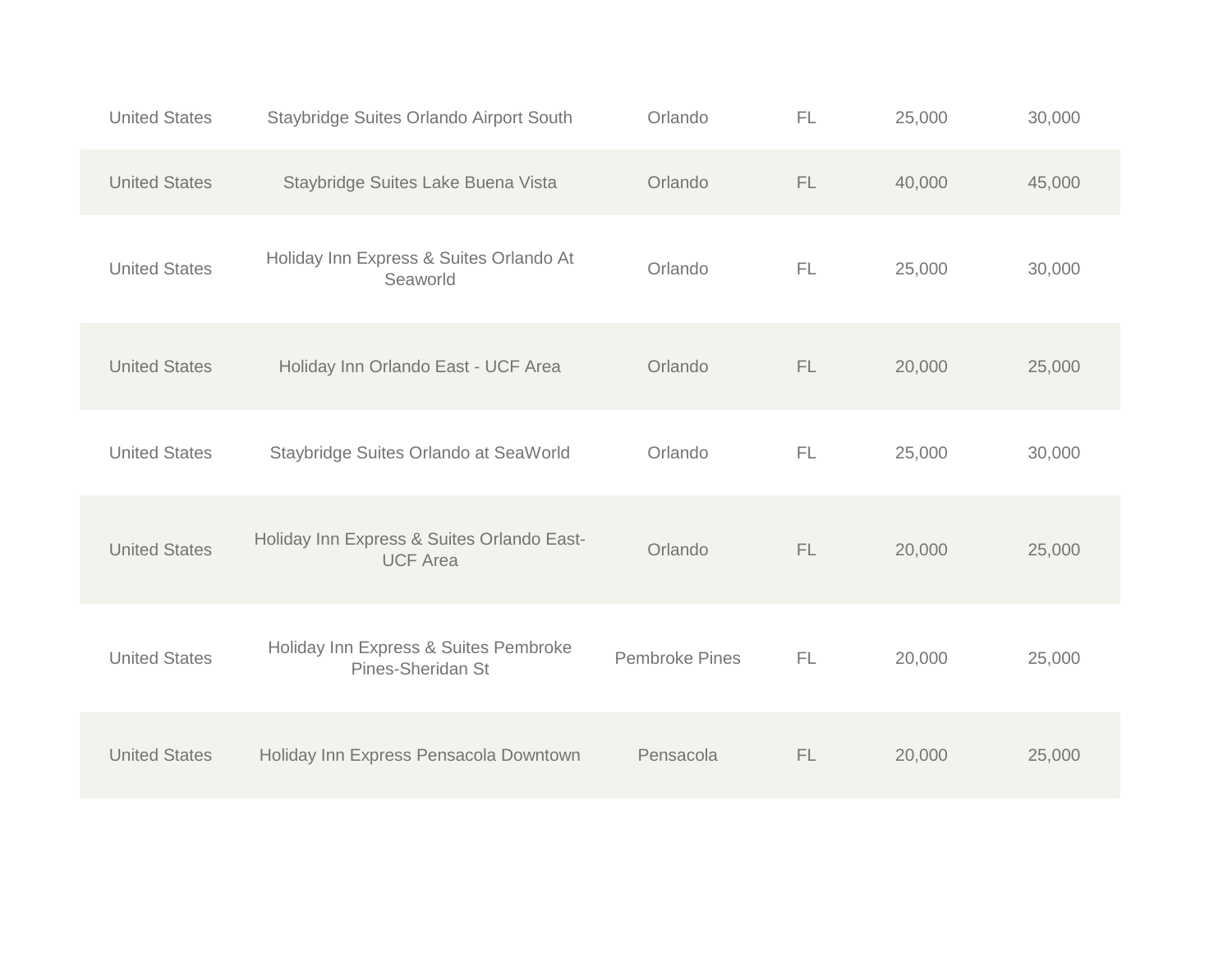| United States | Staybridge Suites Orlando Airport South | Orlando | FL | 25,000 | 30,000 |
|---|---|---|---|---|---|
| United States | Staybridge Suites Lake Buena Vista | Orlando | FL | 40,000 | 45,000 |
| United States | Holiday Inn Express & Suites Orlando At Seaworld | Orlando | FL | 25,000 | 30,000 |
| United States | Holiday Inn Orlando East - UCF Area | Orlando | FL | 20,000 | 25,000 |
| United States | Staybridge Suites Orlando at SeaWorld | Orlando | FL | 25,000 | 30,000 |
| United States | Holiday Inn Express & Suites Orlando East-UCF Area | Orlando | FL | 20,000 | 25,000 |
| United States | Holiday Inn Express & Suites Pembroke Pines-Sheridan St | Pembroke Pines | FL | 20,000 | 25,000 |
| United States | Holiday Inn Express Pensacola Downtown | Pensacola | FL | 20,000 | 25,000 |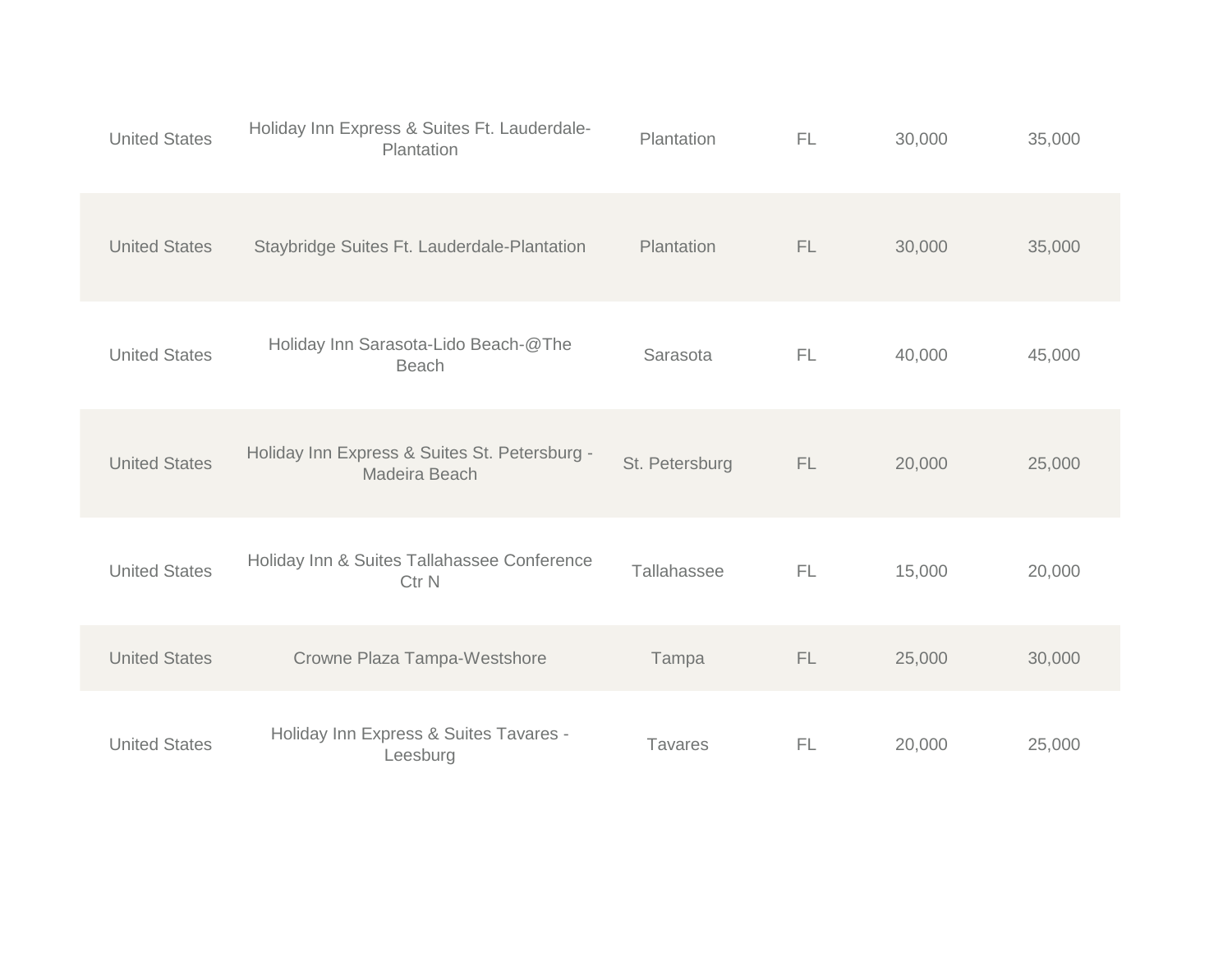| | | | | | |
|---|---|---|---|---|---|
| United States | Holiday Inn Express & Suites Ft. Lauderdale-Plantation | Plantation | FL | 30,000 | 35,000 |
| United States | Staybridge Suites Ft. Lauderdale-Plantation | Plantation | FL | 30,000 | 35,000 |
| United States | Holiday Inn Sarasota-Lido Beach-@The Beach | Sarasota | FL | 40,000 | 45,000 |
| United States | Holiday Inn Express & Suites St. Petersburg - Madeira Beach | St. Petersburg | FL | 20,000 | 25,000 |
| United States | Holiday Inn & Suites Tallahassee Conference Ctr N | Tallahassee | FL | 15,000 | 20,000 |
| United States | Crowne Plaza Tampa-Westshore | Tampa | FL | 25,000 | 30,000 |
| United States | Holiday Inn Express & Suites Tavares - Leesburg | Tavares | FL | 20,000 | 25,000 |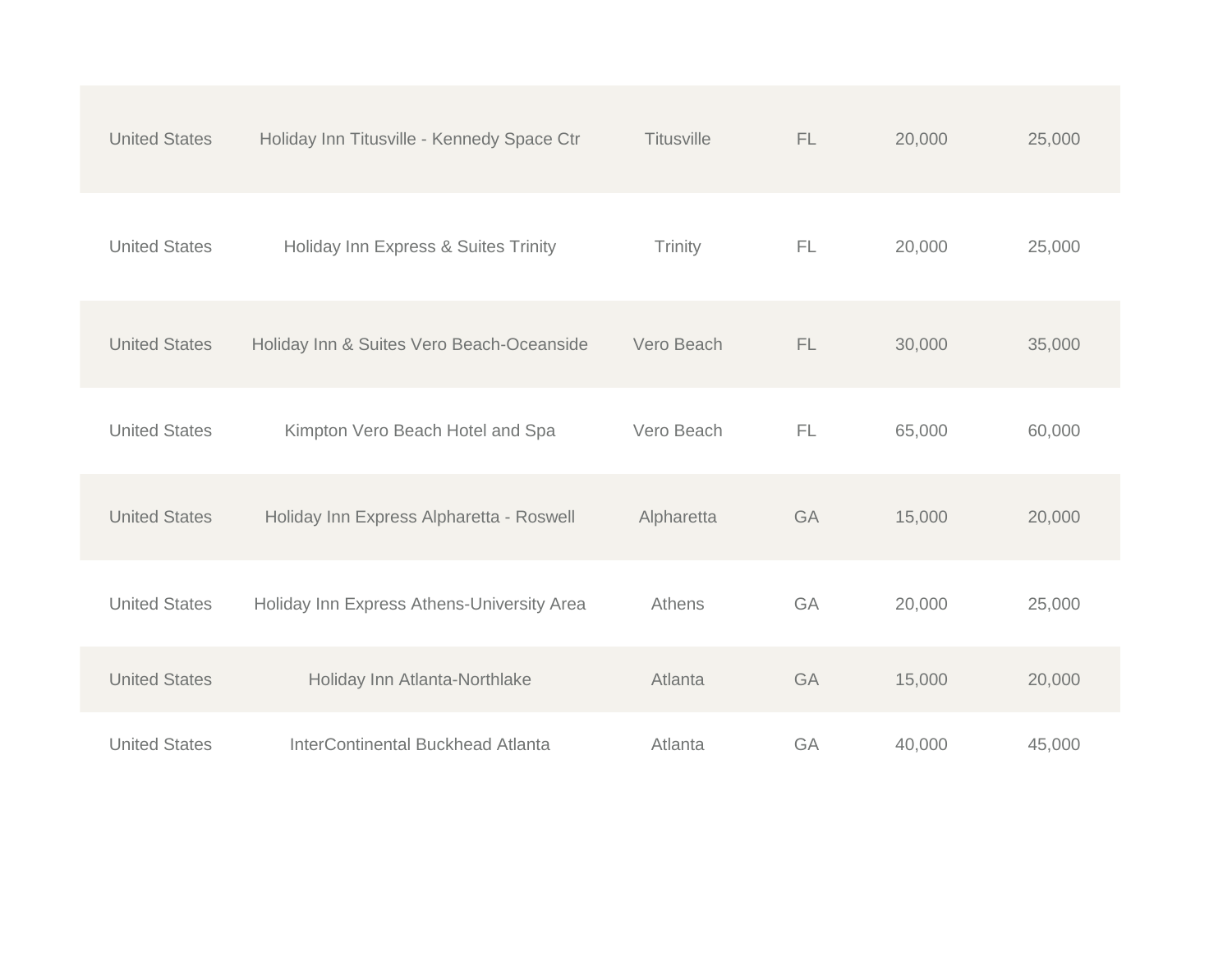| | | | | | |
|---|---|---|---|---|---|
| United States | Holiday Inn Titusville - Kennedy Space Ctr | Titusville | FL | 20,000 | 25,000 |
| United States | Holiday Inn Express & Suites Trinity | Trinity | FL | 20,000 | 25,000 |
| United States | Holiday Inn & Suites Vero Beach-Oceanside | Vero Beach | FL | 30,000 | 35,000 |
| United States | Kimpton Vero Beach Hotel and Spa | Vero Beach | FL | 65,000 | 60,000 |
| United States | Holiday Inn Express Alpharetta - Roswell | Alpharetta | GA | 15,000 | 20,000 |
| United States | Holiday Inn Express Athens-University Area | Athens | GA | 20,000 | 25,000 |
| United States | Holiday Inn Atlanta-Northlake | Atlanta | GA | 15,000 | 20,000 |
| United States | InterContinental Buckhead Atlanta | Atlanta | GA | 40,000 | 45,000 |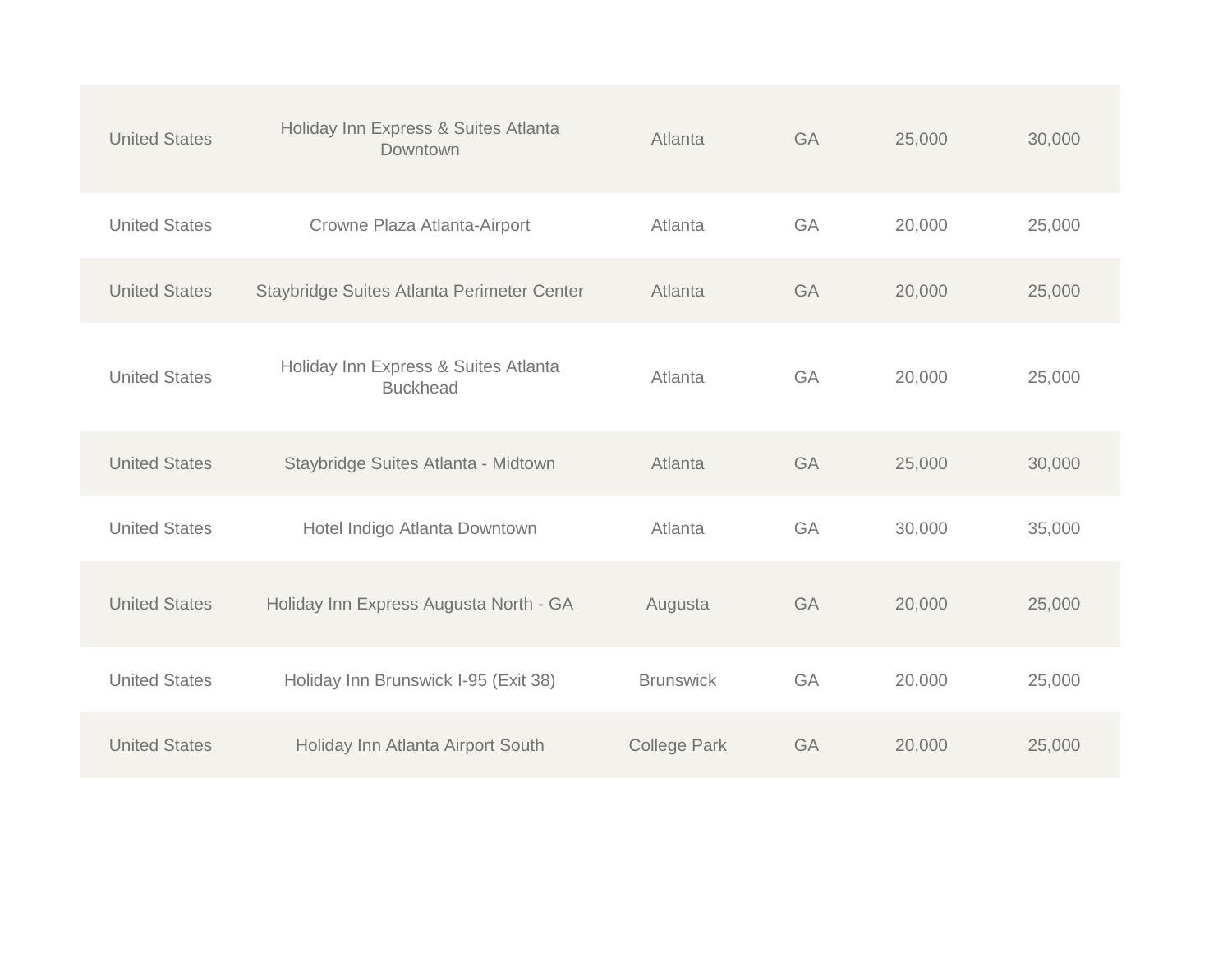| | | | | | |
|---|---|---|---|---|---|
| United States | Holiday Inn Express & Suites Atlanta Downtown | Atlanta | GA | 25,000 | 30,000 |
| United States | Crowne Plaza Atlanta-Airport | Atlanta | GA | 20,000 | 25,000 |
| United States | Staybridge Suites Atlanta Perimeter Center | Atlanta | GA | 20,000 | 25,000 |
| United States | Holiday Inn Express & Suites Atlanta Buckhead | Atlanta | GA | 20,000 | 25,000 |
| United States | Staybridge Suites Atlanta - Midtown | Atlanta | GA | 25,000 | 30,000 |
| United States | Hotel Indigo Atlanta Downtown | Atlanta | GA | 30,000 | 35,000 |
| United States | Holiday Inn Express Augusta North - GA | Augusta | GA | 20,000 | 25,000 |
| United States | Holiday Inn Brunswick I-95 (Exit 38) | Brunswick | GA | 20,000 | 25,000 |
| United States | Holiday Inn Atlanta Airport South | College Park | GA | 20,000 | 25,000 |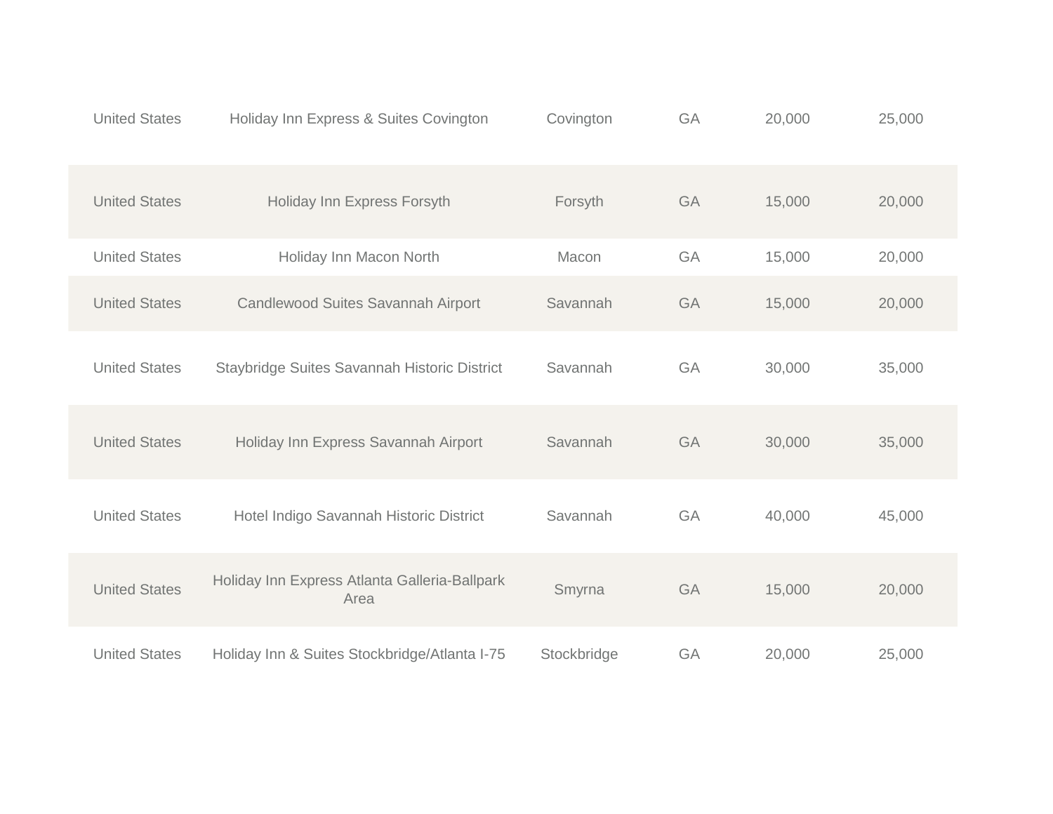| | | | | | |
|---|---|---|---|---|---|
| United States | Holiday Inn Express & Suites Covington | Covington | GA | 20,000 | 25,000 |
| United States | Holiday Inn Express Forsyth | Forsyth | GA | 15,000 | 20,000 |
| United States | Holiday Inn Macon North | Macon | GA | 15,000 | 20,000 |
| United States | Candlewood Suites Savannah Airport | Savannah | GA | 15,000 | 20,000 |
| United States | Staybridge Suites Savannah Historic District | Savannah | GA | 30,000 | 35,000 |
| United States | Holiday Inn Express Savannah Airport | Savannah | GA | 30,000 | 35,000 |
| United States | Hotel Indigo Savannah Historic District | Savannah | GA | 40,000 | 45,000 |
| United States | Holiday Inn Express Atlanta Galleria-Ballpark Area | Smyrna | GA | 15,000 | 20,000 |
| United States | Holiday Inn & Suites Stockbridge/Atlanta I-75 | Stockbridge | GA | 20,000 | 25,000 |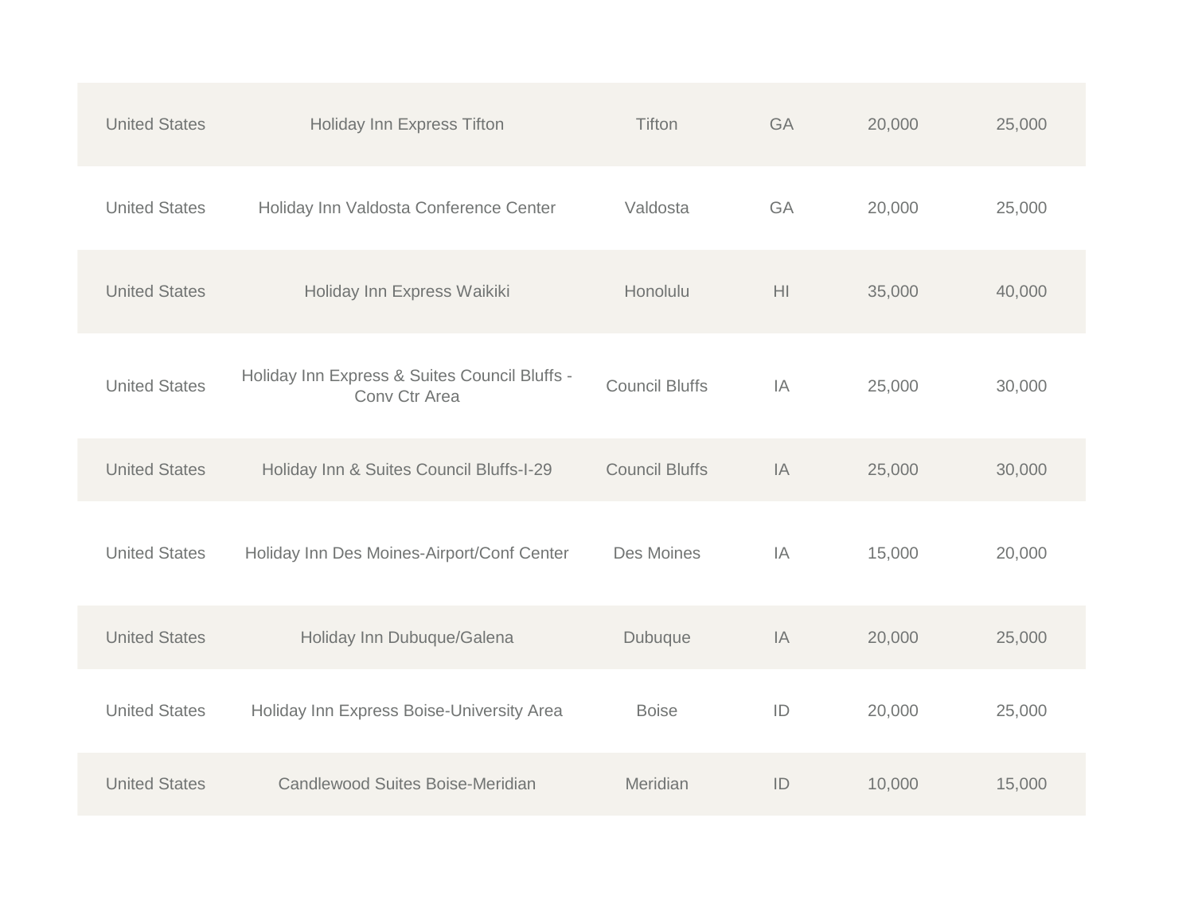| | | | | | |
|---|---|---|---|---|---|
| United States | Holiday Inn Express Tifton | Tifton | GA | 20,000 | 25,000 |
| United States | Holiday Inn Valdosta Conference Center | Valdosta | GA | 20,000 | 25,000 |
| United States | Holiday Inn Express Waikiki | Honolulu | HI | 35,000 | 40,000 |
| United States | Holiday Inn Express & Suites Council Bluffs - Conv Ctr Area | Council Bluffs | IA | 25,000 | 30,000 |
| United States | Holiday Inn & Suites Council Bluffs-I-29 | Council Bluffs | IA | 25,000 | 30,000 |
| United States | Holiday Inn Des Moines-Airport/Conf Center | Des Moines | IA | 15,000 | 20,000 |
| United States | Holiday Inn Dubuque/Galena | Dubuque | IA | 20,000 | 25,000 |
| United States | Holiday Inn Express Boise-University Area | Boise | ID | 20,000 | 25,000 |
| United States | Candlewood Suites Boise-Meridian | Meridian | ID | 10,000 | 15,000 |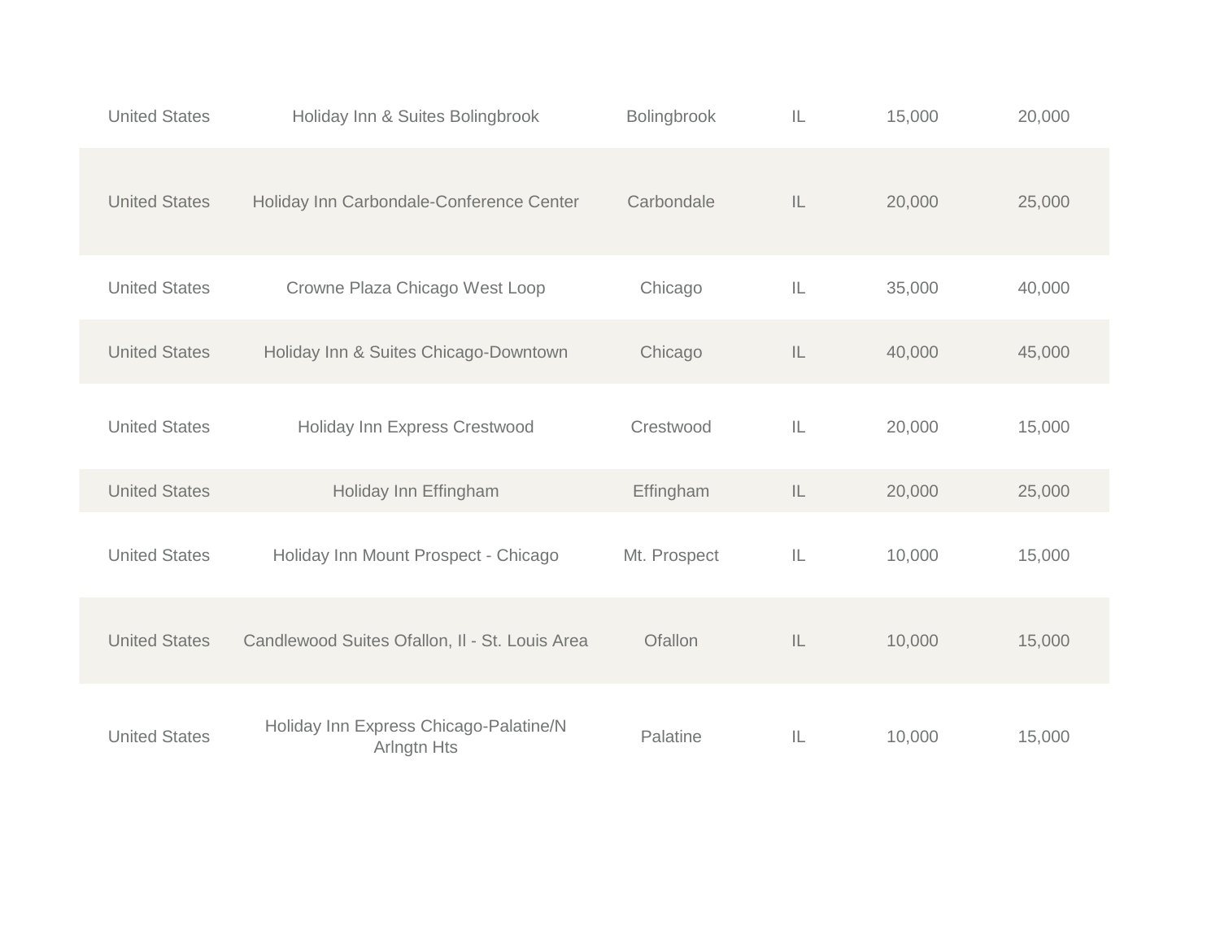| | | | | | |
|---|---|---|---|---|---|
| United States | Holiday Inn & Suites Bolingbrook | Bolingbrook | IL | 15,000 | 20,000 |
| United States | Holiday Inn Carbondale-Conference Center | Carbondale | IL | 20,000 | 25,000 |
| United States | Crowne Plaza Chicago West Loop | Chicago | IL | 35,000 | 40,000 |
| United States | Holiday Inn & Suites Chicago-Downtown | Chicago | IL | 40,000 | 45,000 |
| United States | Holiday Inn Express Crestwood | Crestwood | IL | 20,000 | 15,000 |
| United States | Holiday Inn Effingham | Effingham | IL | 20,000 | 25,000 |
| United States | Holiday Inn Mount Prospect - Chicago | Mt. Prospect | IL | 10,000 | 15,000 |
| United States | Candlewood Suites Ofallon, Il - St. Louis Area | Ofallon | IL | 10,000 | 15,000 |
| United States | Holiday Inn Express Chicago-Palatine/N Arlngtn Hts | Palatine | IL | 10,000 | 15,000 |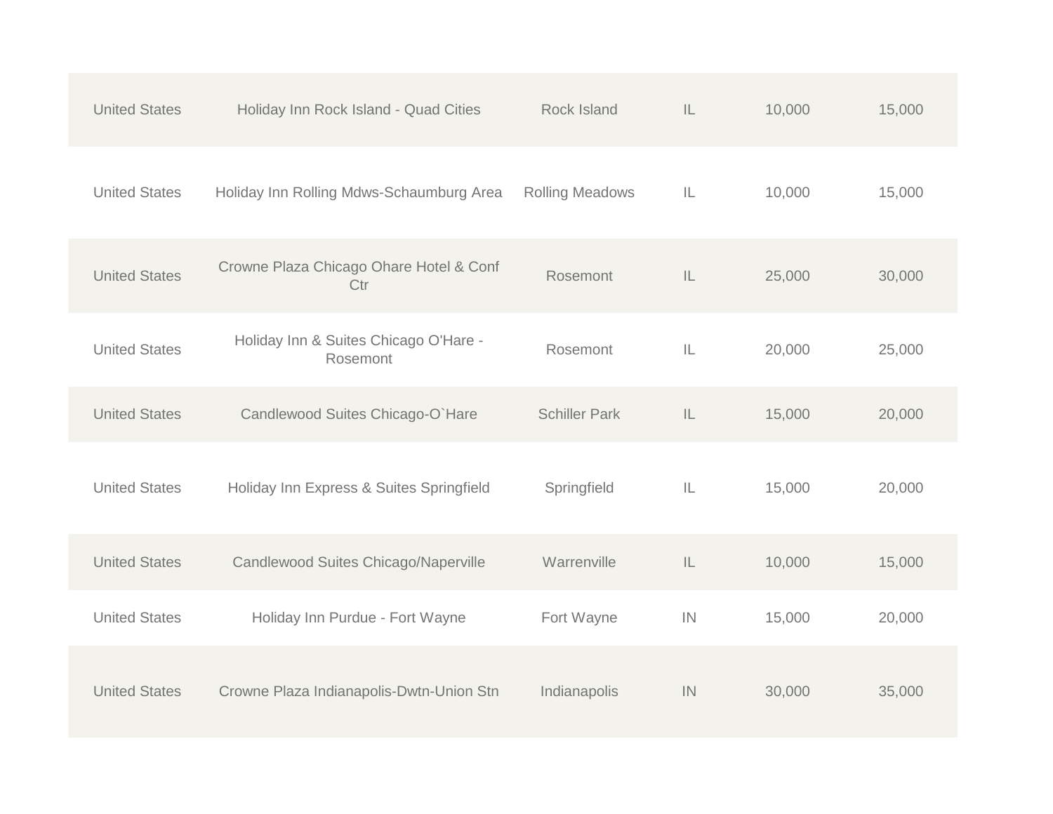| | | | | | |
|---|---|---|---|---|---|
| United States | Holiday Inn Rock Island - Quad Cities | Rock Island | IL | 10,000 | 15,000 |
| United States | Holiday Inn Rolling Mdws-Schaumburg Area | Rolling Meadows | IL | 10,000 | 15,000 |
| United States | Crowne Plaza Chicago Ohare Hotel & Conf Ctr | Rosemont | IL | 25,000 | 30,000 |
| United States | Holiday Inn & Suites Chicago O'Hare - Rosemont | Rosemont | IL | 20,000 | 25,000 |
| United States | Candlewood Suites Chicago-O`Hare | Schiller Park | IL | 15,000 | 20,000 |
| United States | Holiday Inn Express & Suites Springfield | Springfield | IL | 15,000 | 20,000 |
| United States | Candlewood Suites Chicago/Naperville | Warrenville | IL | 10,000 | 15,000 |
| United States | Holiday Inn Purdue - Fort Wayne | Fort Wayne | IN | 15,000 | 20,000 |
| United States | Crowne Plaza Indianapolis-Dwtn-Union Stn | Indianapolis | IN | 30,000 | 35,000 |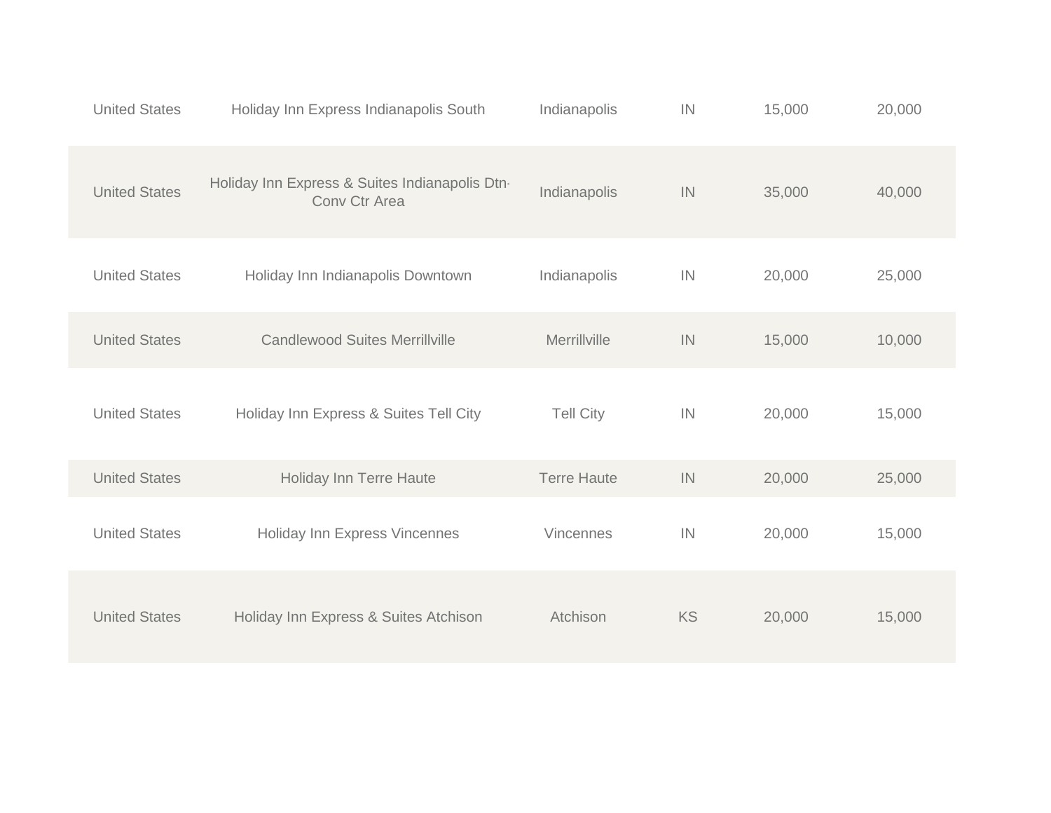| | | | | | |
|---|---|---|---|---|---|
| United States | Holiday Inn Express Indianapolis South | Indianapolis | IN | 15,000 | 20,000 |
| United States | Holiday Inn Express & Suites Indianapolis Dtn-Conv Ctr Area | Indianapolis | IN | 35,000 | 40,000 |
| United States | Holiday Inn Indianapolis Downtown | Indianapolis | IN | 20,000 | 25,000 |
| United States | Candlewood Suites Merrillville | Merrillville | IN | 15,000 | 10,000 |
| United States | Holiday Inn Express & Suites Tell City | Tell City | IN | 20,000 | 15,000 |
| United States | Holiday Inn Terre Haute | Terre Haute | IN | 20,000 | 25,000 |
| United States | Holiday Inn Express Vincennes | Vincennes | IN | 20,000 | 15,000 |
| United States | Holiday Inn Express & Suites Atchison | Atchison | KS | 20,000 | 15,000 |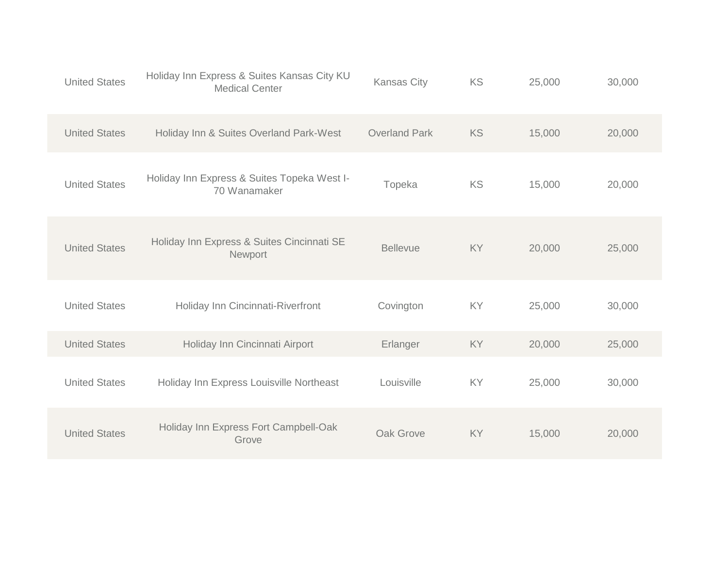| | | | | | |
|---|---|---|---|---|---|
| United States | Holiday Inn Express & Suites Kansas City KU Medical Center | Kansas City | KS | 25,000 | 30,000 |
| United States | Holiday Inn & Suites Overland Park-West | Overland Park | KS | 15,000 | 20,000 |
| United States | Holiday Inn Express & Suites Topeka West I-70 Wanamaker | Topeka | KS | 15,000 | 20,000 |
| United States | Holiday Inn Express & Suites Cincinnati SE Newport | Bellevue | KY | 20,000 | 25,000 |
| United States | Holiday Inn Cincinnati-Riverfront | Covington | KY | 25,000 | 30,000 |
| United States | Holiday Inn Cincinnati Airport | Erlanger | KY | 20,000 | 25,000 |
| United States | Holiday Inn Express Louisville Northeast | Louisville | KY | 25,000 | 30,000 |
| United States | Holiday Inn Express Fort Campbell-Oak Grove | Oak Grove | KY | 15,000 | 20,000 |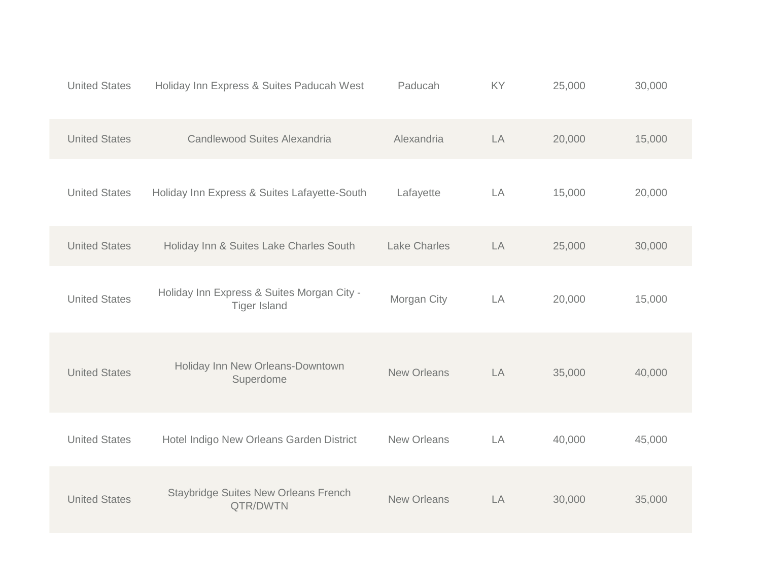| | | | | | |
|---|---|---|---|---|---|
| United States | Holiday Inn Express & Suites Paducah West | Paducah | KY | 25,000 | 30,000 |
| United States | Candlewood Suites Alexandria | Alexandria | LA | 20,000 | 15,000 |
| United States | Holiday Inn Express & Suites Lafayette-South | Lafayette | LA | 15,000 | 20,000 |
| United States | Holiday Inn & Suites Lake Charles South | Lake Charles | LA | 25,000 | 30,000 |
| United States | Holiday Inn Express & Suites Morgan City - Tiger Island | Morgan City | LA | 20,000 | 15,000 |
| United States | Holiday Inn New Orleans-Downtown Superdome | New Orleans | LA | 35,000 | 40,000 |
| United States | Hotel Indigo New Orleans Garden District | New Orleans | LA | 40,000 | 45,000 |
| United States | Staybridge Suites New Orleans French QTR/DWTN | New Orleans | LA | 30,000 | 35,000 |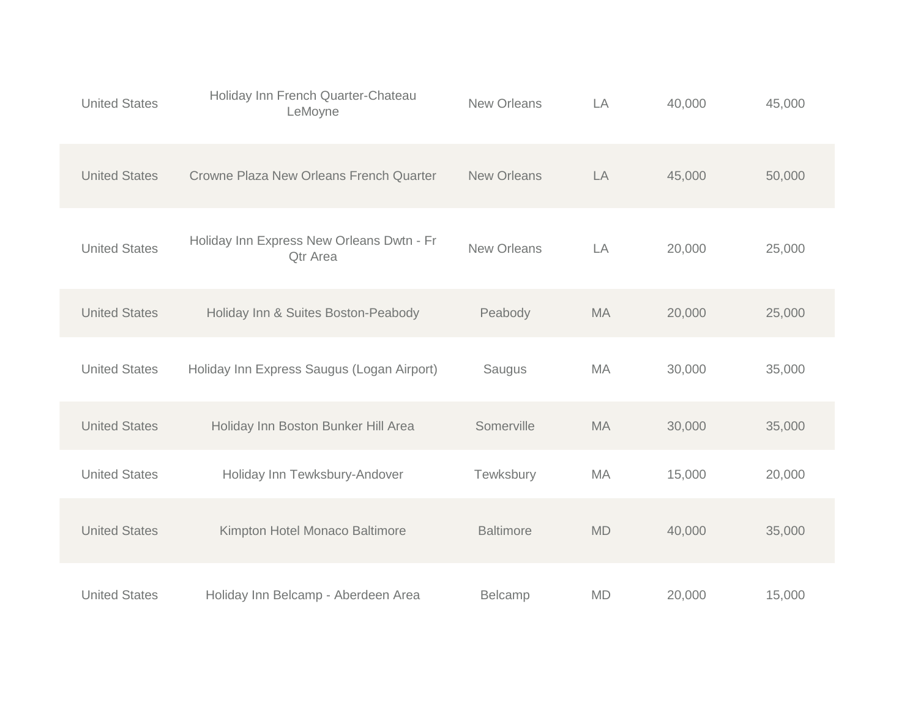| | | | | | |
|---|---|---|---|---|---|
| United States | Holiday Inn French Quarter-Chateau LeMoyne | New Orleans | LA | 40,000 | 45,000 |
| United States | Crowne Plaza New Orleans French Quarter | New Orleans | LA | 45,000 | 50,000 |
| United States | Holiday Inn Express New Orleans Dwtn - Fr Qtr Area | New Orleans | LA | 20,000 | 25,000 |
| United States | Holiday Inn & Suites Boston-Peabody | Peabody | MA | 20,000 | 25,000 |
| United States | Holiday Inn Express Saugus (Logan Airport) | Saugus | MA | 30,000 | 35,000 |
| United States | Holiday Inn Boston Bunker Hill Area | Somerville | MA | 30,000 | 35,000 |
| United States | Holiday Inn Tewksbury-Andover | Tewksbury | MA | 15,000 | 20,000 |
| United States | Kimpton Hotel Monaco Baltimore | Baltimore | MD | 40,000 | 35,000 |
| United States | Holiday Inn Belcamp - Aberdeen Area | Belcamp | MD | 20,000 | 15,000 |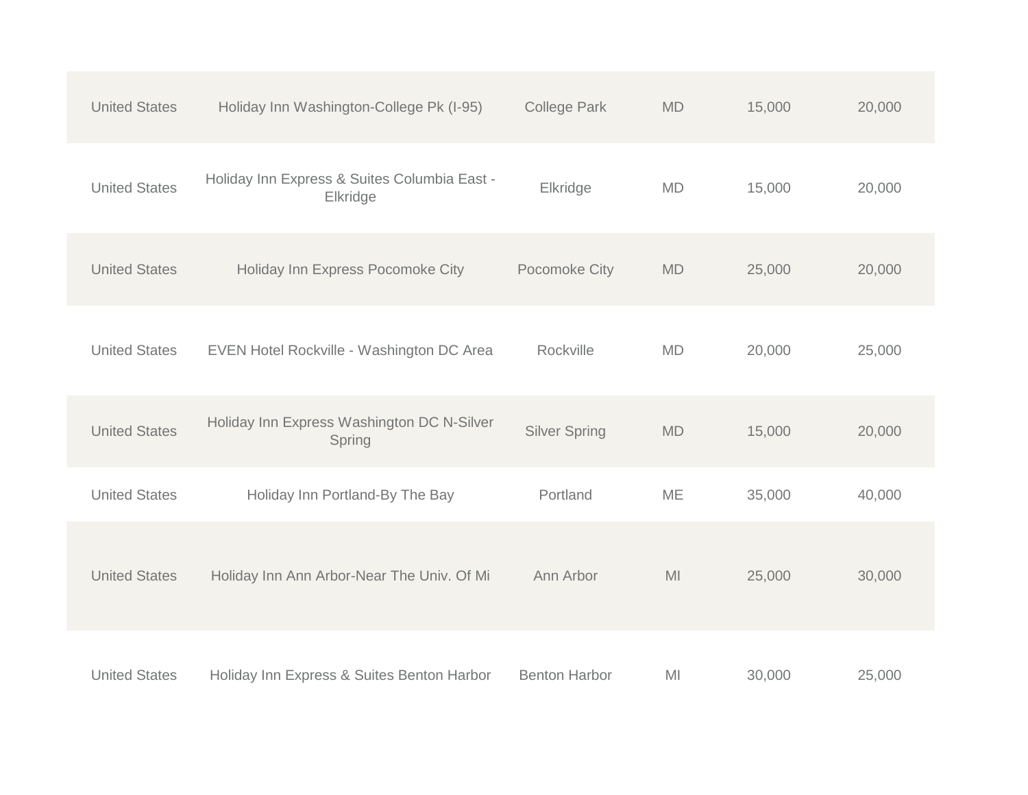| | | | | | |
|---|---|---|---|---|---|
| United States | Holiday Inn Washington-College Pk (I-95) | College Park | MD | 15,000 | 20,000 |
| United States | Holiday Inn Express & Suites Columbia East - Elkridge | Elkridge | MD | 15,000 | 20,000 |
| United States | Holiday Inn Express Pocomoke City | Pocomoke City | MD | 25,000 | 20,000 |
| United States | EVEN Hotel Rockville - Washington DC Area | Rockville | MD | 20,000 | 25,000 |
| United States | Holiday Inn Express Washington DC N-Silver Spring | Silver Spring | MD | 15,000 | 20,000 |
| United States | Holiday Inn Portland-By The Bay | Portland | ME | 35,000 | 40,000 |
| United States | Holiday Inn Ann Arbor-Near The Univ. Of Mi | Ann Arbor | MI | 25,000 | 30,000 |
| United States | Holiday Inn Express & Suites Benton Harbor | Benton Harbor | MI | 30,000 | 25,000 |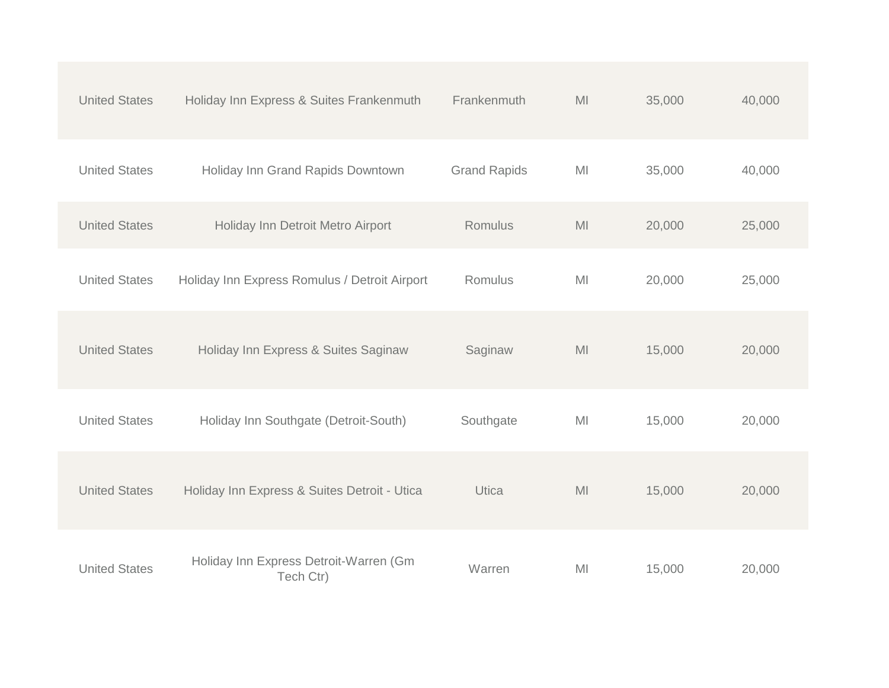| | | | | | |
|---|---|---|---|---|---|
| United States | Holiday Inn Express & Suites Frankenmuth | Frankenmuth | MI | 35,000 | 40,000 |
| United States | Holiday Inn Grand Rapids Downtown | Grand Rapids | MI | 35,000 | 40,000 |
| United States | Holiday Inn Detroit Metro Airport | Romulus | MI | 20,000 | 25,000 |
| United States | Holiday Inn Express Romulus / Detroit Airport | Romulus | MI | 20,000 | 25,000 |
| United States | Holiday Inn Express & Suites Saginaw | Saginaw | MI | 15,000 | 20,000 |
| United States | Holiday Inn Southgate (Detroit-South) | Southgate | MI | 15,000 | 20,000 |
| United States | Holiday Inn Express & Suites Detroit - Utica | Utica | MI | 15,000 | 20,000 |
| United States | Holiday Inn Express Detroit-Warren (Gm Tech Ctr) | Warren | MI | 15,000 | 20,000 |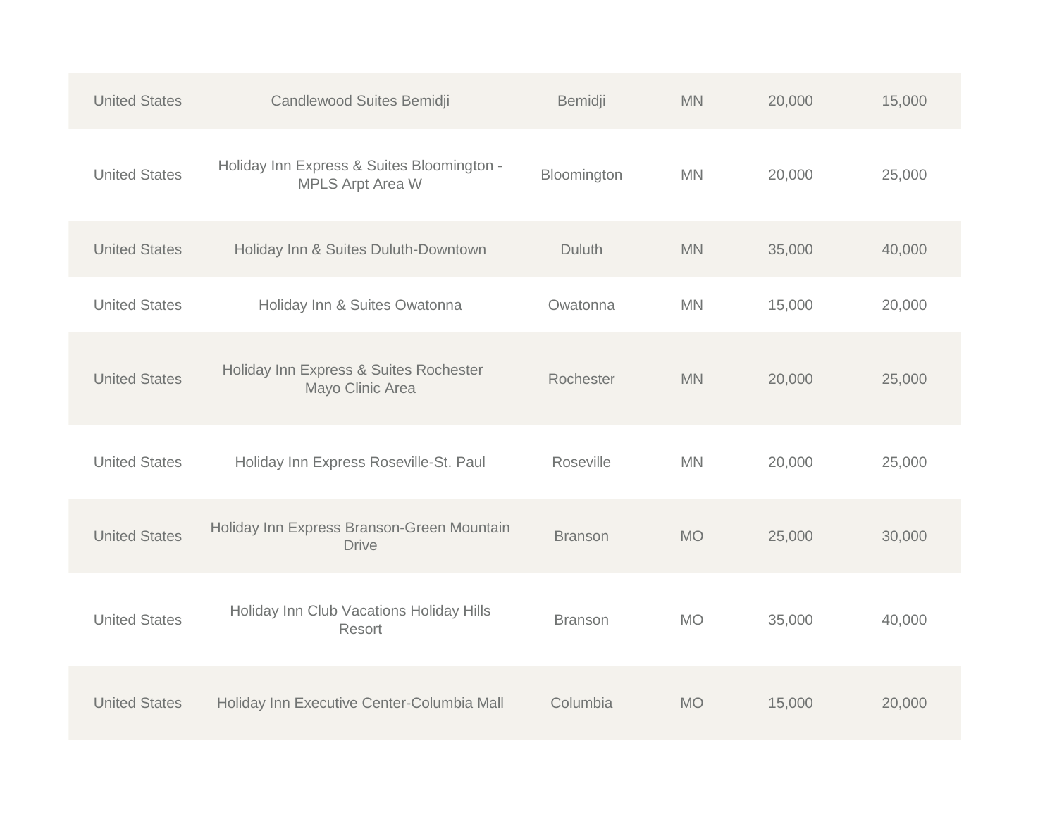| | | | | | |
|---|---|---|---|---|---|
| United States | Candlewood Suites Bemidji | Bemidji | MN | 20,000 | 15,000 |
| United States | Holiday Inn Express & Suites Bloomington - MPLS Arpt Area W | Bloomington | MN | 20,000 | 25,000 |
| United States | Holiday Inn & Suites Duluth-Downtown | Duluth | MN | 35,000 | 40,000 |
| United States | Holiday Inn & Suites Owatonna | Owatonna | MN | 15,000 | 20,000 |
| United States | Holiday Inn Express & Suites Rochester Mayo Clinic Area | Rochester | MN | 20,000 | 25,000 |
| United States | Holiday Inn Express Roseville-St. Paul | Roseville | MN | 20,000 | 25,000 |
| United States | Holiday Inn Express Branson-Green Mountain Drive | Branson | MO | 25,000 | 30,000 |
| United States | Holiday Inn Club Vacations Holiday Hills Resort | Branson | MO | 35,000 | 40,000 |
| United States | Holiday Inn Executive Center-Columbia Mall | Columbia | MO | 15,000 | 20,000 |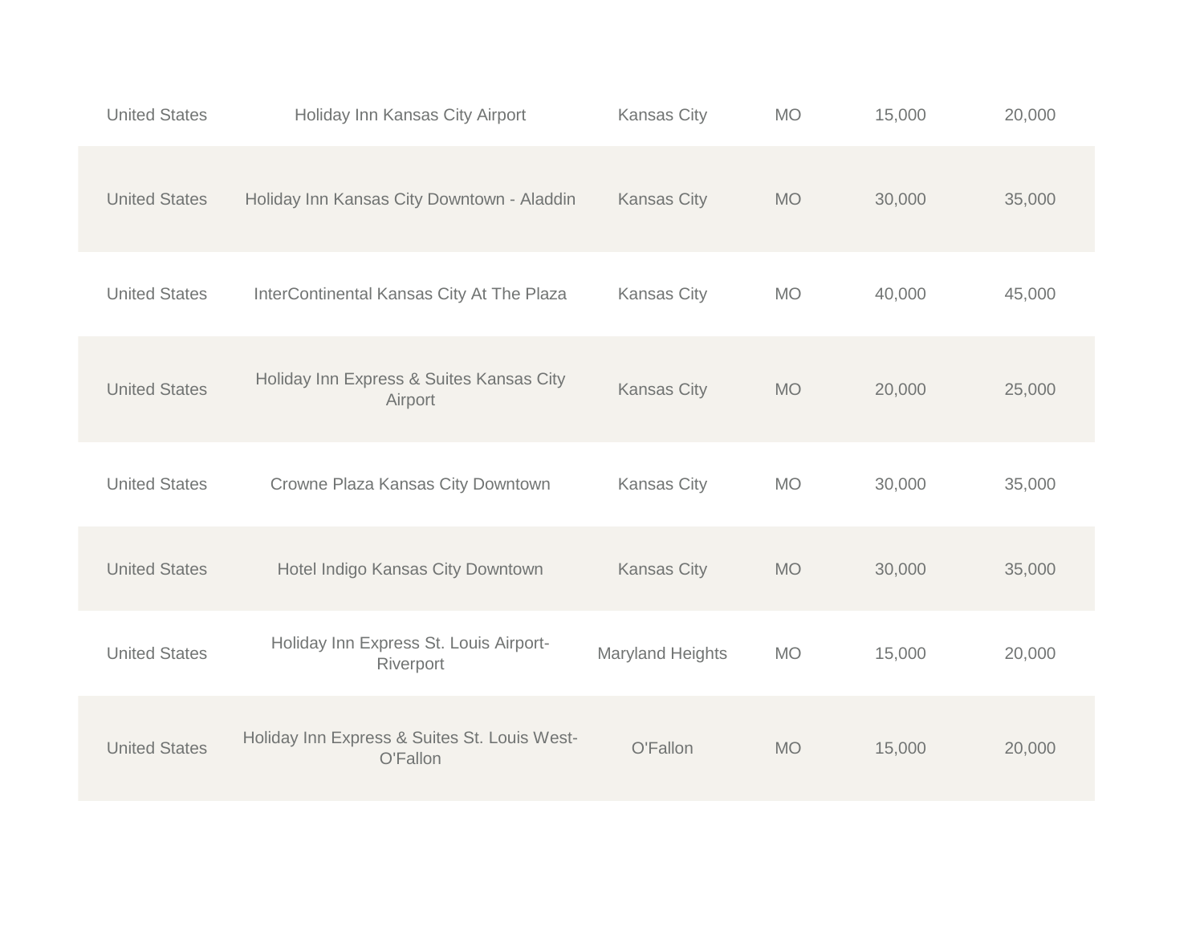| | | | | | |
|---|---|---|---|---|---|
| United States | Holiday Inn Kansas City Airport | Kansas City | MO | 15,000 | 20,000 |
| United States | Holiday Inn Kansas City Downtown - Aladdin | Kansas City | MO | 30,000 | 35,000 |
| United States | InterContinental Kansas City At The Plaza | Kansas City | MO | 40,000 | 45,000 |
| United States | Holiday Inn Express & Suites Kansas City Airport | Kansas City | MO | 20,000 | 25,000 |
| United States | Crowne Plaza Kansas City Downtown | Kansas City | MO | 30,000 | 35,000 |
| United States | Hotel Indigo Kansas City Downtown | Kansas City | MO | 30,000 | 35,000 |
| United States | Holiday Inn Express St. Louis Airport-Riverport | Maryland Heights | MO | 15,000 | 20,000 |
| United States | Holiday Inn Express & Suites St. Louis West-O'Fallon | O'Fallon | MO | 15,000 | 20,000 |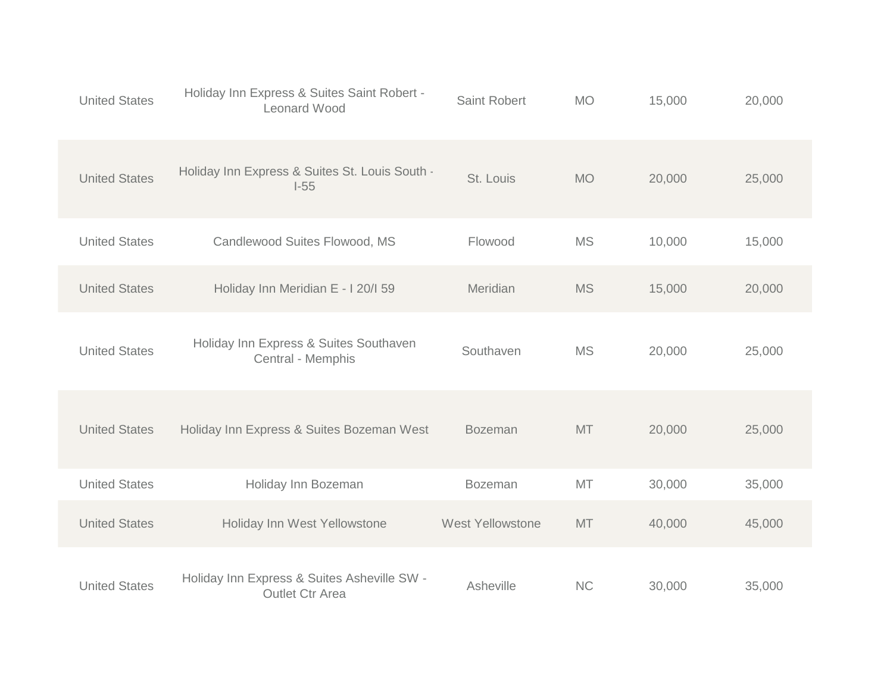| | | | | | |
|---|---|---|---|---|---|
| United States | Holiday Inn Express & Suites Saint Robert - Leonard Wood | Saint Robert | MO | 15,000 | 20,000 |
| United States | Holiday Inn Express & Suites St. Louis South - I-55 | St. Louis | MO | 20,000 | 25,000 |
| United States | Candlewood Suites Flowood, MS | Flowood | MS | 10,000 | 15,000 |
| United States | Holiday Inn Meridian E - I 20/I 59 | Meridian | MS | 15,000 | 20,000 |
| United States | Holiday Inn Express & Suites Southaven Central - Memphis | Southaven | MS | 20,000 | 25,000 |
| United States | Holiday Inn Express & Suites Bozeman West | Bozeman | MT | 20,000 | 25,000 |
| United States | Holiday Inn Bozeman | Bozeman | MT | 30,000 | 35,000 |
| United States | Holiday Inn West Yellowstone | West Yellowstone | MT | 40,000 | 45,000 |
| United States | Holiday Inn Express & Suites Asheville SW - Outlet Ctr Area | Asheville | NC | 30,000 | 35,000 |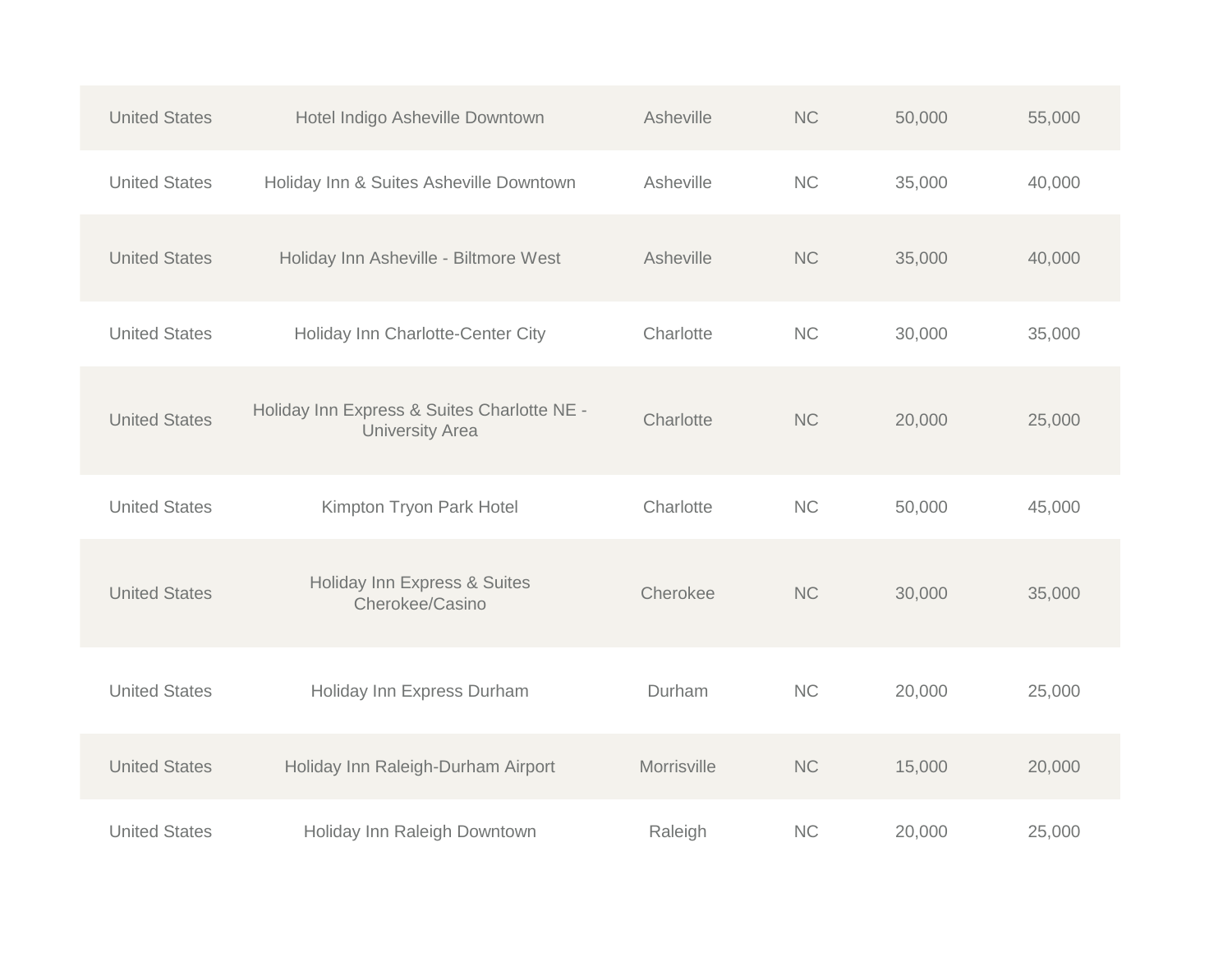| | | | | | |
|---|---|---|---|---|---|
| United States | Hotel Indigo Asheville Downtown | Asheville | NC | 50,000 | 55,000 |
| United States | Holiday Inn & Suites Asheville Downtown | Asheville | NC | 35,000 | 40,000 |
| United States | Holiday Inn Asheville - Biltmore West | Asheville | NC | 35,000 | 40,000 |
| United States | Holiday Inn Charlotte-Center City | Charlotte | NC | 30,000 | 35,000 |
| United States | Holiday Inn Express & Suites Charlotte NE - University Area | Charlotte | NC | 20,000 | 25,000 |
| United States | Kimpton Tryon Park Hotel | Charlotte | NC | 50,000 | 45,000 |
| United States | Holiday Inn Express & Suites Cherokee/Casino | Cherokee | NC | 30,000 | 35,000 |
| United States | Holiday Inn Express Durham | Durham | NC | 20,000 | 25,000 |
| United States | Holiday Inn Raleigh-Durham Airport | Morrisville | NC | 15,000 | 20,000 |
| United States | Holiday Inn Raleigh Downtown | Raleigh | NC | 20,000 | 25,000 |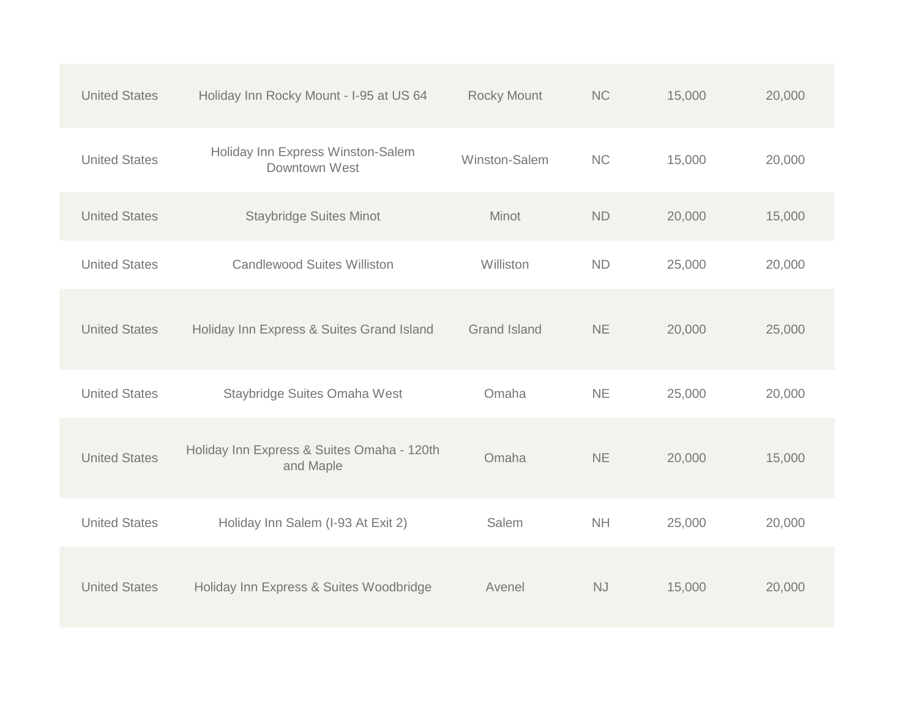| | | | | | |
|---|---|---|---|---|---|
| United States | Holiday Inn Rocky Mount - I-95 at US 64 | Rocky Mount | NC | 15,000 | 20,000 |
| United States | Holiday Inn Express Winston-Salem Downtown West | Winston-Salem | NC | 15,000 | 20,000 |
| United States | Staybridge Suites Minot | Minot | ND | 20,000 | 15,000 |
| United States | Candlewood Suites Williston | Williston | ND | 25,000 | 20,000 |
| United States | Holiday Inn Express & Suites Grand Island | Grand Island | NE | 20,000 | 25,000 |
| United States | Staybridge Suites Omaha West | Omaha | NE | 25,000 | 20,000 |
| United States | Holiday Inn Express & Suites Omaha - 120th and Maple | Omaha | NE | 20,000 | 15,000 |
| United States | Holiday Inn Salem (I-93 At Exit 2) | Salem | NH | 25,000 | 20,000 |
| United States | Holiday Inn Express & Suites Woodbridge | Avenel | NJ | 15,000 | 20,000 |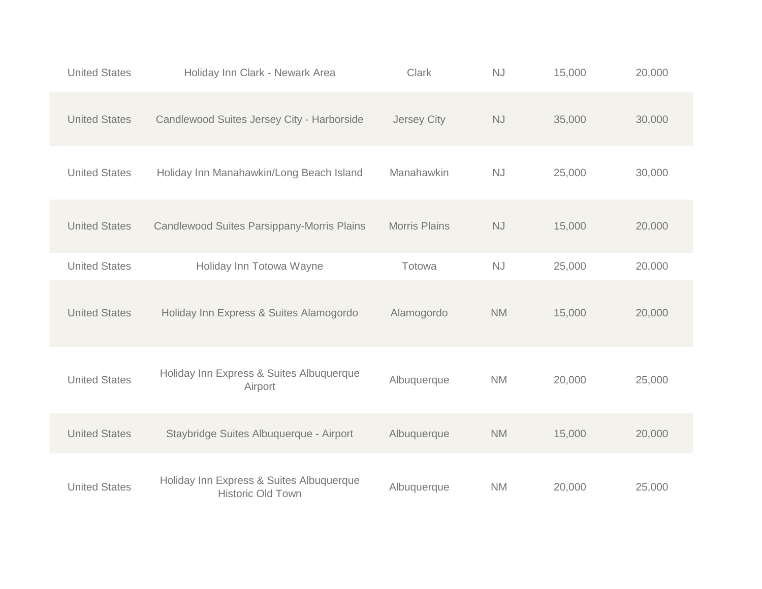| | | | | | |
|---|---|---|---|---|---|
| United States | Holiday Inn Clark - Newark Area | Clark | NJ | 15,000 | 20,000 |
| United States | Candlewood Suites Jersey City - Harborside | Jersey City | NJ | 35,000 | 30,000 |
| United States | Holiday Inn Manahawkin/Long Beach Island | Manahawkin | NJ | 25,000 | 30,000 |
| United States | Candlewood Suites Parsippany-Morris Plains | Morris Plains | NJ | 15,000 | 20,000 |
| United States | Holiday Inn Totowa Wayne | Totowa | NJ | 25,000 | 20,000 |
| United States | Holiday Inn Express & Suites Alamogordo | Alamogordo | NM | 15,000 | 20,000 |
| United States | Holiday Inn Express & Suites Albuquerque Airport | Albuquerque | NM | 20,000 | 25,000 |
| United States | Staybridge Suites Albuquerque - Airport | Albuquerque | NM | 15,000 | 20,000 |
| United States | Holiday Inn Express & Suites Albuquerque Historic Old Town | Albuquerque | NM | 20,000 | 25,000 |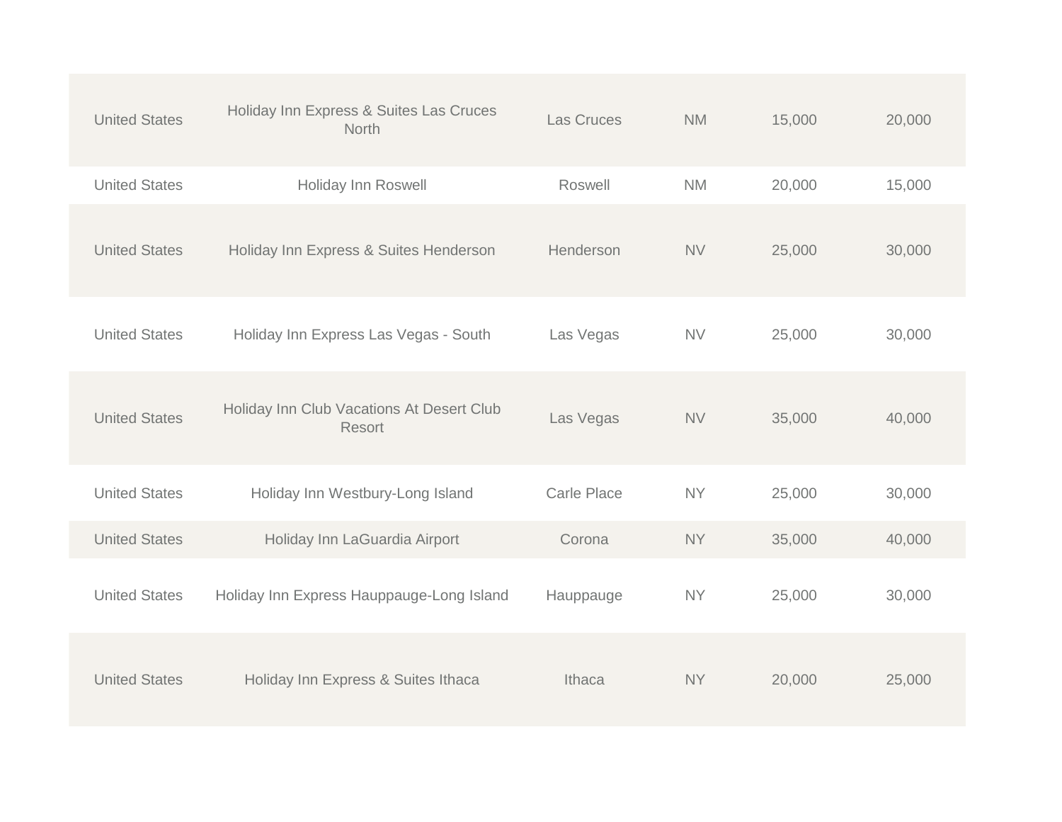| | | | | | |
|---|---|---|---|---|---|
| United States | Holiday Inn Express & Suites Las Cruces North | Las Cruces | NM | 15,000 | 20,000 |
| United States | Holiday Inn Roswell | Roswell | NM | 20,000 | 15,000 |
| United States | Holiday Inn Express & Suites Henderson | Henderson | NV | 25,000 | 30,000 |
| United States | Holiday Inn Express Las Vegas - South | Las Vegas | NV | 25,000 | 30,000 |
| United States | Holiday Inn Club Vacations At Desert Club Resort | Las Vegas | NV | 35,000 | 40,000 |
| United States | Holiday Inn Westbury-Long Island | Carle Place | NY | 25,000 | 30,000 |
| United States | Holiday Inn LaGuardia Airport | Corona | NY | 35,000 | 40,000 |
| United States | Holiday Inn Express Hauppauge-Long Island | Hauppauge | NY | 25,000 | 30,000 |
| United States | Holiday Inn Express & Suites Ithaca | Ithaca | NY | 20,000 | 25,000 |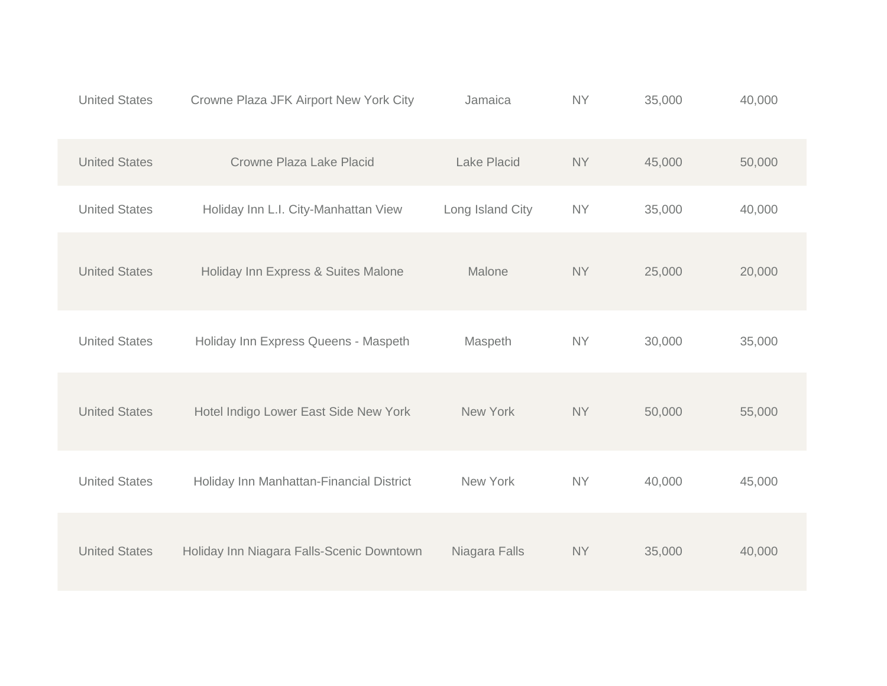| | | | | | |
|---|---|---|---|---|---|
| United States | Crowne Plaza JFK Airport New York City | Jamaica | NY | 35,000 | 40,000 |
| United States | Crowne Plaza Lake Placid | Lake Placid | NY | 45,000 | 50,000 |
| United States | Holiday Inn L.I. City-Manhattan View | Long Island City | NY | 35,000 | 40,000 |
| United States | Holiday Inn Express & Suites Malone | Malone | NY | 25,000 | 20,000 |
| United States | Holiday Inn Express Queens - Maspeth | Maspeth | NY | 30,000 | 35,000 |
| United States | Hotel Indigo Lower East Side New York | New York | NY | 50,000 | 55,000 |
| United States | Holiday Inn Manhattan-Financial District | New York | NY | 40,000 | 45,000 |
| United States | Holiday Inn Niagara Falls-Scenic Downtown | Niagara Falls | NY | 35,000 | 40,000 |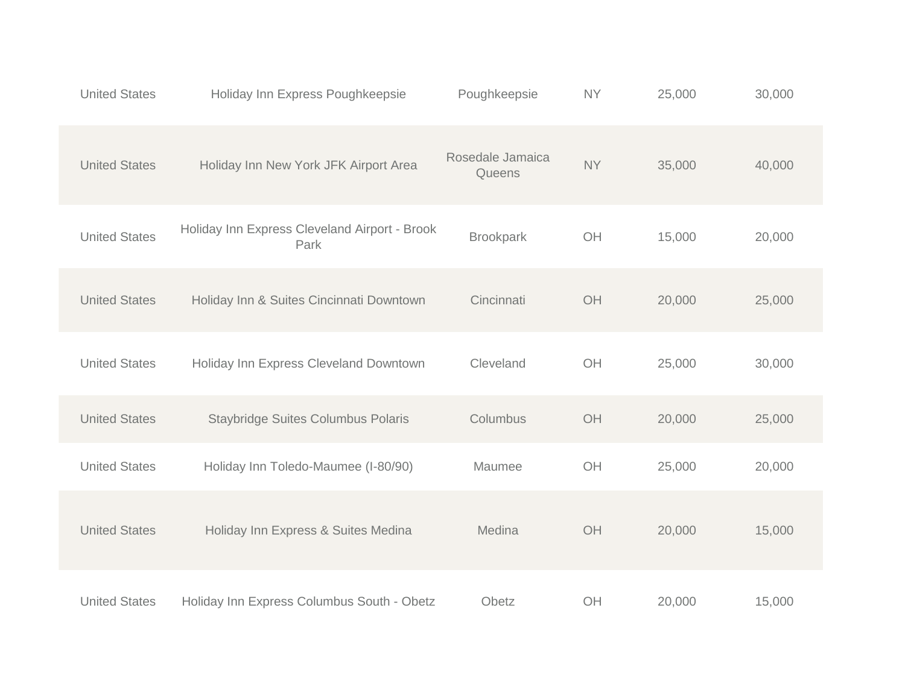| | | | | | |
|---|---|---|---|---|---|
| United States | Holiday Inn Express Poughkeepsie | Poughkeepsie | NY | 25,000 | 30,000 |
| United States | Holiday Inn New York JFK Airport Area | Rosedale Jamaica Queens | NY | 35,000 | 40,000 |
| United States | Holiday Inn Express Cleveland Airport - Brook Park | Brookpark | OH | 15,000 | 20,000 |
| United States | Holiday Inn & Suites Cincinnati Downtown | Cincinnati | OH | 20,000 | 25,000 |
| United States | Holiday Inn Express Cleveland Downtown | Cleveland | OH | 25,000 | 30,000 |
| United States | Staybridge Suites Columbus Polaris | Columbus | OH | 20,000 | 25,000 |
| United States | Holiday Inn Toledo-Maumee (I-80/90) | Maumee | OH | 25,000 | 20,000 |
| United States | Holiday Inn Express & Suites Medina | Medina | OH | 20,000 | 15,000 |
| United States | Holiday Inn Express Columbus South - Obetz | Obetz | OH | 20,000 | 15,000 |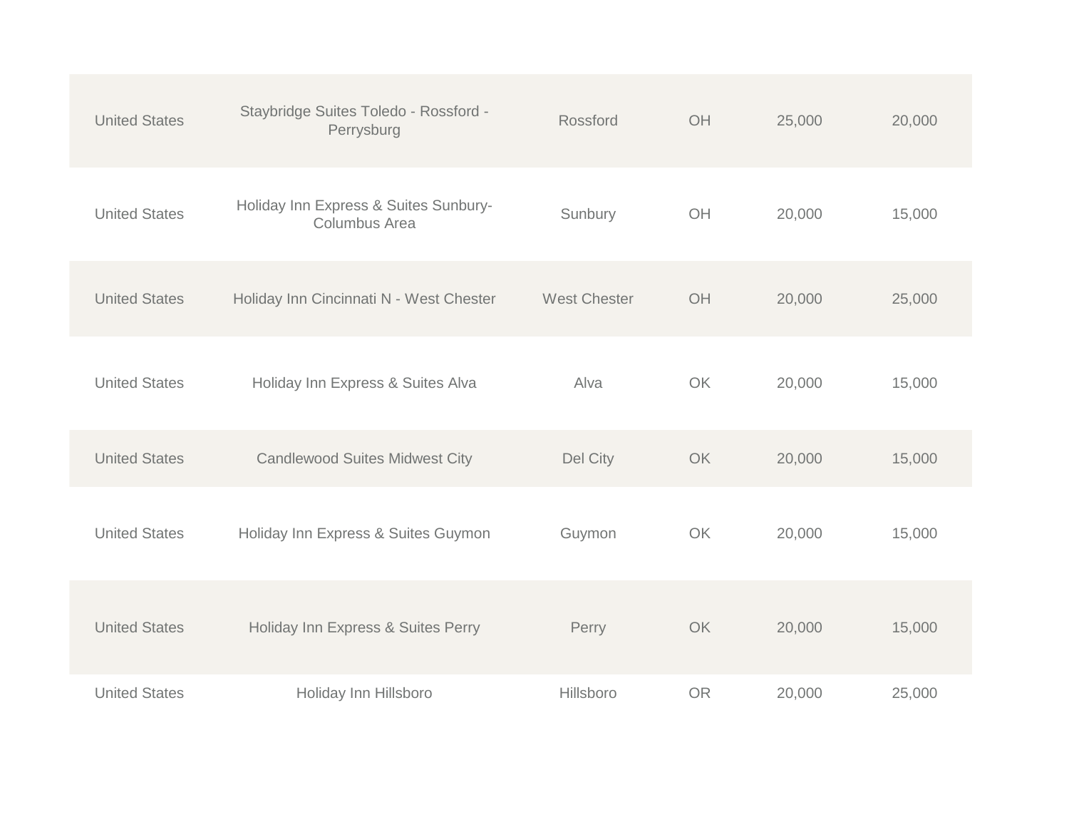| | | | | | |
|---|---|---|---|---|---|
| United States | Staybridge Suites Toledo - Rossford - Perrysburg | Rossford | OH | 25,000 | 20,000 |
| United States | Holiday Inn Express & Suites Sunbury-Columbus Area | Sunbury | OH | 20,000 | 15,000 |
| United States | Holiday Inn Cincinnati N - West Chester | West Chester | OH | 20,000 | 25,000 |
| United States | Holiday Inn Express & Suites Alva | Alva | OK | 20,000 | 15,000 |
| United States | Candlewood Suites Midwest City | Del City | OK | 20,000 | 15,000 |
| United States | Holiday Inn Express & Suites Guymon | Guymon | OK | 20,000 | 15,000 |
| United States | Holiday Inn Express & Suites Perry | Perry | OK | 20,000 | 15,000 |
| United States | Holiday Inn Hillsboro | Hillsboro | OR | 20,000 | 25,000 |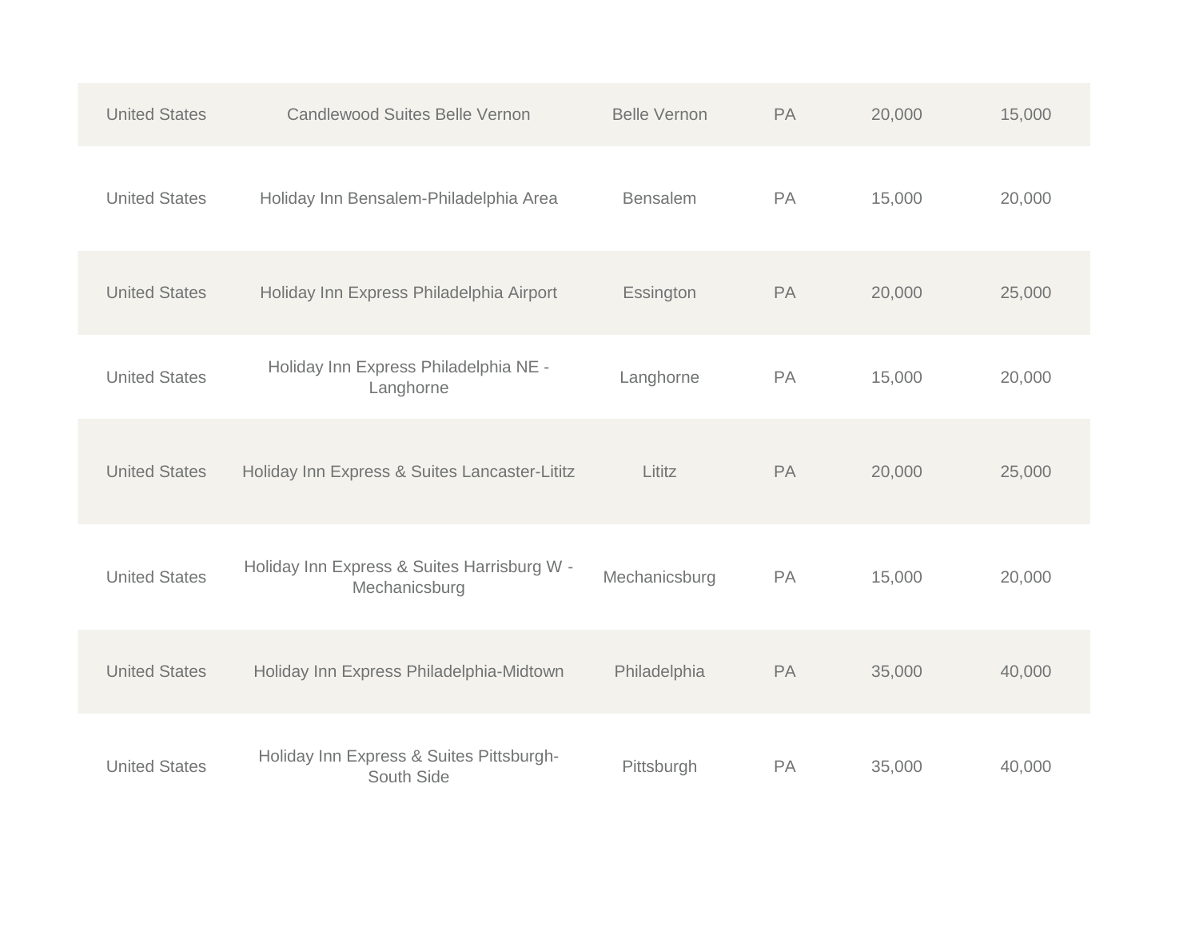| | | | | | |
|---|---|---|---|---|---|
| United States | Candlewood Suites Belle Vernon | Belle Vernon | PA | 20,000 | 15,000 |
| United States | Holiday Inn Bensalem-Philadelphia Area | Bensalem | PA | 15,000 | 20,000 |
| United States | Holiday Inn Express Philadelphia Airport | Essington | PA | 20,000 | 25,000 |
| United States | Holiday Inn Express Philadelphia NE - Langhorne | Langhorne | PA | 15,000 | 20,000 |
| United States | Holiday Inn Express & Suites Lancaster-Lititz | Lititz | PA | 20,000 | 25,000 |
| United States | Holiday Inn Express & Suites Harrisburg W - Mechanicsburg | Mechanicsburg | PA | 15,000 | 20,000 |
| United States | Holiday Inn Express Philadelphia-Midtown | Philadelphia | PA | 35,000 | 40,000 |
| United States | Holiday Inn Express & Suites Pittsburgh-South Side | Pittsburgh | PA | 35,000 | 40,000 |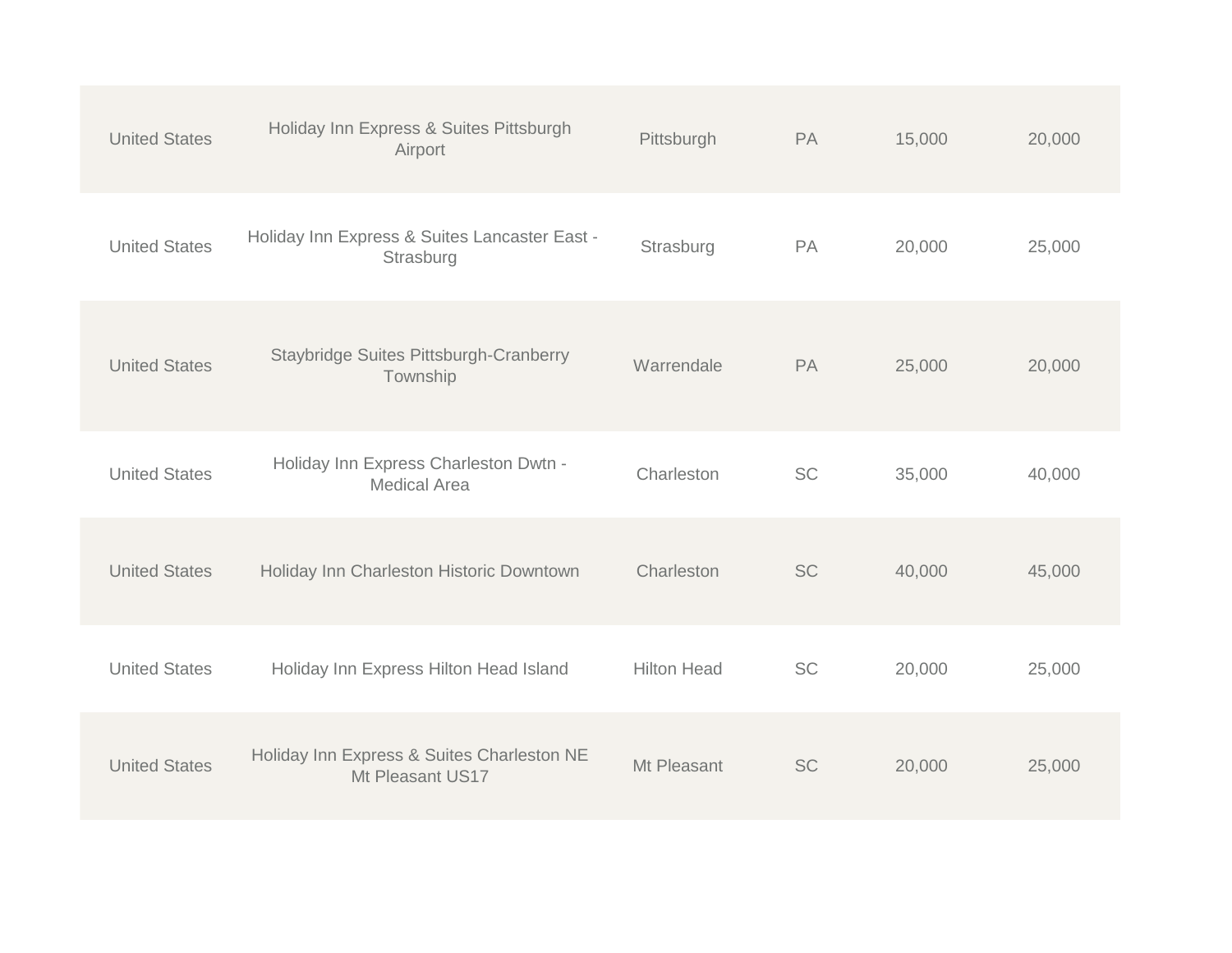| | | | | | |
|---|---|---|---|---|---|
| United States | Holiday Inn Express & Suites Pittsburgh Airport | Pittsburgh | PA | 15,000 | 20,000 |
| United States | Holiday Inn Express & Suites Lancaster East - Strasburg | Strasburg | PA | 20,000 | 25,000 |
| United States | Staybridge Suites Pittsburgh-Cranberry Township | Warrendale | PA | 25,000 | 20,000 |
| United States | Holiday Inn Express Charleston Dwtn - Medical Area | Charleston | SC | 35,000 | 40,000 |
| United States | Holiday Inn Charleston Historic Downtown | Charleston | SC | 40,000 | 45,000 |
| United States | Holiday Inn Express Hilton Head Island | Hilton Head | SC | 20,000 | 25,000 |
| United States | Holiday Inn Express & Suites Charleston NE Mt Pleasant US17 | Mt Pleasant | SC | 20,000 | 25,000 |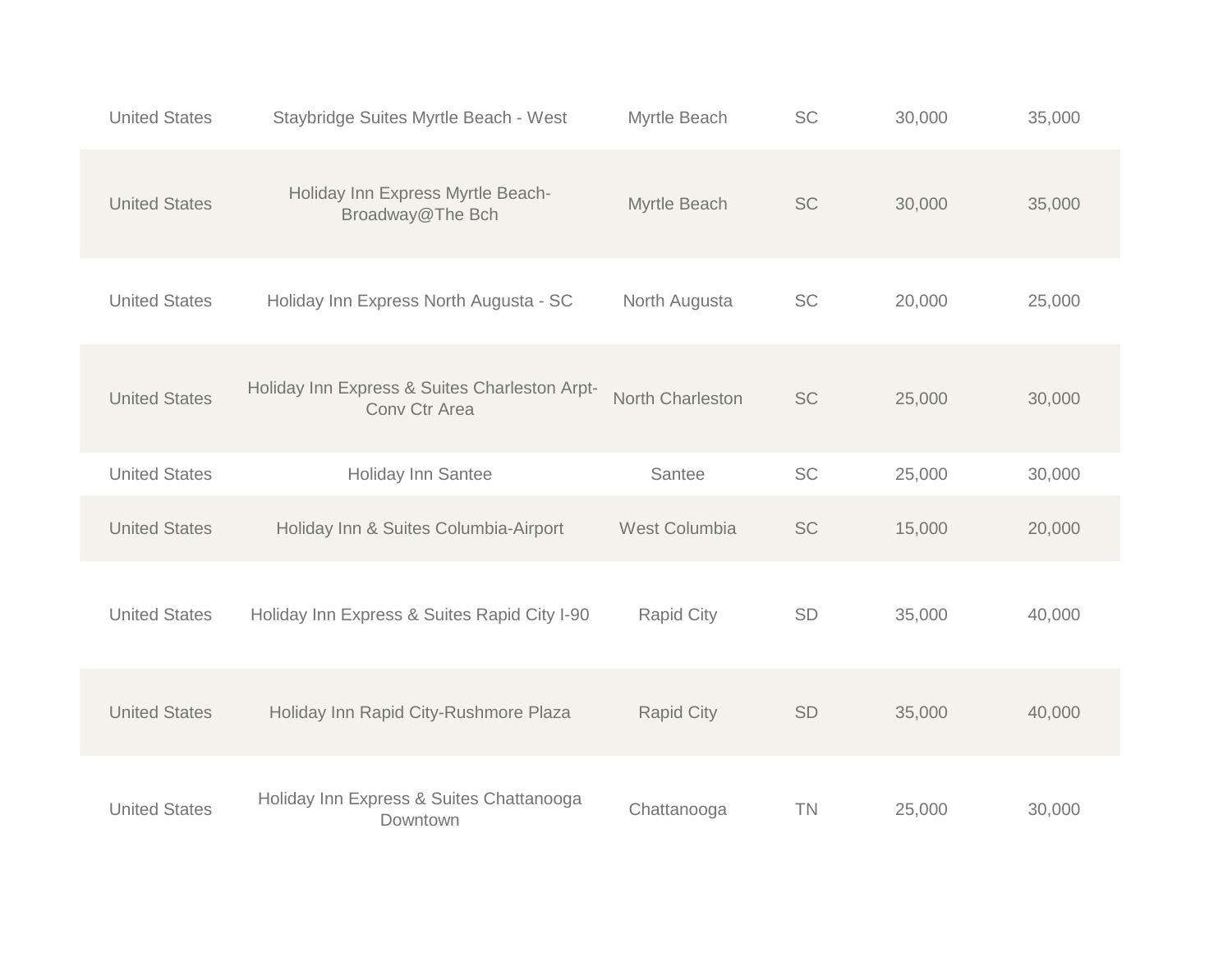| | | | | | |
|---|---|---|---|---|---|
| United States | Staybridge Suites Myrtle Beach - West | Myrtle Beach | SC | 30,000 | 35,000 |
| United States | Holiday Inn Express Myrtle Beach-Broadway@The Bch | Myrtle Beach | SC | 30,000 | 35,000 |
| United States | Holiday Inn Express North Augusta - SC | North Augusta | SC | 20,000 | 25,000 |
| United States | Holiday Inn Express & Suites Charleston Arpt-Conv Ctr Area | North Charleston | SC | 25,000 | 30,000 |
| United States | Holiday Inn Santee | Santee | SC | 25,000 | 30,000 |
| United States | Holiday Inn & Suites Columbia-Airport | West Columbia | SC | 15,000 | 20,000 |
| United States | Holiday Inn Express & Suites Rapid City I-90 | Rapid City | SD | 35,000 | 40,000 |
| United States | Holiday Inn Rapid City-Rushmore Plaza | Rapid City | SD | 35,000 | 40,000 |
| United States | Holiday Inn Express & Suites Chattanooga Downtown | Chattanooga | TN | 25,000 | 30,000 |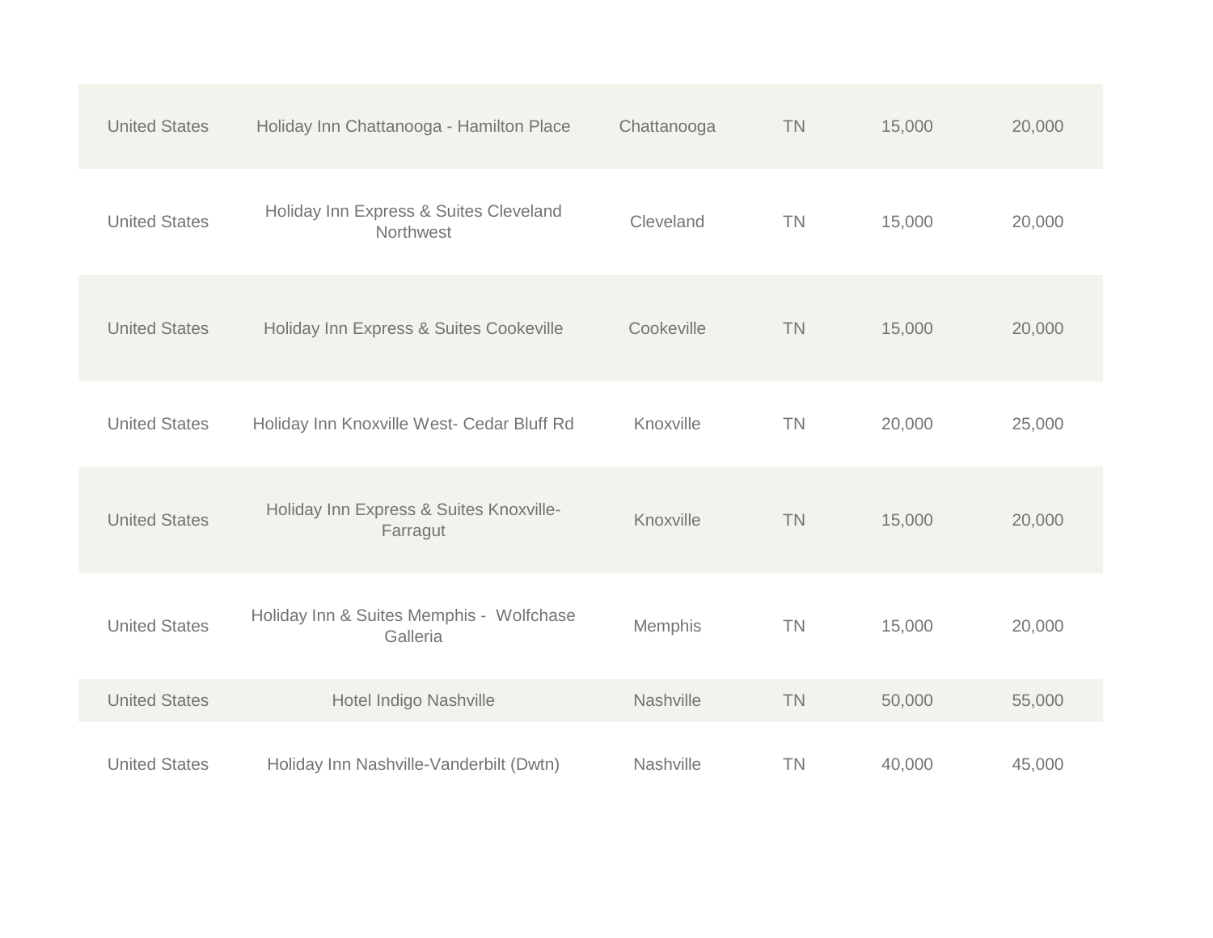| | | | | | |
|---|---|---|---|---|---|
| United States | Holiday Inn Chattanooga - Hamilton Place | Chattanooga | TN | 15,000 | 20,000 |
| United States | Holiday Inn Express & Suites Cleveland Northwest | Cleveland | TN | 15,000 | 20,000 |
| United States | Holiday Inn Express & Suites Cookeville | Cookeville | TN | 15,000 | 20,000 |
| United States | Holiday Inn Knoxville West- Cedar Bluff Rd | Knoxville | TN | 20,000 | 25,000 |
| United States | Holiday Inn Express & Suites Knoxville-Farragut | Knoxville | TN | 15,000 | 20,000 |
| United States | Holiday Inn & Suites Memphis - Wolfchase Galleria | Memphis | TN | 15,000 | 20,000 |
| United States | Hotel Indigo Nashville | Nashville | TN | 50,000 | 55,000 |
| United States | Holiday Inn Nashville-Vanderbilt (Dwtn) | Nashville | TN | 40,000 | 45,000 |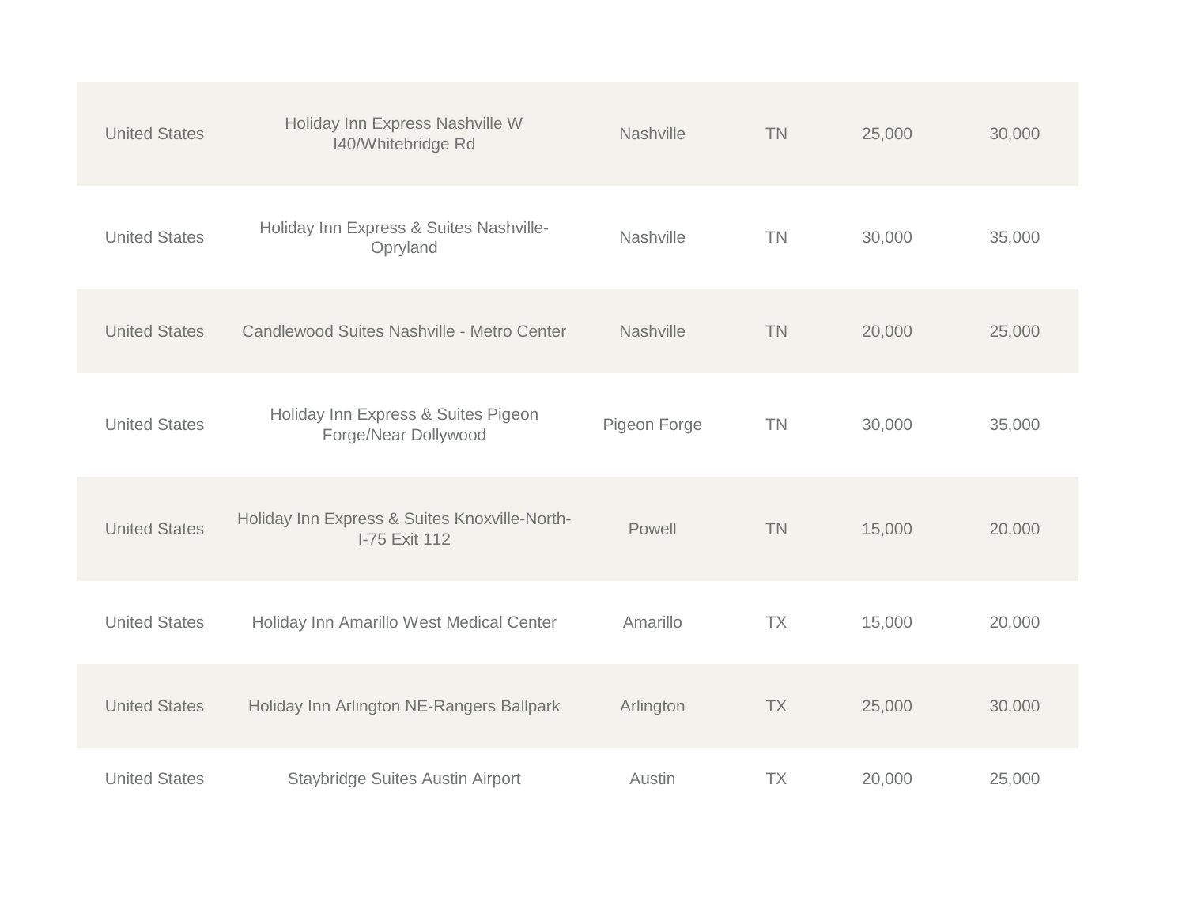| | | | | | |
|---|---|---|---|---|---|
| United States | Holiday Inn Express Nashville W I40/Whitebridge Rd | Nashville | TN | 25,000 | 30,000 |
| United States | Holiday Inn Express & Suites Nashville-Opryland | Nashville | TN | 30,000 | 35,000 |
| United States | Candlewood Suites Nashville - Metro Center | Nashville | TN | 20,000 | 25,000 |
| United States | Holiday Inn Express & Suites Pigeon Forge/Near Dollywood | Pigeon Forge | TN | 30,000 | 35,000 |
| United States | Holiday Inn Express & Suites Knoxville-North-I-75 Exit 112 | Powell | TN | 15,000 | 20,000 |
| United States | Holiday Inn Amarillo West Medical Center | Amarillo | TX | 15,000 | 20,000 |
| United States | Holiday Inn Arlington NE-Rangers Ballpark | Arlington | TX | 25,000 | 30,000 |
| United States | Staybridge Suites Austin Airport | Austin | TX | 20,000 | 25,000 |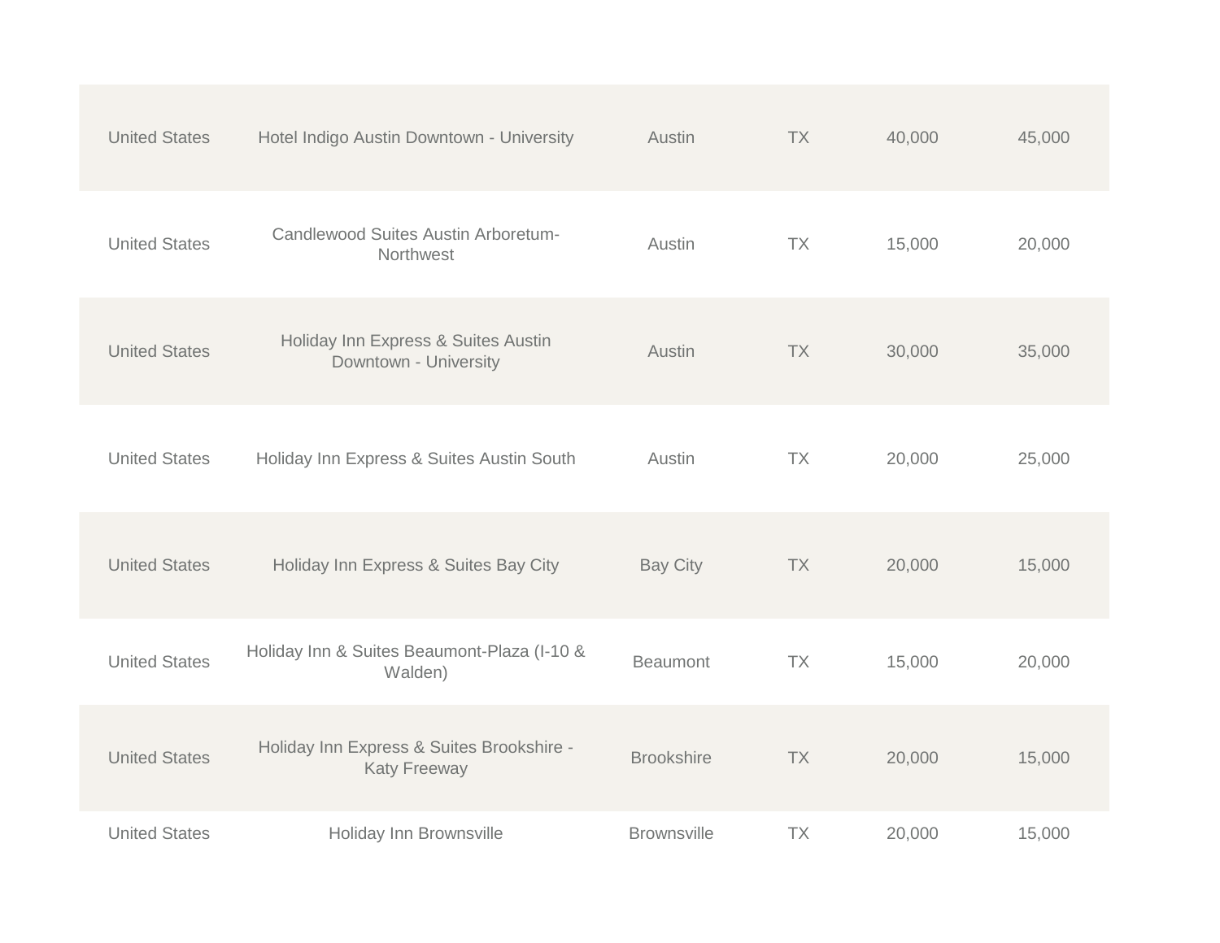| | | | | | |
|---|---|---|---|---|---|
| United States | Hotel Indigo Austin Downtown - University | Austin | TX | 40,000 | 45,000 |
| United States | Candlewood Suites Austin Arboretum-Northwest | Austin | TX | 15,000 | 20,000 |
| United States | Holiday Inn Express & Suites Austin Downtown - University | Austin | TX | 30,000 | 35,000 |
| United States | Holiday Inn Express & Suites Austin South | Austin | TX | 20,000 | 25,000 |
| United States | Holiday Inn Express & Suites Bay City | Bay City | TX | 20,000 | 15,000 |
| United States | Holiday Inn & Suites Beaumont-Plaza (I-10 & Walden) | Beaumont | TX | 15,000 | 20,000 |
| United States | Holiday Inn Express & Suites Brookshire - Katy Freeway | Brookshire | TX | 20,000 | 15,000 |
| United States | Holiday Inn Brownsville | Brownsville | TX | 20,000 | 15,000 |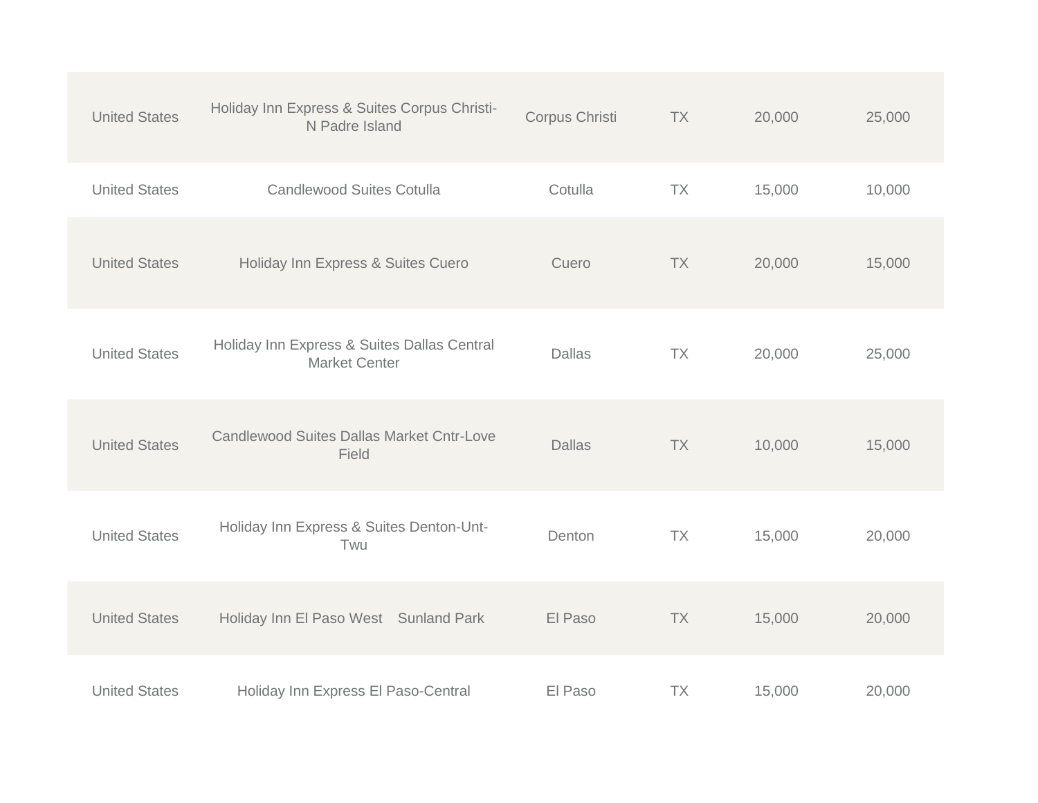| | | | | | |
|---|---|---|---|---|---|
| United States | Holiday Inn Express & Suites Corpus Christi-N Padre Island | Corpus Christi | TX | 20,000 | 25,000 |
| United States | Candlewood Suites Cotulla | Cotulla | TX | 15,000 | 10,000 |
| United States | Holiday Inn Express & Suites Cuero | Cuero | TX | 20,000 | 15,000 |
| United States | Holiday Inn Express & Suites Dallas Central Market Center | Dallas | TX | 20,000 | 25,000 |
| United States | Candlewood Suites Dallas Market Cntr-Love Field | Dallas | TX | 10,000 | 15,000 |
| United States | Holiday Inn Express & Suites Denton-Unt-Twu | Denton | TX | 15,000 | 20,000 |
| United States | Holiday Inn El Paso West Sunland Park | El Paso | TX | 15,000 | 20,000 |
| United States | Holiday Inn Express El Paso-Central | El Paso | TX | 15,000 | 20,000 |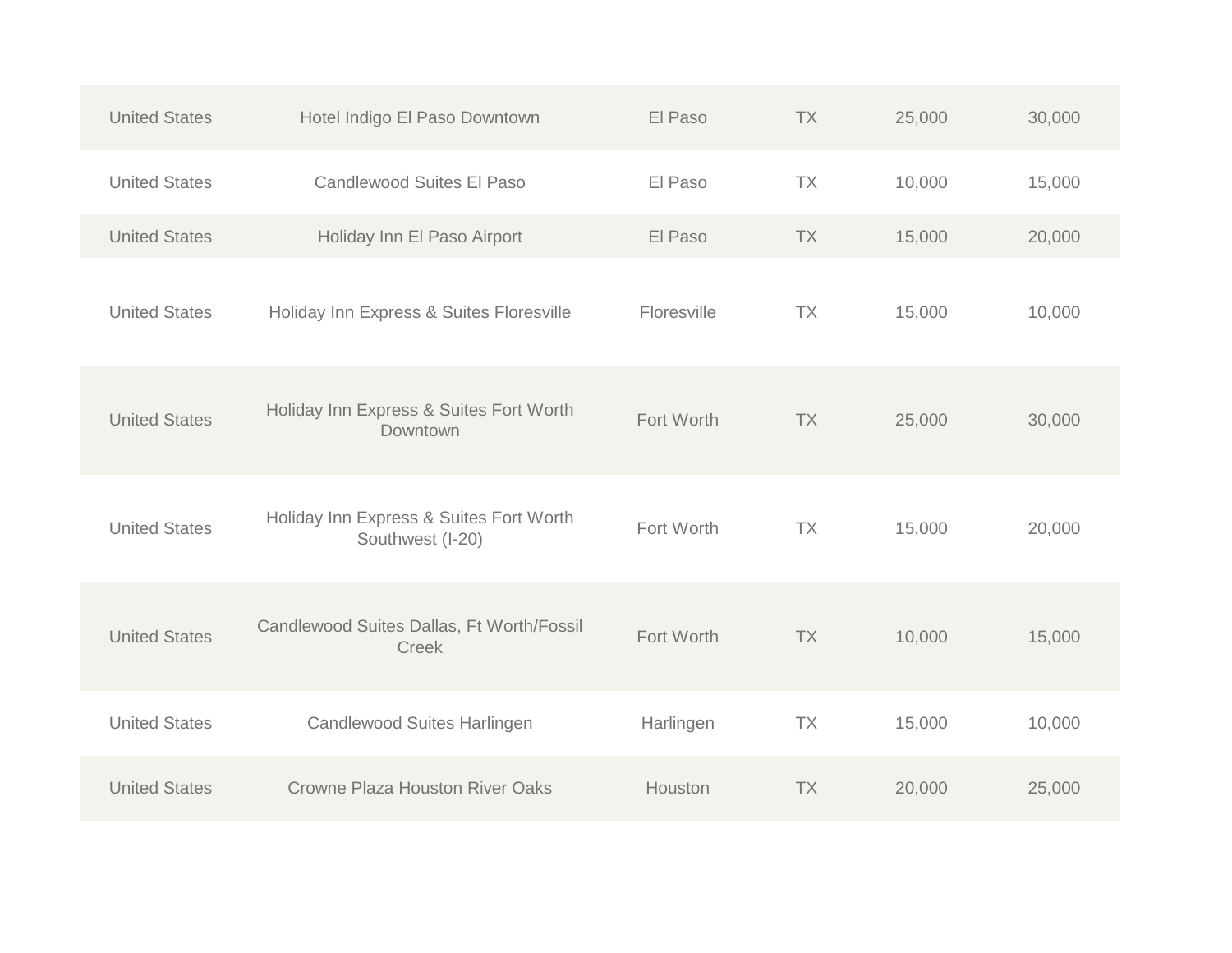| | | | | | |
|---|---|---|---|---|---|
| United States | Hotel Indigo El Paso Downtown | El Paso | TX | 25,000 | 30,000 |
| United States | Candlewood Suites El Paso | El Paso | TX | 10,000 | 15,000 |
| United States | Holiday Inn El Paso Airport | El Paso | TX | 15,000 | 20,000 |
| United States | Holiday Inn Express & Suites Floresville | Floresville | TX | 15,000 | 10,000 |
| United States | Holiday Inn Express & Suites Fort Worth Downtown | Fort Worth | TX | 25,000 | 30,000 |
| United States | Holiday Inn Express & Suites Fort Worth Southwest (I-20) | Fort Worth | TX | 15,000 | 20,000 |
| United States | Candlewood Suites Dallas, Ft Worth/Fossil Creek | Fort Worth | TX | 10,000 | 15,000 |
| United States | Candlewood Suites Harlingen | Harlingen | TX | 15,000 | 10,000 |
| United States | Crowne Plaza Houston River Oaks | Houston | TX | 20,000 | 25,000 |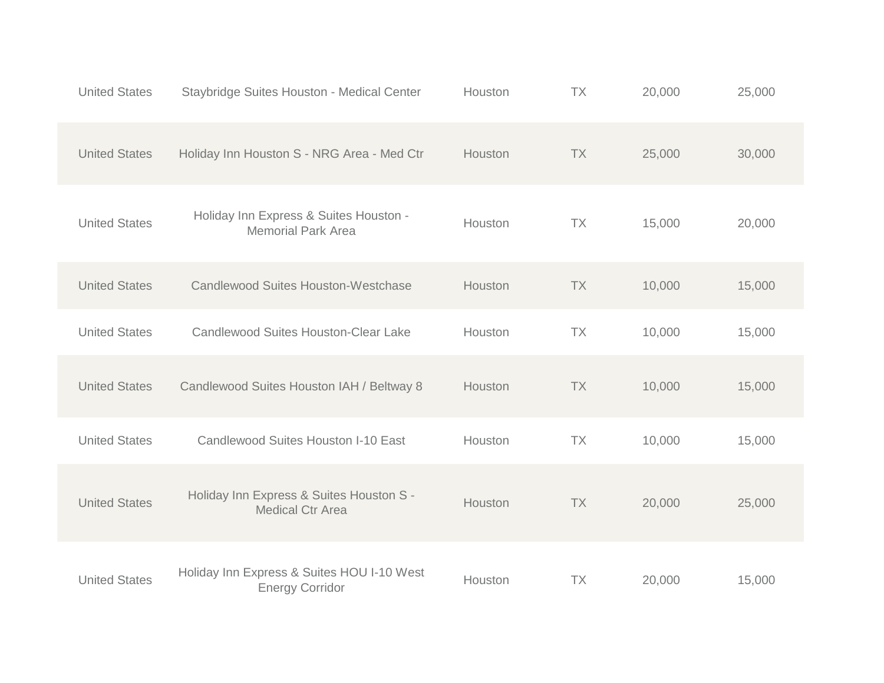| | | | | | |
|---|---|---|---|---|---|
| United States | Staybridge Suites Houston - Medical Center | Houston | TX | 20,000 | 25,000 |
| United States | Holiday Inn Houston S - NRG Area - Med Ctr | Houston | TX | 25,000 | 30,000 |
| United States | Holiday Inn Express & Suites Houston - Memorial Park Area | Houston | TX | 15,000 | 20,000 |
| United States | Candlewood Suites Houston-Westchase | Houston | TX | 10,000 | 15,000 |
| United States | Candlewood Suites Houston-Clear Lake | Houston | TX | 10,000 | 15,000 |
| United States | Candlewood Suites Houston IAH / Beltway 8 | Houston | TX | 10,000 | 15,000 |
| United States | Candlewood Suites Houston I-10 East | Houston | TX | 10,000 | 15,000 |
| United States | Holiday Inn Express & Suites Houston S - Medical Ctr Area | Houston | TX | 20,000 | 25,000 |
| United States | Holiday Inn Express & Suites HOU I-10 West Energy Corridor | Houston | TX | 20,000 | 15,000 |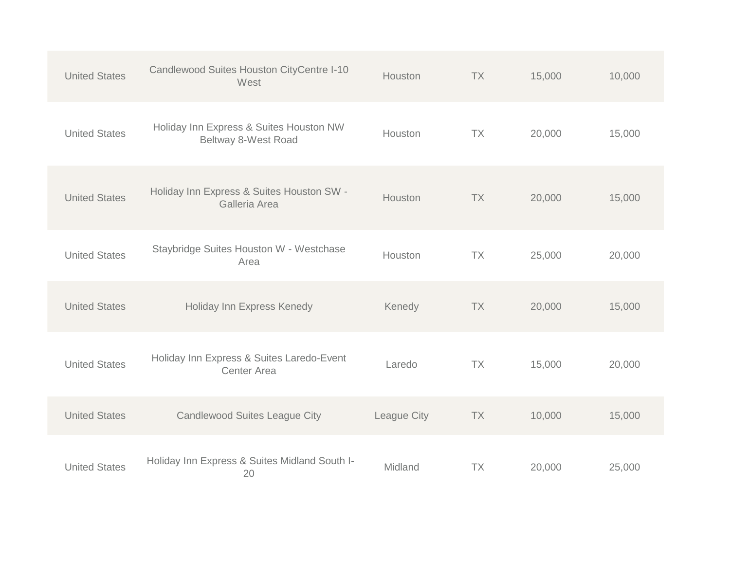| | | | | | |
|---|---|---|---|---|---|
| United States | Candlewood Suites Houston CityCentre I-10 West | Houston | TX | 15,000 | 10,000 |
| United States | Holiday Inn Express & Suites Houston NW Beltway 8-West Road | Houston | TX | 20,000 | 15,000 |
| United States | Holiday Inn Express & Suites Houston SW - Galleria Area | Houston | TX | 20,000 | 15,000 |
| United States | Staybridge Suites Houston W - Westchase Area | Houston | TX | 25,000 | 20,000 |
| United States | Holiday Inn Express Kenedy | Kenedy | TX | 20,000 | 15,000 |
| United States | Holiday Inn Express & Suites Laredo-Event Center Area | Laredo | TX | 15,000 | 20,000 |
| United States | Candlewood Suites League City | League City | TX | 10,000 | 15,000 |
| United States | Holiday Inn Express & Suites Midland South I-20 | Midland | TX | 20,000 | 25,000 |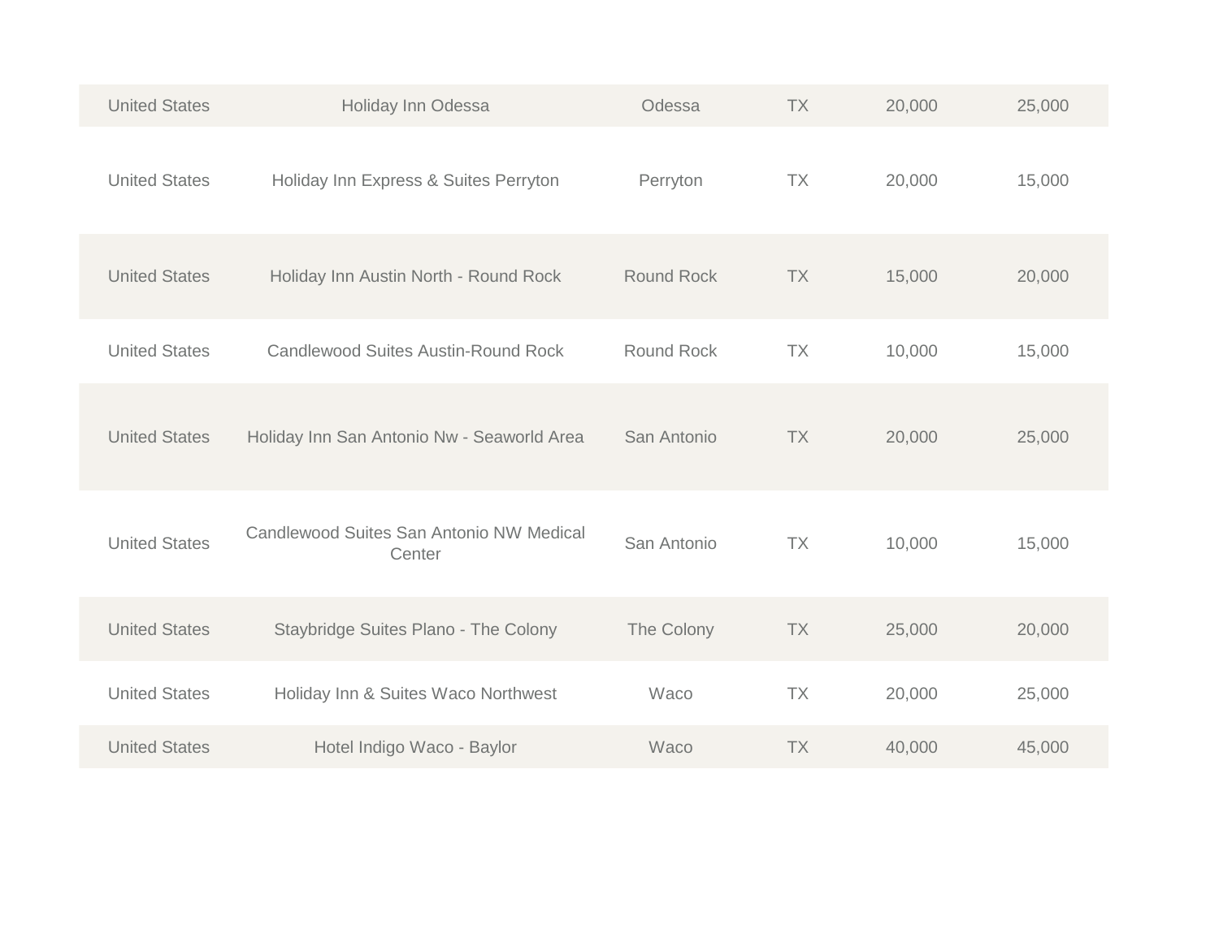| | | | | | |
|---|---|---|---|---|---|
| United States | Holiday Inn Odessa | Odessa | TX | 20,000 | 25,000 |
| United States | Holiday Inn Express & Suites Perryton | Perryton | TX | 20,000 | 15,000 |
| United States | Holiday Inn Austin North - Round Rock | Round Rock | TX | 15,000 | 20,000 |
| United States | Candlewood Suites Austin-Round Rock | Round Rock | TX | 10,000 | 15,000 |
| United States | Holiday Inn San Antonio Nw - Seaworld Area | San Antonio | TX | 20,000 | 25,000 |
| United States | Candlewood Suites San Antonio NW Medical Center | San Antonio | TX | 10,000 | 15,000 |
| United States | Staybridge Suites Plano - The Colony | The Colony | TX | 25,000 | 20,000 |
| United States | Holiday Inn & Suites Waco Northwest | Waco | TX | 20,000 | 25,000 |
| United States | Hotel Indigo Waco - Baylor | Waco | TX | 40,000 | 45,000 |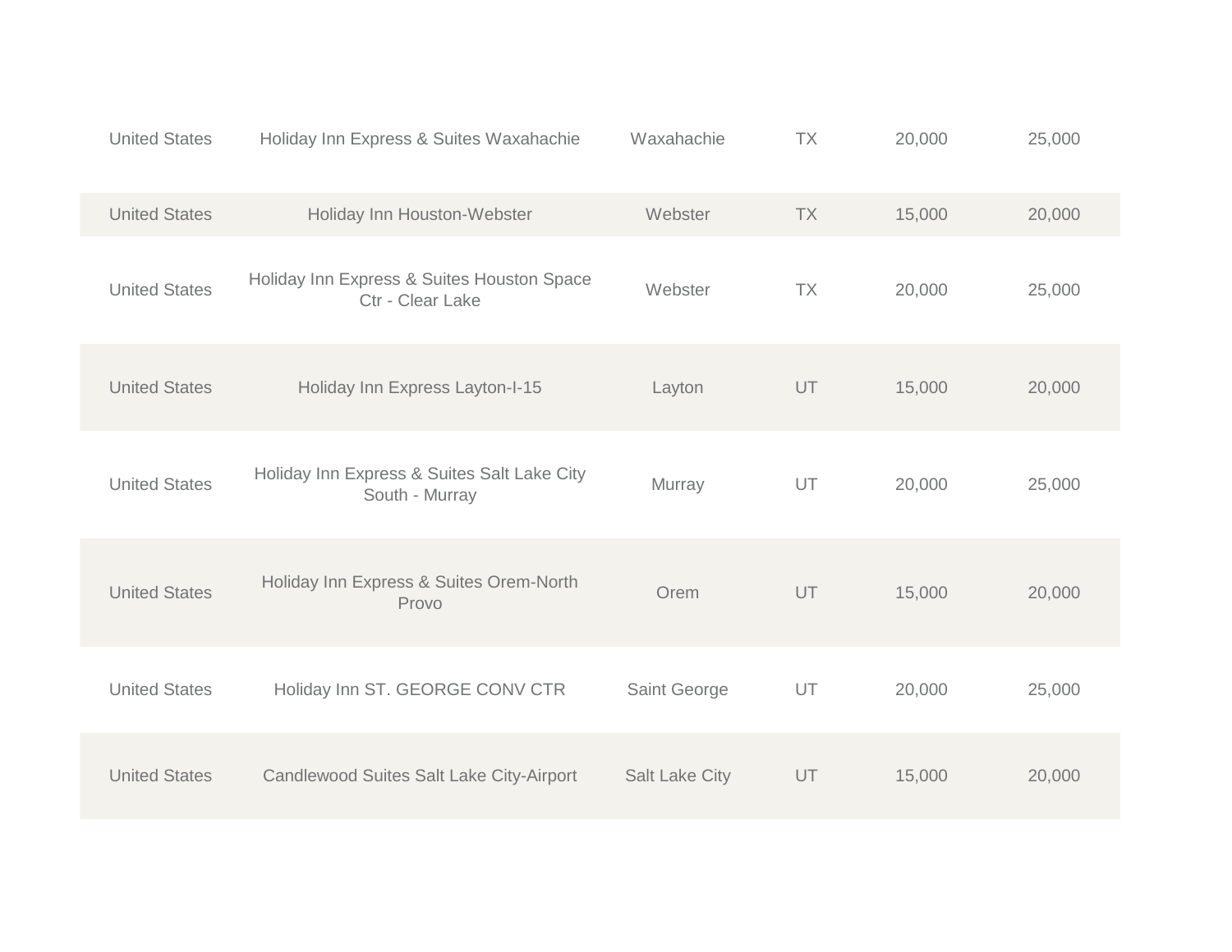| | | | | | |
|---|---|---|---|---|---|
| United States | Holiday Inn Express & Suites Waxahachie | Waxahachie | TX | 20,000 | 25,000 |
| United States | Holiday Inn Houston-Webster | Webster | TX | 15,000 | 20,000 |
| United States | Holiday Inn Express & Suites Houston Space Ctr - Clear Lake | Webster | TX | 20,000 | 25,000 |
| United States | Holiday Inn Express Layton-I-15 | Layton | UT | 15,000 | 20,000 |
| United States | Holiday Inn Express & Suites Salt Lake City South - Murray | Murray | UT | 20,000 | 25,000 |
| United States | Holiday Inn Express & Suites Orem-North Provo | Orem | UT | 15,000 | 20,000 |
| United States | Holiday Inn ST. GEORGE CONV CTR | Saint George | UT | 20,000 | 25,000 |
| United States | Candlewood Suites Salt Lake City-Airport | Salt Lake City | UT | 15,000 | 20,000 |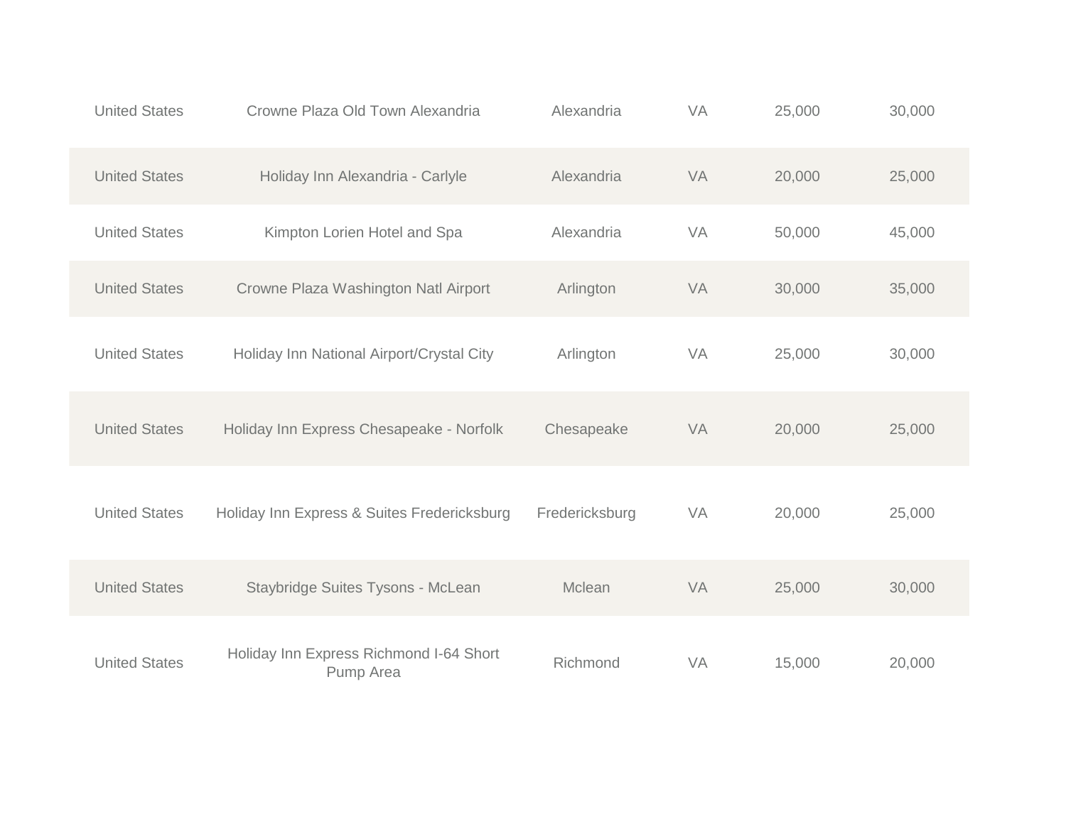| | | | | | |
|---|---|---|---|---|---|
| United States | Crowne Plaza Old Town Alexandria | Alexandria | VA | 25,000 | 30,000 |
| United States | Holiday Inn Alexandria - Carlyle | Alexandria | VA | 20,000 | 25,000 |
| United States | Kimpton Lorien Hotel and Spa | Alexandria | VA | 50,000 | 45,000 |
| United States | Crowne Plaza Washington Natl Airport | Arlington | VA | 30,000 | 35,000 |
| United States | Holiday Inn National Airport/Crystal City | Arlington | VA | 25,000 | 30,000 |
| United States | Holiday Inn Express Chesapeake - Norfolk | Chesapeake | VA | 20,000 | 25,000 |
| United States | Holiday Inn Express & Suites Fredericksburg | Fredericksburg | VA | 20,000 | 25,000 |
| United States | Staybridge Suites Tysons - McLean | Mclean | VA | 25,000 | 30,000 |
| United States | Holiday Inn Express Richmond I-64 Short Pump Area | Richmond | VA | 15,000 | 20,000 |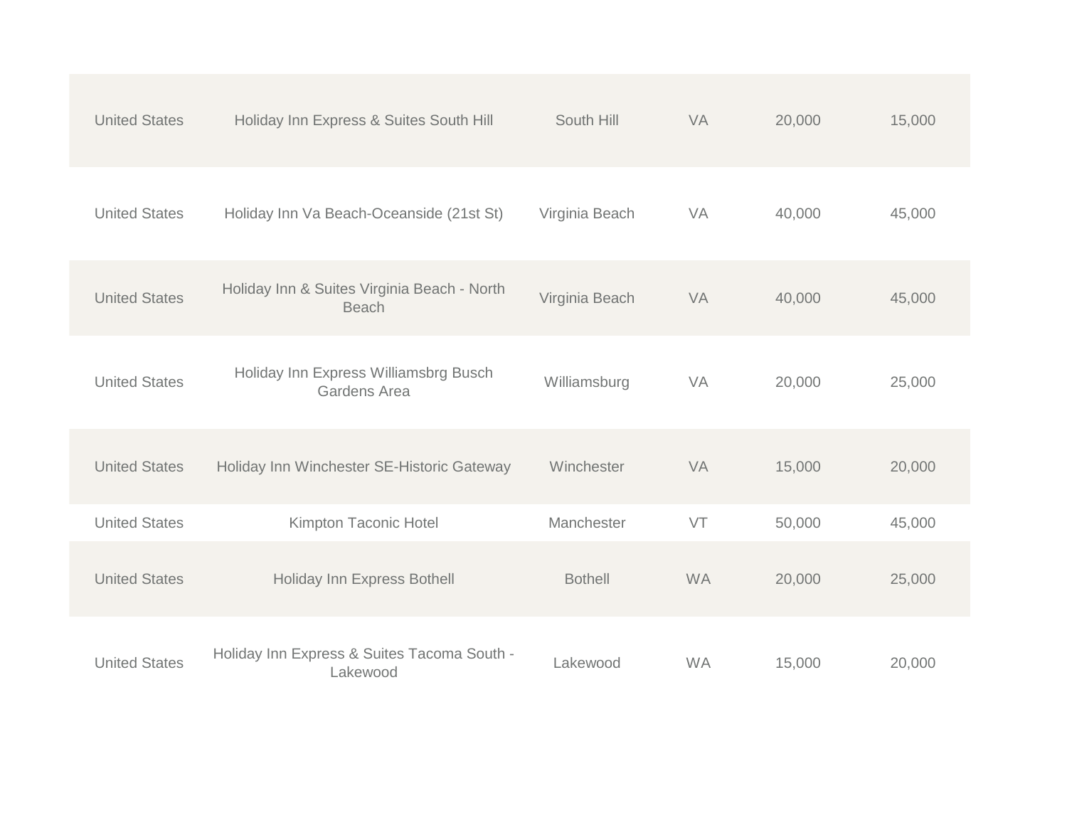| | | | | | |
|---|---|---|---|---|---|
| United States | Holiday Inn Express & Suites South Hill | South Hill | VA | 20,000 | 15,000 |
| United States | Holiday Inn Va Beach-Oceanside (21st St) | Virginia Beach | VA | 40,000 | 45,000 |
| United States | Holiday Inn & Suites Virginia Beach - North Beach | Virginia Beach | VA | 40,000 | 45,000 |
| United States | Holiday Inn Express Williamsbrg Busch Gardens Area | Williamsburg | VA | 20,000 | 25,000 |
| United States | Holiday Inn Winchester SE-Historic Gateway | Winchester | VA | 15,000 | 20,000 |
| United States | Kimpton Taconic Hotel | Manchester | VT | 50,000 | 45,000 |
| United States | Holiday Inn Express Bothell | Bothell | WA | 20,000 | 25,000 |
| United States | Holiday Inn Express & Suites Tacoma South - Lakewood | Lakewood | WA | 15,000 | 20,000 |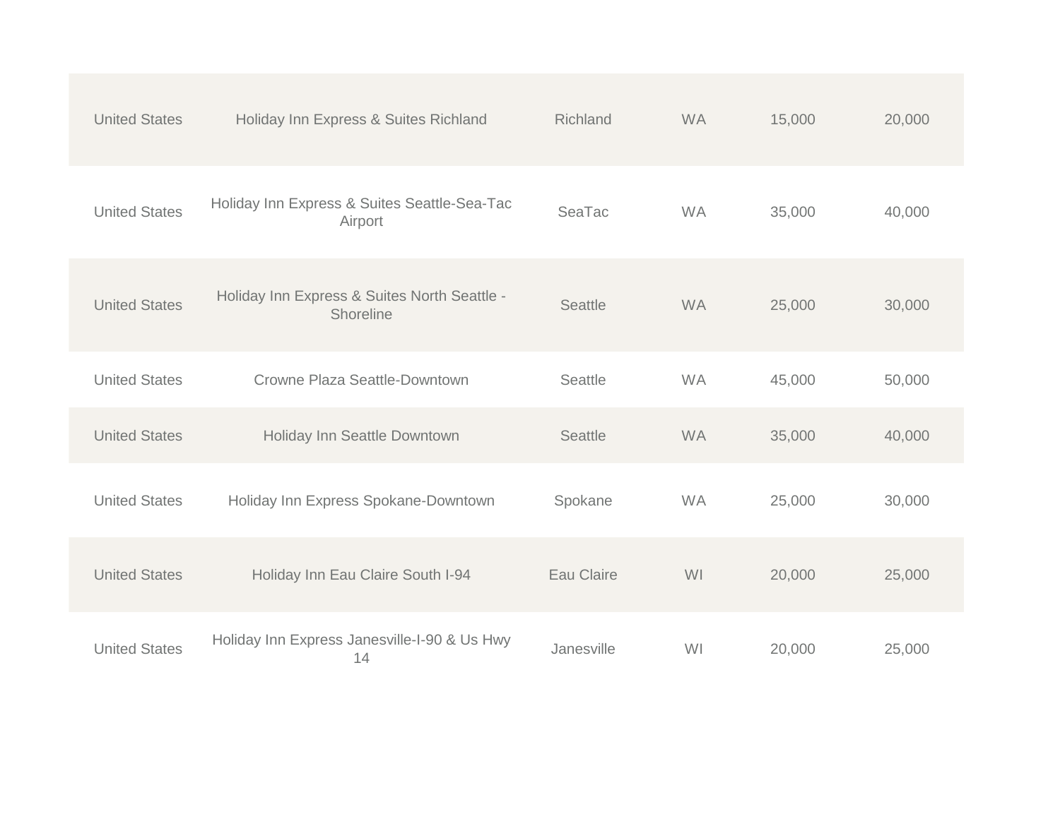| | | | | | |
|---|---|---|---|---|---|
| United States | Holiday Inn Express & Suites Richland | Richland | WA | 15,000 | 20,000 |
| United States | Holiday Inn Express & Suites Seattle-Sea-Tac Airport | SeaTac | WA | 35,000 | 40,000 |
| United States | Holiday Inn Express & Suites North Seattle - Shoreline | Seattle | WA | 25,000 | 30,000 |
| United States | Crowne Plaza Seattle-Downtown | Seattle | WA | 45,000 | 50,000 |
| United States | Holiday Inn Seattle Downtown | Seattle | WA | 35,000 | 40,000 |
| United States | Holiday Inn Express Spokane-Downtown | Spokane | WA | 25,000 | 30,000 |
| United States | Holiday Inn Eau Claire South I-94 | Eau Claire | WI | 20,000 | 25,000 |
| United States | Holiday Inn Express Janesville-I-90 & Us Hwy 14 | Janesville | WI | 20,000 | 25,000 |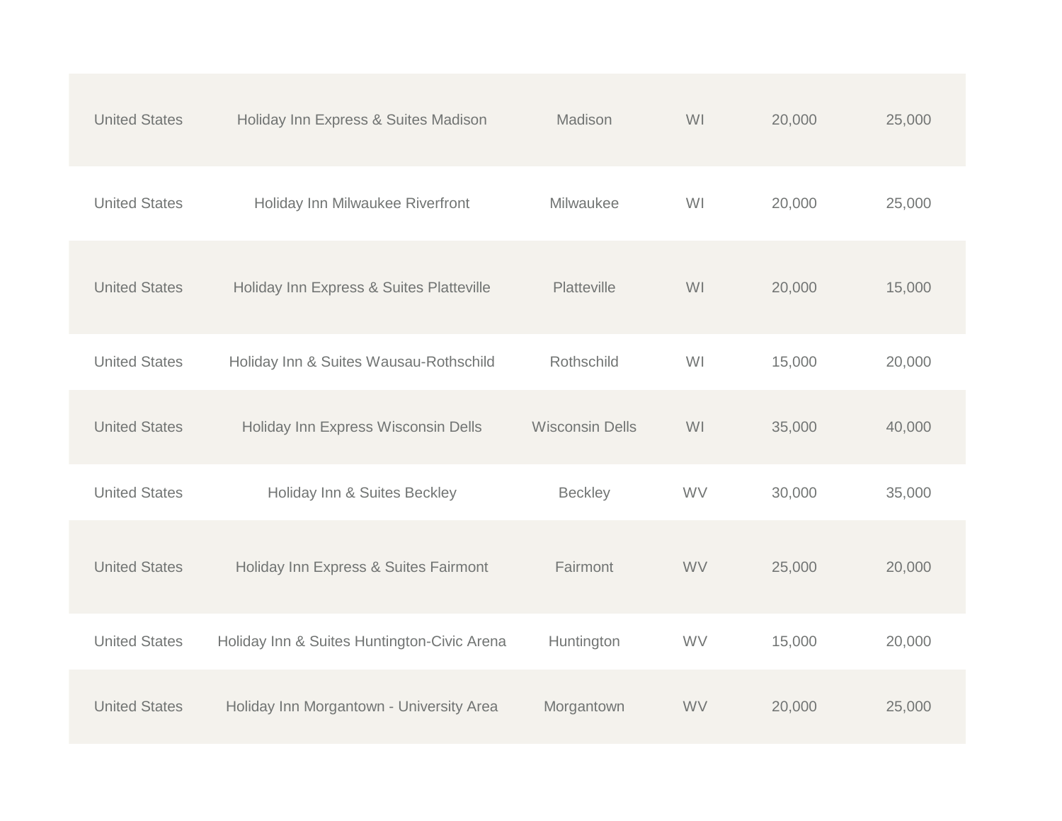| United States | Holiday Inn Express & Suites Madison | Madison | WI | 20,000 | 25,000 |
|---|---|---|---|---|---|
| United States | Holiday Inn Milwaukee Riverfront | Milwaukee | WI | 20,000 | 25,000 |
| United States | Holiday Inn Express & Suites Platteville | Platteville | WI | 20,000 | 15,000 |
| United States | Holiday Inn & Suites Wausau-Rothschild | Rothschild | WI | 15,000 | 20,000 |
| United States | Holiday Inn Express Wisconsin Dells | Wisconsin Dells | WI | 35,000 | 40,000 |
| United States | Holiday Inn & Suites Beckley | Beckley | WV | 30,000 | 35,000 |
| United States | Holiday Inn Express & Suites Fairmont | Fairmont | WV | 25,000 | 20,000 |
| United States | Holiday Inn & Suites Huntington-Civic Arena | Huntington | WV | 15,000 | 20,000 |
| United States | Holiday Inn Morgantown - University Area | Morgantown | WV | 20,000 | 25,000 |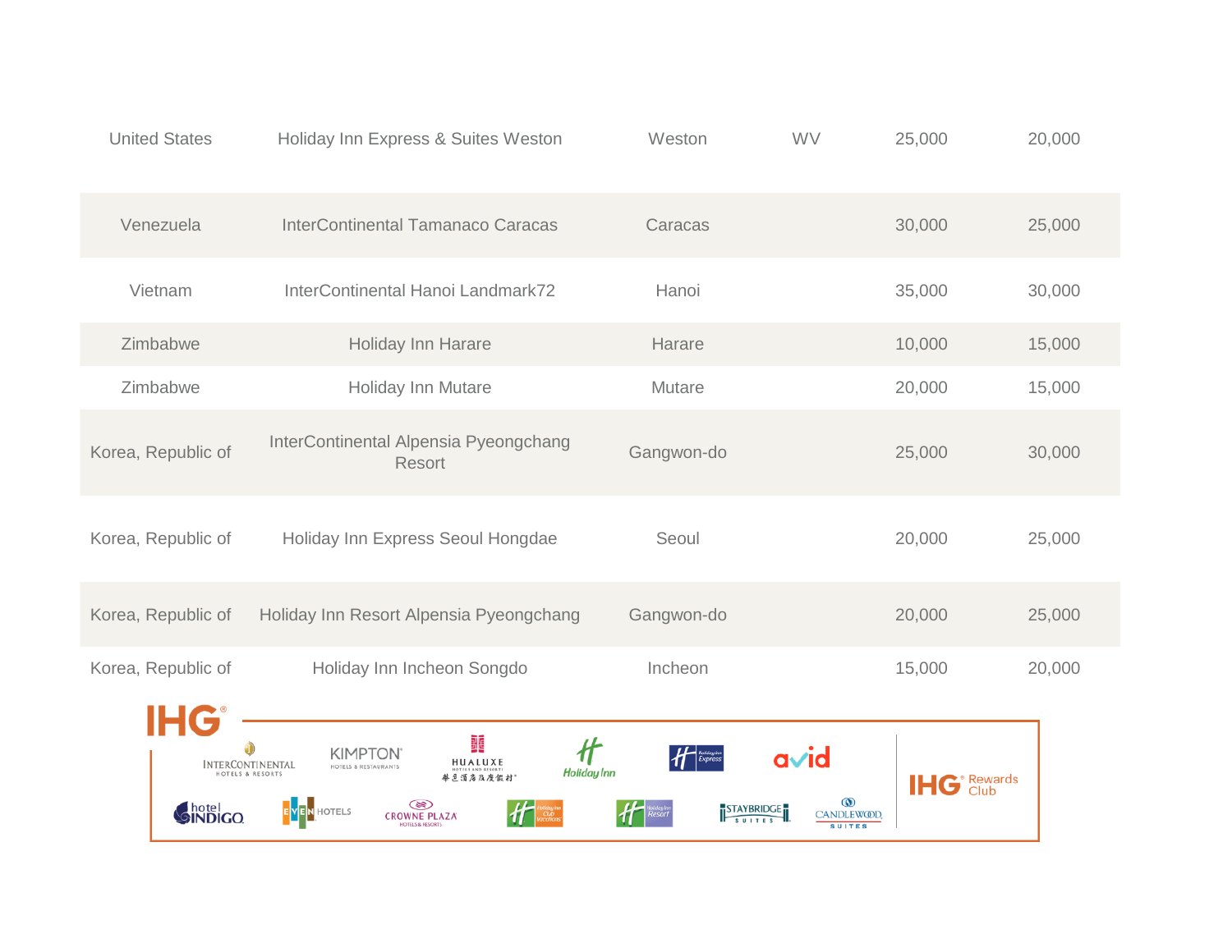| | | | | | |
|---|---|---|---|---|---|
| United States | Holiday Inn Express & Suites Weston | Weston | WV | 25,000 | 20,000 |
| Venezuela | InterContinental Tamanaco Caracas | Caracas | | 30,000 | 25,000 |
| Vietnam | InterContinental Hanoi Landmark72 | Hanoi | | 35,000 | 30,000 |
| Zimbabwe | Holiday Inn Harare | Harare | | 10,000 | 15,000 |
| Zimbabwe | Holiday Inn Mutare | Mutare | | 20,000 | 15,000 |
| Korea, Republic of | InterContinental Alpensia Pyeongchang Resort | Gangwon-do | | 25,000 | 30,000 |
| Korea, Republic of | Holiday Inn Express Seoul Hongdae | Seoul | | 20,000 | 25,000 |
| Korea, Republic of | Holiday Inn Resort Alpensia Pyeongchang | Gangwon-do | | 20,000 | 25,000 |
| Korea, Republic of | Holiday Inn Incheon Songdo | Incheon | | 15,000 | 20,000 |